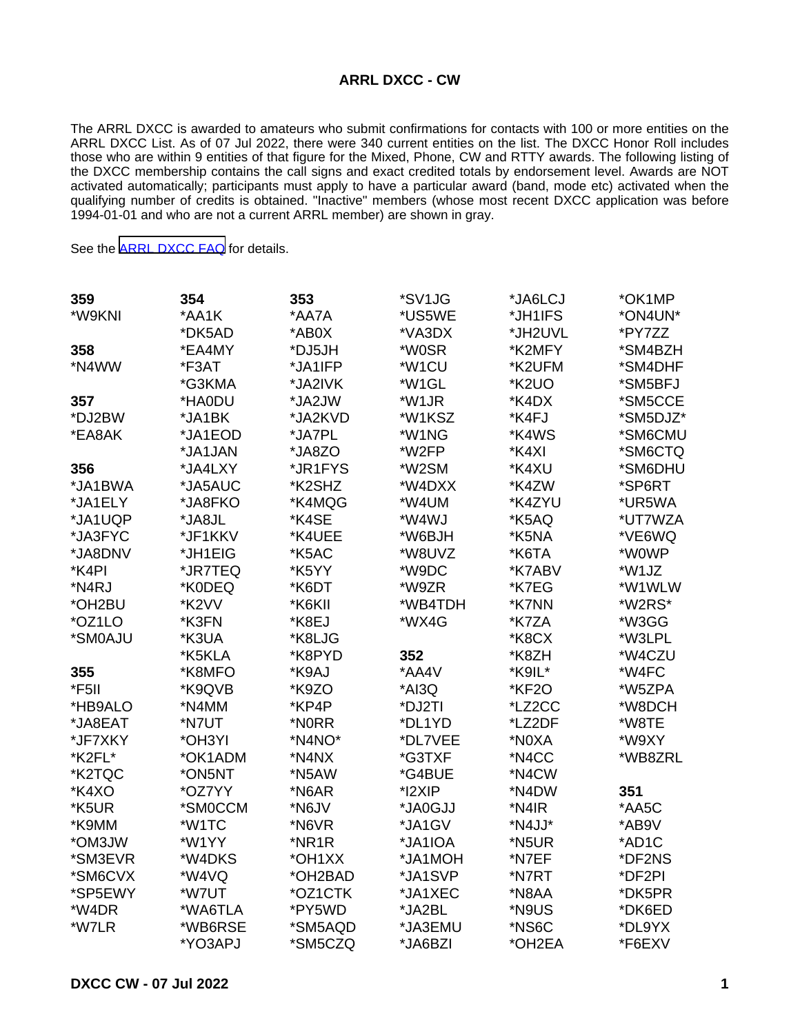# ARRL DXCC - CW

The ARRL DXCC is awarded to amateurs who submit confirmations for contacts with 100 or more entities on the ARRL DXCC List. As of 07 Jul 2022, there were 340 current entities on the list. The DXCC Honor Roll includes those who are within 9 entities of that figure for the Mixed, Phone, CW and RTTY awards. The following listing of the DXCC membership contains the call signs and exact credited totals by endorsement level. Awards are NOT activated automatically; participants must apply to have a particular award (band, mode etc) activated when the qualifying number of credits is obtained. "Inactive" members (whose most recent DXCC application was before 1994-01-01 and who are not a current ARRL member) are shown in gray.

See the ARRL DXCC FAQ for details.

**359**
*W9KNI

**358**
*N4WW

**357**
*DJ2BW
*EA8AK

**356**
*JA1BWA
*JA1ELY
*JA1UQP
*JA3FYC
*JA8DNV
*K4PI
*N4RJ
*OH2BU
*OZ1LO
*SM0AJU

**355**
*F5II
*HB9ALO
*JA8EAT
*JF7XKY
*K2FL*
*K2TQC
*K4XO
*K5UR
*K9MM
*OM3JW
*SM3EVR
*SM6CVX
*SP5EWY
*W4DR
*W7LR

**354**
*AA1K
*DK5AD
*EA4MY
*F3AT
*G3KMA
*HA0DU
*JA1BK
*JA1EOD
*JA1JAN
*JA4LXY
*JA5AUC
*JA8FKO
*JA8JL
*JF1KKV
*JH1EIG
*JR7TEQ
*K0DEQ
*K2VV
*K3FN
*K3UA
*K5KLA
*K8MFO
*K9QVB
*N4MM
*N7UT
*OH3YI
*OK1ADM
*ON5NT
*OZ7YY
*SM0CCM
*W1TC
*W1YY
*W4DKS
*W4VQ
*W7UT
*WA6TLA
*WB6RSE
*YO3APJ

**353**
*AA7A
*AB0X
*DJ5JH
*JA1IFP
*JA2IVK
*JA2JW
*JA2KVD
*JA7PL
*JA8ZO
*JR1FYS
*K2SHZ
*K4MQG
*K4SE
*K4UEE
*K5AC
*K5YY
*K6DT
*K6KII
*K8EJ
*K8LJG
*K8PYD
*K9AJ
*K9ZO
*KP4P
*N0RR
*N4NO*
*N4NX
*N5AW
*N6AR
*N6JV
*N6VR
*NR1R
*OH1XX
*OH2BAD
*OZ1CTK
*PY5WD
*SM5AQD
*SM5CZQ
*SV1JG
*US5WE
*VA3DX
*W0SR
*W1CU
*W1GL
*W1JR
*W1KSZ
*W1NG
*W2FP
*W2SM
*W4DXX
*W4UM
*W4WJ
*W6BJH
*W8UVZ
*W9DC
*W9ZR
*WB4TDH
*WX4G

**352**
*AA4V
*AI3Q
*DJ2TI
*DL1YD
*DL7VEE
*G3TXF
*G4BUE
*I2XIP
*JA0GJJ
*JA1GV
*JA1IOA
*JA1MOH
*JA1SVP
*JA1XEC
*JA2BL
*JA3EMU
*JA6BZI
*JA6LCJ
*JH1IFS
*JH2UVL
*K2MFY
*K2UFM
*K2UO
*K4DX
*K4FJ
*K4WS
*K4XI
*K4XU
*K4ZW
*K4ZYU
*K5AQ
*K5NA
*K6TA
*K7ABV
*K7EG
*K7NN
*K7ZA
*K8CX
*K8ZH
*K9IL*
*KF2O
*LZ2CC
*LZ2DF
*N0XA
*N4CC
*N4CW
*N4DW
*N4IR
*N4JJ*
*N5UR
*N7EF
*N7RT
*N8AA
*N9US
*NS6C
*OH2EA
*OK1MP
*ON4UN*
*PY7ZZ
*SM4BZH
*SM4DHF
*SM5BFJ
*SM5CCE
*SM5DJZ*
*SM6CMU
*SM6CTQ
*SM6DHU
*SP6RT
*UR5WA
*UT7WZA
*VE6WQ
*W0WP
*W1JZ
*W1WLW
*W2RS*
*W3GG
*W3LPL
*W4CZU
*W4FC
*W5ZPA
*W8DCH
*W8TE
*W9XY
*WB8ZRL

**351**
*AA5C
*AB9V
*AD1C
*DF2NS
*DF2PI
*DK5PR
*DK6ED
*DL9YX
*F6EXV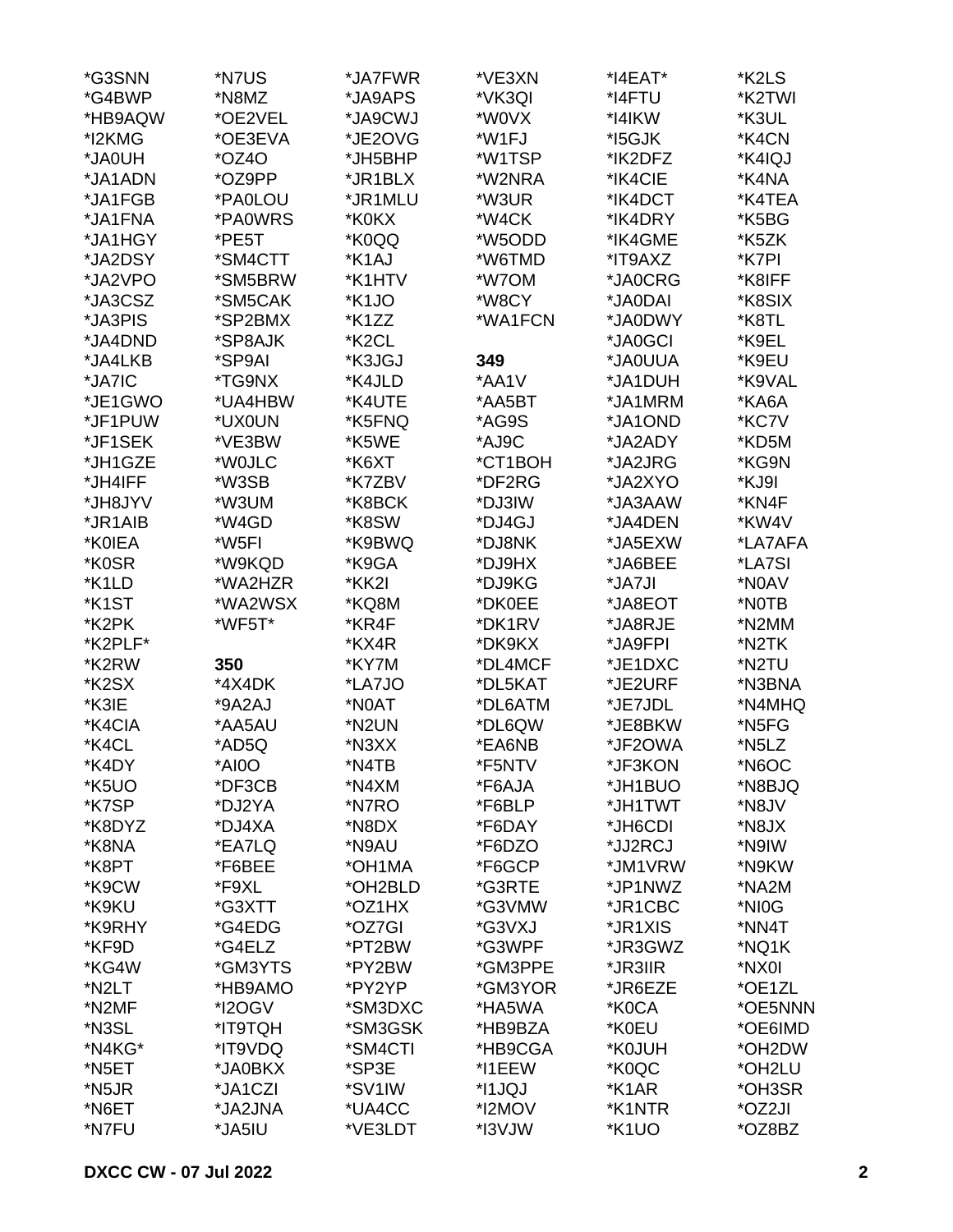*G3SNN
*G4BWP
*HB9AQW
*I2KMG
*JA0UH
*JA1ADN
*JA1FGB
*JA1FNA
*JA1HGY
*JA2DSY
*JA2VPO
*JA3CSZ
*JA3PIS
*JA4DND
*JA4LKB
*JA7IC
*JE1GWO
*JF1PUW
*JF1SEK
*JH1GZE
*JH4IFF
*JH8JYV
*JR1AIB
*K0IEA
*K0SR
*K1LD
*K1ST
*K2PK
*K2PLF*
*K2RW
*K2SX
*K3IE
*K4CIA
*K4CL
*K4DY
*K5UO
*K7SP
*K8DYZ
*K8NA
*K8PT
*K9CW
*K9KU
*K9RHY
*KF9D
*KG4W
*N2LT
*N2MF
*N3SL
*N4KG*
*N5ET
*N5JR
*N6ET
*N7FU

*N7US
*N8MZ
*OE2VEL
*OE3EVA
*OZ4O
*OZ9PP
*PA0LOU
*PA0WRS
*PE5T
*SM4CTT
*SM5BRW
*SM5CAK
*SP2BMX
*SP8AJK
*SP9AI
*TG9NX
*UA4HBW
*UX0UN
*VE3BW
*W0JLC
*W3SB
*W3UM
*W4GD
*W5FI
*W9KQD
*WA2HZR
*WA2WSX
*WF5T*

**350**

*4X4DK
*9A2AJ
*AA5AU
*AD5Q
*AI0O
*DF3CB
*DJ2YA
*DJ4XA
*EA7LQ
*F6BEE
*F9XL
*G3XTT
*G4EDG
*G4ELZ
*GM3YTS
*HB9AMO
*I2OGV
*IT9TQH
*IT9VDQ
*JA0BKX
*JA1CZI
*JA2JNA
*JA5IU

*JA7FWR
*JA9APS
*JA9CWJ
*JE2OVG
*JH5BHP
*JR1BLX
*JR1MLU
*K0KX
*K0QQ
*K1AJ
*K1HTV
*K1JO
*K1ZZ
*K2CL
*K3JGJ
*K4JLD
*K4UTE
*K5FNQ
*K5WE
*K6XT
*K7ZBV
*K8BCK
*K8SW
*K9BWQ
*K9GA
*KK2I
*KQ8M
*KR4F
*KX4R
*KY7M
*LA7JO
*N0AT
*N2UN
*N3XX
*N4TB
*N4XM
*N7RO
*N8DX
*N9AU
*OH1MA
*OH2BLD
*OZ1HX
*OZ7GI
*PT2BW
*PY2BW
*PY2YP
*SM3DXC
*SM3GSK
*SM4CTI
*SP3E
*SV1IW
*UA4CC
*VE3LDT

*VE3XN
*VK3QI
*W0VX
*W1FJ
*W1TSP
*W2NRA
*W3UR
*W4CK
*W5ODD
*W6TMD
*W7OM
*W8CY
*WA1FCN

**349**

*AA1V
*AA5BT
*AG9S
*AJ9C
*CT1BOH
*DF2RG
*DJ3IW
*DJ4GJ
*DJ8NK
*DJ9HX
*DJ9KG
*DK0EE
*DK1RV
*DK9KX
*DL4MCF
*DL5KAT
*DL6ATM
*DL6QW
*EA6NB
*F5NTV
*F6AJA
*F6BLP
*F6DAY
*F6DZO
*F6GCP
*G3RTE
*G3VMW
*G3VXJ
*G3WPF
*GM3PPE
*GM3YOR
*HA5WA
*HB9BZA
*HB9CGA
*I1EEW
*I1JQJ
*I2MOV
*I3VJW

*I4EAT*
*I4FTU
*I4IKW
*I5GJK
*IK2DFZ
*IK4CIE
*IK4DCT
*IK4DRY
*IK4GME
*IT9AXZ
*JA0CRG
*JA0DAI
*JA0DWY
*JA0GCI
*JA0UUA
*JA1DUH
*JA1MRM
*JA1OND
*JA2ADY
*JA2JRG
*JA2XYO
*JA3AAW
*JA4DEN
*JA5EXW
*JA6BEE
*JA7JI
*JA8EOT
*JA8RJE
*JA9FPI
*JE1DXC
*JE2URF
*JE7JDL
*JE8BKW
*JF2OWA
*JF3KON
*JH1BUO
*JH1TWT
*JH6CDI
*JJ2RCJ
*JM1VRW
*JP1NWZ
*JR1CBC
*JR1XIS
*JR3GWZ
*JR3IIR
*JR6EZE
*K0CA
*K0EU
*K0JUH
*K0QC
*K1AR
*K1NTR
*K1UO

*K2LS
*K2TWI
*K3UL
*K4CN
*K4IQJ
*K4NA
*K4TEA
*K5BG
*K5ZK
*K7PI
*K8IFF
*K8SIX
*K8TL
*K9EL
*K9EU
*K9VAL
*KA6A
*KC7V
*KD5M
*KG9N
*KJ9I
*KN4F
*KW4V
*LA7AFA
*LA7SI
*N0AV
*N0TB
*N2MM
*N2TK
*N2TU
*N3BNA
*N4MHQ
*N5FG
*N5LZ
*N6OC
*N8BJQ
*N8JV
*N8JX
*N9IW
*N9KW
*NA2M
*NI0G
*NN4T
*NQ1K
*NX0I
*OE1ZL
*OE5NNN
*OE6IMD
*OH2DW
*OH2LU
*OH3SR
*OZ2JI
*OZ8BZ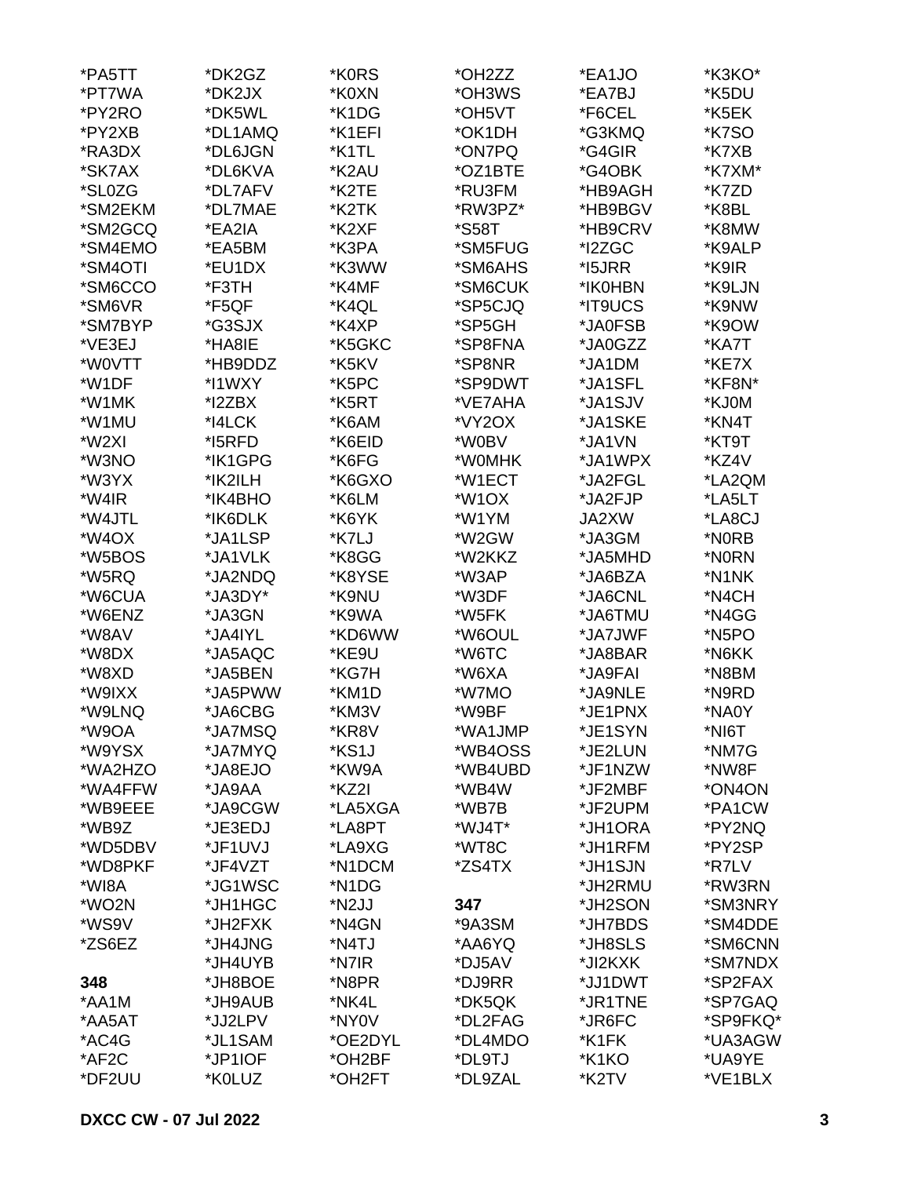*PA5TT
*PT7WA
*PY2RO
*PY2XB
*RA3DX
*SK7AX
*SL0ZG
*SM2EKM
*SM2GCQ
*SM4EMO
*SM4OTI
*SM6CCO
*SM6VR
*SM7BYP
*VE3EJ
*W0VTT
*W1DF
*W1MK
*W1MU
*W2XI
*W3NO
*W3YX
*W4IR
*W4JTL
*W4OX
*W5BOS
*W5RQ
*W6CUA
*W6ENZ
*W8AV
*W8DX
*W8XD
*W9IXX
*W9LNQ
*W9OA
*W9YSX
*WA2HZO
*WA4FFW
*WB9EEE
*WB9Z
*WD5DBV
*WD8PKF
*WI8A
*WO2N
*WS9V
*ZS6EZ

**348**
*AA1M
*AA5AT
*AC4G
*AF2C
*DF2UU
*DK2GZ
*DK2JX
*DK5WL
*DL1AMQ
*DL6JGN
*DL6KVA
*DL7AFV
*DL7MAE
*EA2IA
*EA5BM
*EU1DX
*F3TH
*F5QF
*G3SJX
*HA8IE
*HB9DDZ
*I1WXY
*I2ZBX
*I4LCK
*I5RFD
*IK1GPG
*IK2ILH
*IK4BHO
*IK6DLK
*JA1LSP
*JA1VLK
*JA2NDQ
*JA3DY*
*JA3GN
*JA4IYL
*JA5AQC
*JA5BEN
*JA5PWW
*JA6CBG
*JA7MSQ
*JA7MYQ
*JA8EJO
*JA9AA
*JA9CGW
*JE3EDJ
*JF1UVJ
*JF4VZT
*JG1WSC
*JH1HGC
*JH2FXK
*JH4JNG
*JH4UYB
*JH8BOE
*JH9AUB
*JJ2LPV
*JL1SAM
*JP1IOF
*K0LUZ
*K0RS
*K0XN
*K1DG
*K1EFI
*K1TL
*K2AU
*K2TE
*K2TK
*K2XF
*K3PA
*K3WW
*K4MF
*K4QL
*K4XP
*K5GKC
*K5KV
*K5PC
*K5RT
*K6AM
*K6EID
*K6FG
*K6GXO
*K6LM
*K6YK
*K7LJ
*K8GG
*K8YSE
*K9NU
*K9WA
*KD6WW
*KE9U
*KG7H
*KM1D
*KM3V
*KR8V
*KS1J
*KW9A
*KZ2I
*LA5XGA
*LA8PT
*LA9XG
*N1DCM
*N1DG
*N2JJ
*N4GN
*N4TJ
*N7IR
*N8PR
*NK4L
*NY0V
*OE2DYL
*OH2BF
*OH2FT
*OH2ZZ
*OH3WS
*OH5VT
*OK1DH
*ON7PQ
*OZ1BTE
*RU3FM
*RW3PZ*
*S58T
*SM5FUG
*SM6AHS
*SM6CUK
*SP5CJQ
*SP5GH
*SP8FNA
*SP8NR
*SP9DWT
*VE7AHA
*VY2OX
*W0BV
*W0MHK
*W1ECT
*W1OX
*W1YM
*W2GW
*W2KKZ
*W3AP
*W3DF
*W5FK
*W6OUL
*W6TC
*W6XA
*W7MO
*W9BF
*WA1JMP
*WB4OSS
*WB4UBD
*WB4W
*WB7B
*WJ4T*
*WT8C
*ZS4TX

**347**
*9A3SM
*AA6YQ
*DJ5AV
*DJ9RR
*DK5QK
*DL2FAG
*DL4MDO
*DL9TJ
*DL9ZAL
*EA1JO
*EA7BJ
*F6CEL
*G3KMQ
*G4GIR
*G4OBK
*HB9AGH
*HB9BGV
*HB9CRV
*I2ZGC
*I5JRR
*IK0HBN
*IT9UCS
*JA0FSB
*JA0GZZ
*JA1DM
*JA1SFL
*JA1SJV
*JA1SKE
*JA1VN
*JA1WPX
*JA2FGL
*JA2FJP
JA2XW
*JA3GM
*JA5MHD
*JA6BZA
*JA6CNL
*JA6TMU
*JA7JWF
*JA8BAR
*JA9FAI
*JA9NLE
*JE1PNX
*JE1SYN
*JE2LUN
*JF1NZW
*JF2MBF
*JF2UPM
*JH1ORA
*JH1RFM
*JH1SJN
*JH2RMU
*JH2SON
*JH7BDS
*JH8SLS
*JI2KXK
*JJ1DWT
*JR1TNE
*JR6FC
*K1FK
*K1KO
*K2TV
*K3KO*
*K5DU
*K5EK
*K7SO
*K7XB
*K7XM*
*K7ZD
*K8BL
*K8MW
*K9ALP
*K9IR
*K9LJN
*K9NW
*K9OW
*KA7T
*KE7X
*KF8N*
*KJ0M
*KN4T
*KT9T
*KZ4V
*LA2QM
*LA5LT
*LA8CJ
*N0RB
*N0RN
*N1NK
*N4CH
*N4GG
*N5PO
*N6KK
*N8BM
*N9RD
*NA0Y
*NI6T
*NM7G
*NW8F
*ON4ON
*PA1CW
*PY2NQ
*PY2SP
*R7LV
*RW3RN
*SM3NRY
*SM4DDE
*SM6CNN
*SM7NDX
*SP2FAX
*SP7GAQ
*SP9FKQ*
*UA3AGW
*UA9YE
*VE1BLX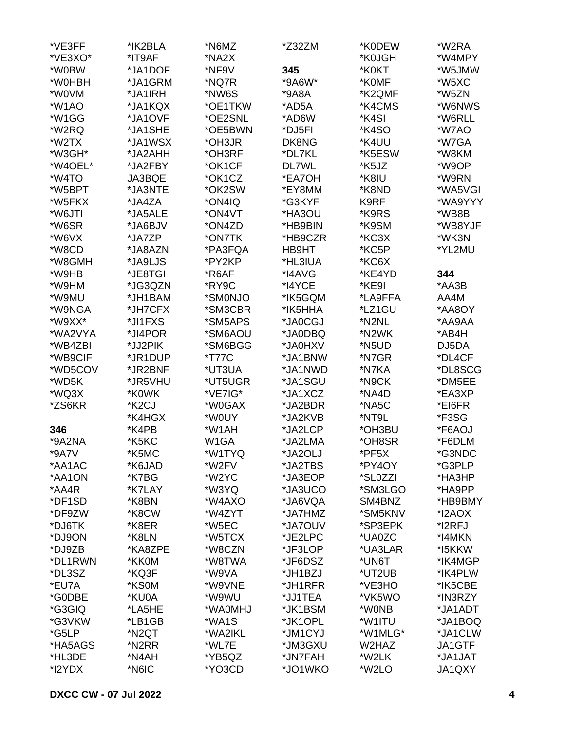*VE3FF
*VE3XO*
*W0BW
*W0HBH
*W0VM
*W1AO
*W1GG
*W2RQ
*W2TX
*W3GH*
*W4OEL*
*W4TO
*W5BPT
*W5FKX
*W6JTI
*W6SR
*W6VX
*W8CD
*W8GMH
*W9HB
*W9HM
*W9MU
*W9NGA
*W9XX*
*WA2VYA
*WB4ZBI
*WB9CIF
*WD5COV
*WD5K
*WQ3X
*ZS6KR

**346**

*9A2NA
*9A7V
*AA1AC
*AA1ON
*AA4R
*DF1SD
*DF9ZW
*DJ6TK
*DJ9ON
*DJ9ZB
*DL1RWN
*DL3SZ
*EU7A
*G0DBE
*G3GIQ
*G3VKW
*G5LP
*HA5AGS
*HL3DE
*I2YDX
*IK2BLA
*IT9AF
*JA1DOF
*JA1GRM
*JA1IRH
*JA1KQX
*JA1OVF
*JA1SHE
*JA1WSX
*JA2AHH
*JA2FBY
JA3BQE
*JA3NTE
*JA4ZA
*JA5ALE
*JA6BJV
*JA7ZP
*JA8AZN
*JA9LJS
*JE8TGI
*JG3QZN
*JH1BAM
*JH7CFX
*JI1FXS
*JI4POR
*JJ2PIK
*JR1DUP
*JR2BNF
*JR5VHU
*K0WK
*K2CJ
*K4HGX
*K4PB
*K5KC
*K5MC
*K6JAD
*K7BG
*K7LAY
*K8BN
*K8CW
*K8ER
*K8LN
*KA8ZPE
*KK0M
*KQ3F
*KS0M
*KU0A
*LA5HE
*LB1GB
*N2QT
*N2RR
*N4AH
*N6IC
*N6MZ
*NA2X
*NF9V
*NQ7R
*NW6S
*OE1TKW
*OE2SNL
*OE5BWN
*OH3JR
*OH3RF
*OK1CF
*OK1CZ
*OK2SW
*ON4IQ
*ON4VT
*ON4ZD
*ON7TK
*PA3FQA
*PY2KP
*R6AF
*RY9C
*SM0NJO
*SM3CBR
*SM5APS
*SM6AOU
*SM6BGG
*T77C
*UT3UA
*UT5UGR
*VE7IG*
*W0GAX
*W0UY
*W1AH
W1GA
*W1TYQ
*W2FV
*W2YC
*W3YQ
*W4AXO
*W4ZYT
*W5EC
*W5TCX
*W8CZN
*W8TWA
*W9VA
*W9VNE
*W9WU
*WA0MHJ
*WA1S
*WA2IKL
*WL7E
*YB5QZ
*YO3CD
*Z32ZM

**345**

*9A6W*
*9A8A
*AD5A
*AD6W
*DJ5FI
DK8NG
*DL7KL
DL7WL
*EA7OH
*EY8MM
*G3KYF
*HA3OU
*HB9BIN
*HB9CZR
HB9HT
*HL3IUA
*I4AVG
*I4YCE
*IK5GQM
*IK5HHA
*JA0CGJ
*JA0DBQ
*JA0HXV
*JA1BNW
*JA1NWD
*JA1SGU
*JA1XCZ
*JA2BDR
*JA2KVB
*JA2LCP
*JA2LMA
*JA2OLJ
*JA2TBS
*JA3EOP
*JA3UCO
*JA6VQA
*JA7HMZ
*JA7OUV
*JE2LPC
*JF3LOP
*JF6DSZ
*JH1BZJ
*JH1RFR
*JJ1TEA
*JK1BSM
*JK1OPL
*JM1CYJ
*JM3GXU
*JN7FAH
*JO1WKO
*K0DEW
*K0JGH
*K0KT
*K0MF
*K2QMF
*K4CMS
*K4SI
*K4SO
*K4UU
*K5ESW
*K5JZ
*K8IU
*K8ND
K9RF
*K9RS
*K9SM
*KC3X
*KC5P
*KC6X
*KE4YD
*KE9I
*LA9FFA
*LZ1GU
*N2NL
*N2WK
*N5UD
*N7GR
*N7KA
*N9CK
*NA4D
*NA5C
*NT9L
*OH3BU
*OH8SR
*PF5X
*PY4OY
*SL0ZZI
*SM3LGO
SM4BNZ
*SM5KNV
*SP3EPK
*UA0ZC
*UA3LAR
*UN6T
*UT2UB
*VE3HO
*VK5WO
*W0NB
*W1ITU
*W1MLG*
W2HAZ
*W2LK
*W2LO
*W2RA
*W4MPY
*W5JMW
*W5XC
*W5ZN
*W6NWS
*W6RLL
*W7AO
*W7GA
*W8KM
*W9OP
*W9RN
*WA5VGI
*WA9YYY
*WB8B
*WB8YJF
*WK3N
*YL2MU

**344**

*AA3B
AA4M
*AA8OY
*AA9AA
*AB4H
DJ5DA
*DL4CF
*DL8SCG
*DM5EE
*EA3XP
*EI6FR
*F3SG
*F6AOJ
*F6DLM
*G3NDC
*G3PLP
*HA3HP
*HA9PP
*HB9BMY
*I2AOX
*I2RFJ
*I4MKN
*I5KKW
*IK4MGP
*IK4PLW
*IK5CBE
*IN3RZY
*JA1ADT
*JA1BOQ
*JA1CLW
JA1GTF
*JA1JAT
JA1QXY

DXCC CW - 07 Jul 2022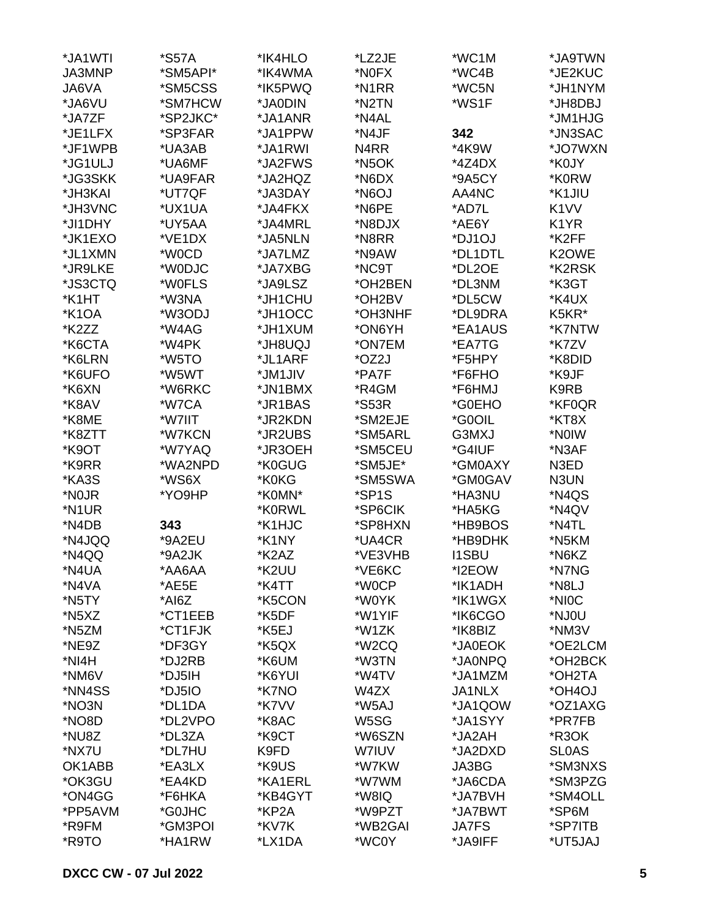*JA1WTI
JA3MNP
JA6VA
*JA6VU
*JA7ZF
*JE1LFX
*JF1WPB
*JG1ULJ
*JG3SKK
*JH3KAI
*JH3VNC
*JI1DHY
*JK1EXO
*JL1XMN
*JR9LKE
*JS3CTQ
*K1HT
*K1OA
*K2ZZ
*K6CTA
*K6LRN
*K6UFO
*K6XN
*K8AV
*K8ME
*K8ZTT
*K9OT
*K9RR
*KA3S
*N0JR
*N1UR
*N4DB
*N4JQQ
*N4QQ
*N4UA
*N4VA
*N5TY
*N5XZ
*N5ZM
*NE9Z
*NI4H
*NM6V
*NN4SS
*NO3N
*NO8D
*NU8Z
*NX7U
OK1ABB
*OK3GU
*ON4GG
*PP5AVM
*R9FM
*R9TO

*S57A
*SM5API*
*SM5CSS
*SM7HCW
*SP2JKC*
*SP3FAR
*UA3AB
*UA6MF
*UA9FAR
*UT7QF
*UX1UA
*UY5AA
*VE1DX
*W0CD
*W0DJC
*W0FLS
*W3NA
*W3ODJ
*W4AG
*W4PK
*W5TO
*W5WT
*W6RKC
*W7CA
*W7IIT
*W7KCN
*W7YAQ
*WA2NPD
*WS6X
*YO9HP

**343**

*9A2EU
*9A2JK
*AA6AA
*AE5E
*AI6Z
*CT1EEB
*CT1FJK
*DF3GY
*DJ2RB
*DJ5IH
*DJ5IO
*DL1DA
*DL2VPO
*DL3ZA
*DL7HU
*EA3LX
*EA4KD
*F6HKA
*G0JHC
*GM3POI
*HA1RW

*IK4HLO
*IK4WMA
*IK5PWQ
*JA0DIN
*JA1ANR
*JA1PPW
*JA1RWI
*JA2FWS
*JA2HQZ
*JA3DAY
*JA4FKX
*JA4MRL
*JA5NLN
*JA7LMZ
*JA7XBG
*JA9LSZ
*JH1CHU
*JH1OCC
*JH1XUM
*JH8UQJ
*JL1ARF
*JM1JIV
*JN1BMX
*JR1BAS
*JR2KDN
*JR2UBS
*JR3OEH
*K0GUG
*K0KG
*K0MN*
*K0RWL
*K1HJC
*K1NY
*K2AZ
*K2UU
*K4TT
*K5CON
*K5DF
*K5EJ
*K5QX
*K6UM
*K6YUI
*K7NO
*K7VV
*K8AC
*K9CT
K9FD
*K9US
*KA1ERL
*KB4GYT
*KP2A
*KV7K
*LX1DA

*LZ2JE
*N0FX
*N1RR
*N2TN
*N4AL
*N4JF
N4RR
*N5OK
*N6DX
*N6OJ
*N6PE
*N8DJX
*N8RR
*N9AW
*NC9T
*OH2BEN
*OH2BV
*OH3NHF
*ON6YH
*ON7EM
*OZ2J
*PA7F
*R4GM
*S53R
*SM2EJE
*SM5ARL
*SM5CEU
*SM5JE*
*SM5SWA
*SP1S
*SP6CIK
*SP8HXN
*UA4CR
*VE3VHB
*VE6KC
*W0CP
*W0YK
*W1YIF
*W1ZK
*W2CQ
*W3TN
*W4TV
W4ZX
*W5AJ
W5SG
*W6SZN
W7IUV
*W7KW
*W7WM
*W8IQ
*W9PZT
*WB2GAI
*WC0Y

*WC1M
*WC4B
*WC5N
*WS1F

**342**

*4K9W
*4Z4DX
*9A5CY
AA4NC
*AD7L
*AE6Y
*DJ1OJ
*DL1DTL
*DL2OE
*DL3NM
*DL5CW
*DL9DRA
*EA1AUS
*EA7TG
*F5HPY
*F6FHO
*F6HMJ
*G0EHO
*G0OIL
G3MXJ
*G4IUF
*GM0AXY
*GM0GAV
*HA3NU
*HA5KG
*HB9BOS
*HB9DHK
I1SBU
*I2EOW
*IK1ADH
*IK1WGX
*IK6CGO
*IK8BIZ
*JA0EOK
*JA0NPQ
*JA1MZM
JA1NLX
*JA1QOW
*JA1SYY
*JA2AH
*JA2DXD
JA3BG
*JA6CDA
*JA7BVH
*JA7BWT
JA7FS
*JA9IFF

*JA9TWN
*JE2KUC
*JH1NYM
*JH8DBJ
*JM1HJG
*JN3SAC
*JO7WXN
*K0JY
*K0RW
*K1JIU
K1VV
K1YR
*K2FF
K2OWE
*K2RSK
*K3GT
*K4UX
K5KR*
*K7NTW
*K7ZV
*K8DID
*K9JF
K9RB
*KF0QR
*KT8X
*N0IW
*N3AF
N3ED
N3UN
*N4QS
*N4QV
*N4TL
*N5KM
*N6KZ
*N7NG
*N8LJ
*NI0C
*NJ0U
*NM3V
*OE2LCM
*OH2BCK
*OH2TA
*OH4OJ
*OZ1AXG
*PR7FB
*R3OK
SL0AS
*SM3NXS
*SM3PZG
*SM4OLL
*SP6M
*SP7ITB
*UT5JAJ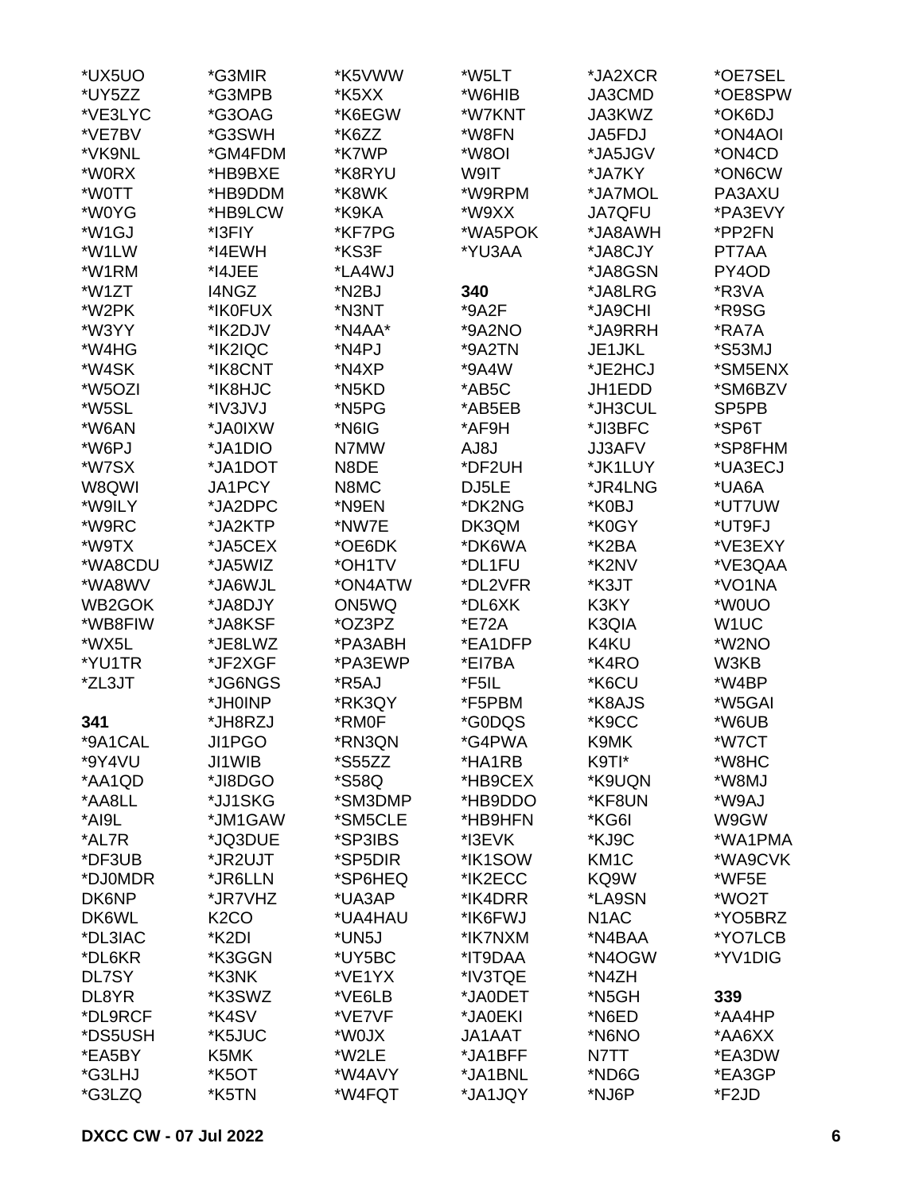*UX5UO
*UY5ZZ
*VE3LYC
*VE7BV
*VK9NL
*W0RX
*W0TT
*W0YG
*W1GJ
*W1LW
*W1RM
*W1ZT
*W2PK
*W3YY
*W4HG
*W4SK
*W5OZI
*W5SL
*W6AN
*W6PJ
*W7SX
W8QWI
*W9ILY
*W9RC
*W9TX
*WA8CDU
*WA8WV
WB2GOK
*WB8FIW
*WX5L
*YU1TR
*ZL3JT

**341**

*9A1CAL
*9Y4VU
*AA1QD
*AA8LL
*AI9L
*AL7R
*DF3UB
*DJ0MDR
DK6NP
DK6WL
*DL3IAC
*DL6KR
DL7SY
DL8YR
*DL9RCF
*DS5USH
*EA5BY
*G3LHJ
*G3LZQ
*G3MIR
*G3MPB
*G3OAG
*G3SWH
*GM4FDM
*HB9BXE
*HB9DDM
*HB9LCW
*I3FIY
*I4EWH
*I4JEE
I4NGZ
*IK0FUX
*IK2DJV
*IK2IQC
*IK8CNT
*IK8HJC
*IV3JVJ
*JA0IXW
*JA1DIO
*JA1DOT
JA1PCY
*JA2DPC
*JA2KTP
*JA5CEX
*JA5WIZ
*JA6WJL
*JA8DJY
*JA8KSF
*JE8LWZ
*JF2XGF
*JG6NGS
*JH0INP
*JH8RZJ
JI1PGO
JI1WIB
*JI8DGO
*JJ1SKG
*JM1GAW
*JQ3DUE
*JR2UJT
*JR6LLN
*JR7VHZ
K2CO
*K2DI
*K3GGN
*K3NK
*K3SWZ
*K4SV
*K5JUC
K5MK
*K5OT
*K5TN
*K5VWW
*K5XX
*K6EGW
*K6ZZ
*K7WP
*K8RYU
*K8WK
*K9KA
*KF7PG
*KS3F
*LA4WJ
*N2BJ
*N3NT
*N4AA*
*N4PJ
*N4XP
*N5KD
*N5PG
*N6IG
N7MW
N8DE
N8MC
*N9EN
*NW7E
*OE6DK
*OH1TV
*ON4ATW
ON5WQ
*OZ3PZ
*PA3ABH
*PA3EWP
*R5AJ
*RK3QY
*RM0F
*RN3QN
*S55ZZ
*S58Q
*SM3DMP
*SM5CLE
*SP3IBS
*SP5DIR
*SP6HEQ
*UA3AP
*UA4HAU
*UN5J
*UY5BC
*VE1YX
*VE6LB
*VE7VF
*W0JX
*W2LE
*W4AVY
*W4FQT
*W5LT
*W6HIB
*W7KNT
*W8FN
*W8OI
W9IT
*W9RPM
*W9XX
*WA5POK
*YU3AA

**340**

*9A2F
*9A2NO
*9A2TN
*9A4W
*AB5C
*AB5EB
*AF9H
AJ8J
*DF2UH
DJ5LE
*DK2NG
DK3QM
*DK6WA
*DL1FU
*DL2VFR
*DL6XK
*E72A
*EA1DFP
*EI7BA
*F5IL
*F5PBM
*G0DQS
*G4PWA
*HA1RB
*HB9CEX
*HB9DDO
*HB9HFN
*I3EVK
*IK1SOW
*IK2ECC
*IK4DRR
*IK6FWJ
*IK7NXM
*IT9DAA
*IV3TQE
*JA0DET
*JA0EKI
JA1AAT
*JA1BFF
*JA1BNL
*JA1JQY
*JA2XCR
JA3CMD
JA3KWZ
JA5FDJ
*JA5JGV
*JA7KY
*JA7MOL
JA7QFU
*JA8AWH
*JA8CJY
*JA8GSN
*JA8LRG
*JA9CHI
*JA9RRH
JE1JKL
*JE2HCJ
JH1EDD
*JH3CUL
*JI3BFC
JJ3AFV
*JK1LUY
*JR4LNG
*K0BJ
*K0GY
*K2BA
*K2NV
*K3JT
K3KY
K3QIA
K4KU
*K4RO
*K6CU
*K8AJS
*K9CC
K9MK
K9TI*
*K9UQN
*KF8UN
*KG6I
*KJ9C
KM1C
KQ9W
*LA9SN
N1AC
*N4BAA
*N4OGW
*N4ZH
*N5GH
*N6ED
*N6NO
N7TT
*ND6G
*NJ6P
*OE7SEL
*OE8SPW
*OK6DJ
*ON4AOI
*ON4CD
*ON6CW
PA3AXU
*PA3EVY
*PP2FN
PT7AA
PY4OD
*R3VA
*R9SG
*RA7A
*S53MJ
*SM5ENX
*SM6BZV
SP5PB
*SP6T
*SP8FHM
*UA3ECJ
*UA6A
*UT7UW
*UT9FJ
*VE3EXY
*VE3QAA
*VO1NA
*W0UO
W1UC
*W2NO
W3KB
*W4BP
*W5GAI
*W6UB
*W7CT
*W8HC
*W8MJ
*W9AJ
W9GW
*WA1PMA
*WA9CVK
*WF5E
*WO2T
*YO5BRZ
*YO7LCB
*YV1DIG

**339**

*AA4HP
*AA6XX
*EA3DW
*EA3GP
*F2JD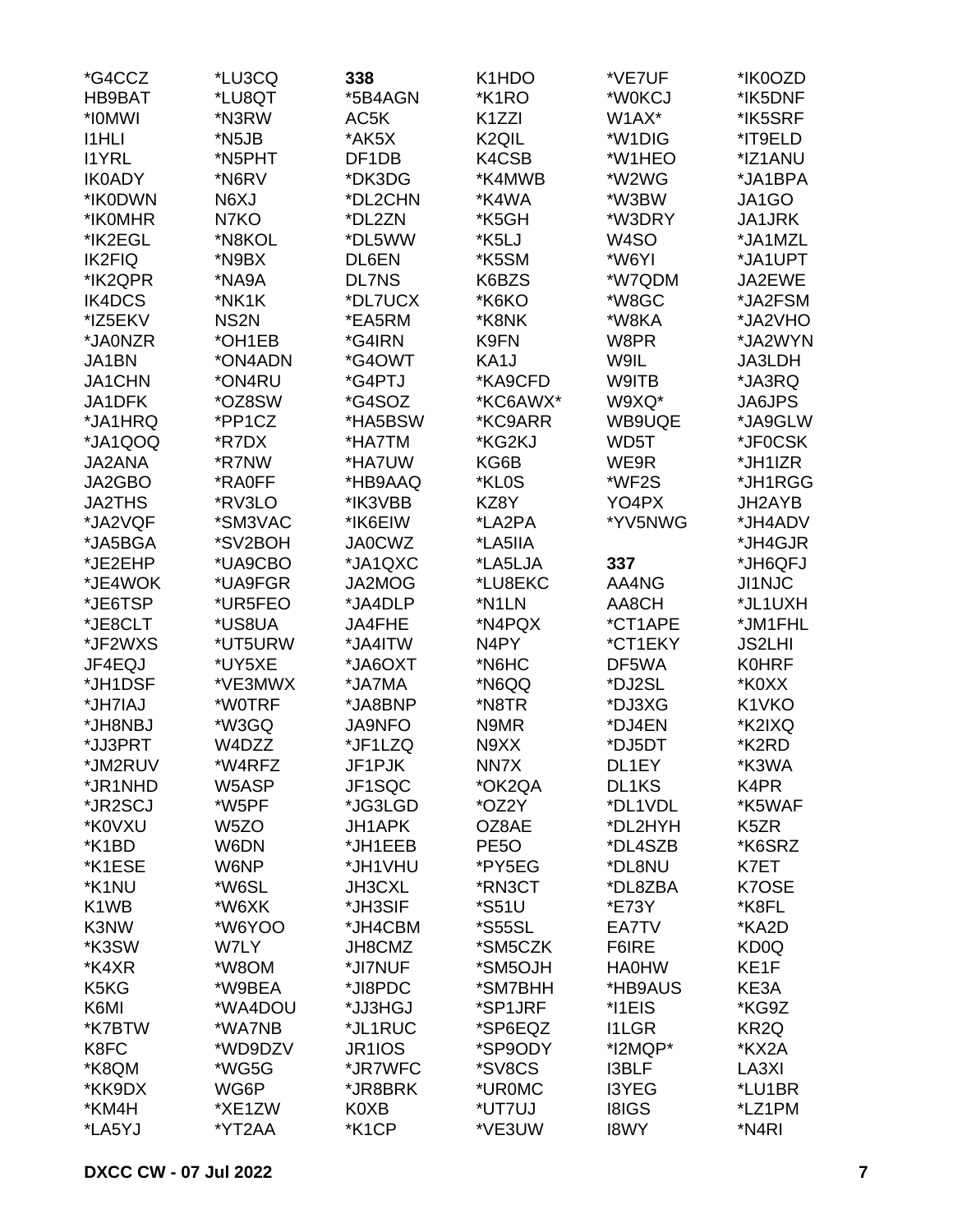*G4CCZ
HB9BAT
*I0MWI
I1HLI
I1YRL
IK0ADY
*IK0DWN
*IK0MHR
*IK2EGL
IK2FIQ
*IK2QPR
IK4DCS
*IZ5EKV
*JA0NZR
JA1BN
JA1CHN
JA1DFK
*JA1HRQ
*JA1QOQ
JA2ANA
JA2GBO
JA2THS
*JA2VQF
*JA5BGA
*JE2EHP
*JE4WOK
*JE6TSP
*JE8CLT
*JF2WXS
JF4EQJ
*JH1DSF
*JH7IAJ
*JH8NBJ
*JJ3PRT
*JM2RUV
*JR1NHD
*JR2SCJ
*K0VXU
*K1BD
*K1ESE
*K1NU
K1WB
K3NW
*K3SW
*K4XR
K5KG
K6MI
*K7BTW
K8FC
*K8QM
*KK9DX
*KM4H
*LA5YJ

*LU3CQ
*LU8QT
*N3RW
*N5JB
*N5PHT
*N6RV
N6XJ
N7KO
*N8KOL
*N9BX
*NA9A
*NK1K
NS2N
*OH1EB
*ON4ADN
*ON4RU
*OZ8SW
*PP1CZ
*R7DX
*R7NW
*RA0FF
*RV3LO
*SM3VAC
*SV2BOH
*UA9CBO
*UA9FGR
*UR5FEO
*US8UA
*UT5URW
*UY5XE
*VE3MWX
*W0TRF
*W3GQ
W4DZZ
*W4RFZ
W5ASP
*W5PF
W5ZO
W6DN
W6NP
*W6SL
*W6XK
*W6YOO
W7LY
*W8OM
*W9BEA
*WA4DOU
*WA7NB
*WD9DZV
*WG5G
WG6P
*XE1ZW
*YT2AA

**338**
*5B4AGN
AC5K
*AK5X
DF1DB
*DK3DG
*DL2CHN
*DL2ZN
*DL5WW
DL6EN
DL7NS
*DL7UCX
*EA5RM
*G4IRN
*G4OWT
*G4PTJ
*G4SOZ
*HA5BSW
*HA7TM
*HA7UW
*HB9AAQ
*IK3VBB
*IK6EIW
JA0CWZ
*JA1QXC
JA2MOG
*JA4DLP
JA4FHE
*JA4ITW
*JA6OXT
*JA7MA
*JA8BNP
JA9NFO
*JF1LZQ
JF1PJK
JF1SQC
*JG3LGD
JH1APK
*JH1EEB
*JH1VHU
JH3CXL
*JH3SIF
*JH4CBM
JH8CMZ
*JI7NUF
*JI8PDC
*JJ3HGJ
*JL1RUC
JR1IOS
*JR7WFC
*JR8BRK
K0XB
*K1CP

K1HDO
*K1RO
K1ZZI
K2QIL
K4CSB
*K4MWB
*K4WA
*K5GH
*K5LJ
*K5SM
K6BZS
*K6KO
*K8NK
K9FN
KA1J
*KA9CFD
*KC6AWX*
*KC9ARR
*KG2KJ
KG6B
*KL0S
KZ8Y
*LA2PA
*LA5IIA
*LA5LJA
*LU8EKC
*N1LN
*N4PQX
N4PY
*N6HC
*N6QQ
*N8TR
N9MR
N9XX
NN7X
*OK2QA
*OZ2Y
OZ8AE
PE5O
*PY5EG
*RN3CT
*S51U
*S55SL
*SM5CZK
*SM5OJH
*SM7BHH
*SP1JRF
*SP6EQZ
*SP9ODY
*SV8CS
*UR0MC
*UT7UJ
*VE3UW

*VE7UF
*W0KCJ
W1AX*
*W1DIG
*W1HEO
*W2WG
*W3BW
*W3DRY
W4SO
*W6YI
*W7QDM
*W8GC
*W8KA
W8PR
W9IL
W9ITB
W9XQ*
WB9UQE
WD5T
WE9R
*WF2S
YO4PX
*YV5NWG

**337**
AA4NG
AA8CH
*CT1APE
*CT1EKY
DF5WA
*DJ2SL
*DJ3XG
*DJ4EN
*DJ5DT
DL1EY
DL1KS
*DL1VDL
*DL2HYH
*DL4SZB
*DL8NU
*DL8ZBA
*E73Y
EA7TV
F6IRE
HA0HW
*HB9AUS
*I1EIS
I1LGR
*I2MQP*
I3BLF
I3YEG
I8IGS
I8WY

*IK0OZD
*IK5DNF
*IK5SRF
*IT9ELD
*IZ1ANU
*JA1BPA
JA1GO
JA1JRK
*JA1MZL
*JA1UPT
JA2EWE
*JA2FSM
*JA2VHO
*JA2WYN
JA3LDH
*JA3RQ
JA6JPS
*JA9GLW
*JF0CSK
*JH1IZR
*JH1RGG
JH2AYB
*JH4ADV
*JH4GJR
*JH6QFJ
JI1NJC
*JL1UXH
*JM1FHL
JS2LHI
K0HRF
*K0XX
K1VKO
*K2IXQ
*K2RD
*K3WA
K4PR
*K5WAF
K5ZR
*K6SRZ
K7ET
K7OSE
*K8FL
*KA2D
KD0Q
KE1F
KE3A
*KG9Z
KR2Q
*KX2A
LA3XI
*LU1BR
*LZ1PM
*N4RI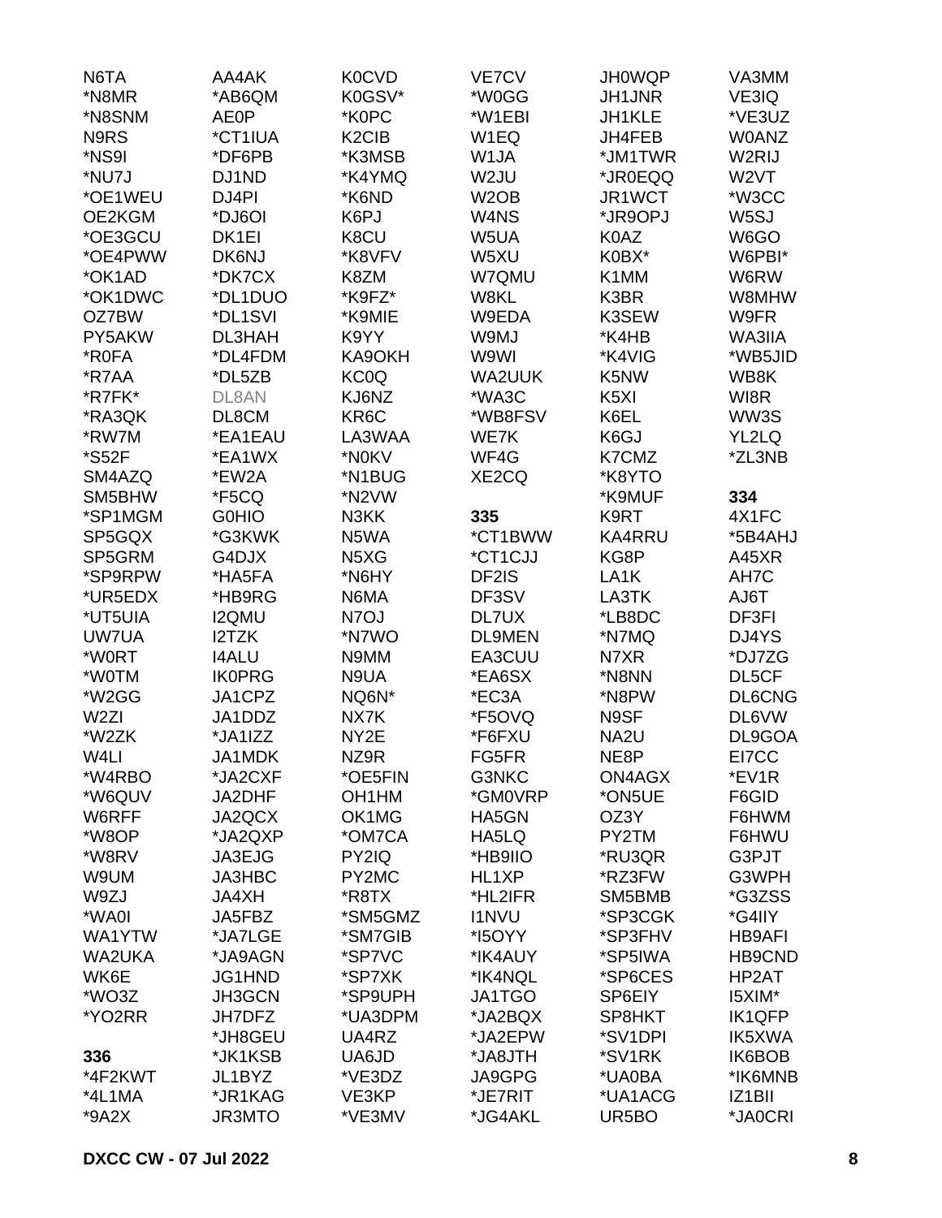N6TA
*N8MR
*N8SNM
N9RS
*NS9I
*NU7J
*OE1WEU
OE2KGM
*OE3GCU
*OE4PWW
*OK1AD
*OK1DWC
OZ7BW
PY5AKW
*R0FA
*R7AA
*R7FK*
*RA3QK
*RW7M
*S52F
SM4AZQ
SM5BHW
*SP1MGM
SP5GQX
SP5GRM
*SP9RPW
*UR5EDX
*UT5UIA
UW7UA
*W0RT
*W0TM
*W2GG
W2ZI
*W2ZK
W4LI
*W4RBO
*W6QUV
W6RFF
*W8OP
*W8RV
W9UM
W9ZJ
*WA0I
WA1YTW
WA2UKA
WK6E
*WO3Z
*YO2RR

**336**

*4F2KWT
*4L1MA
*9A2X
AA4AK
*AB6QM
AE0P
*CT1IUA
*DF6PB
DJ1ND
DJ4PI
*DJ6OI
DK1EI
DK6NJ
*DK7CX
*DL1DUO
*DL1SVI
DL3HAH
*DL4FDM
*DL5ZB
DL8AN
DL8CM
*EA1EAU
*EA1WX
*EW2A
*F5CQ
G0HIO
*G3KWK
G4DJX
*HA5FA
*HB9RG
I2QMU
I2TZK
I4ALU
IK0PRG
JA1CPZ
JA1DDZ
*JA1IZZ
JA1MDK
*JA2CXF
JA2DHF
JA2QCX
*JA2QXP
JA3EJG
JA3HBC
JA4XH
JA5FBZ
*JA7LGE
*JA9AGN
JG1HND
JH3GCN
JH7DFZ
*JH8GEU
*JK1KSB
JL1BYZ
*JR1KAG
JR3MTO
K0CVD
K0GSV*
*K0PC
K2CIB
*K3MSB
*K4YMQ
*K6ND
K6PJ
K8CU
*K8VFV
K8ZM
*K9FZ*
*K9MIE
K9YY
KA9OKH
KC0Q
KJ6NZ
KR6C
LA3WAA
*N0KV
*N1BUG
*N2VW
N3KK
N5WA
N5XG
*N6HY
N6MA
N7OJ
*N7WO
N9MM
N9UA
NQ6N*
NX7K
NY2E
NZ9R
*OE5FIN
OH1HM
OK1MG
*OM7CA
PY2IQ
PY2MC
*R8TX
*SM5GMZ
*SM7GIB
*SP7VC
*SP7XK
*SP9UPH
*UA3DPM
UA4RZ
UA6JD
*VE3DZ
VE3KP
*VE3MV
VE7CV
*W0GG
*W1EBI
W1EQ
W1JA
W2JU
W2OB
W4NS
W5UA
W5XU
W7QMU
W8KL
W9EDA
W9MJ
W9WI
WA2UUK
*WA3C
*WB8FSV
WE7K
WF4G
XE2CQ

**335**

*CT1BWW
*CT1CJJ
DF2IS
DF3SV
DL7UX
DL9MEN
EA3CUU
*EA6SX
*EC3A
*F5OVQ
*F6FXU
FG5FR
G3NKC
*GM0VRP
HA5GN
HA5LQ
*HB9IIO
HL1XP
*HL2IFR
I1NVU
*I5OYY
*IK4AUY
*IK4NQL
JA1TGO
*JA2BQX
*JA2EPW
*JA8JTH
JA9GPG
*JE7RIT
*JG4AKL
JH0WQP
JH1JNR
JH1KLE
JH4FEB
*JM1TWR
*JR0EQQ
JR1WCT
*JR9OPJ
K0AZ
K0BX*
K1MM
K3BR
K3SEW
*K4HB
*K4VIG
K5NW
K5XI
K6EL
K6GJ
K7CMZ
*K8YTO
*K9MUF
K9RT
KA4RRU
KG8P
LA1K
LA3TK
*LB8DC
*N7MQ
N7XR
*N8NN
*N8PW
N9SF
NA2U
NE8P
ON4AGX
*ON5UE
OZ3Y
PY2TM
*RU3QR
*RZ3FW
SM5BMB
*SP3CGK
*SP3FHV
*SP5IWA
*SP6CES
SP6EIY
SP8HKT
*SV1DPI
*SV1RK
*UA0BA
*UA1ACG
UR5BO
VA3MM
VE3IQ
*VE3UZ
W0ANZ
W2RIJ
W2VT
*W3CC
W5SJ
W6GO
W6PBI*
W6RW
W8MHW
W9FR
WA3IIA
*WB5JID
WB8K
WI8R
WW3S
YL2LQ
*ZL3NB

**334**

4X1FC
*5B4AHJ
A45XR
AH7C
AJ6T
DF3FI
DJ4YS
*DJ7ZG
DL5CF
DL6CNG
DL6VW
DL9GOA
EI7CC
*EV1R
F6GID
F6HWM
F6HWU
G3PJT
G3WPH
*G3ZSS
*G4IIY
HB9AFI
HB9CND
HP2AT
I5XIM*
IK1QFP
IK5XWA
IK6BOB
*IK6MNB
IZ1BII
*JA0CRI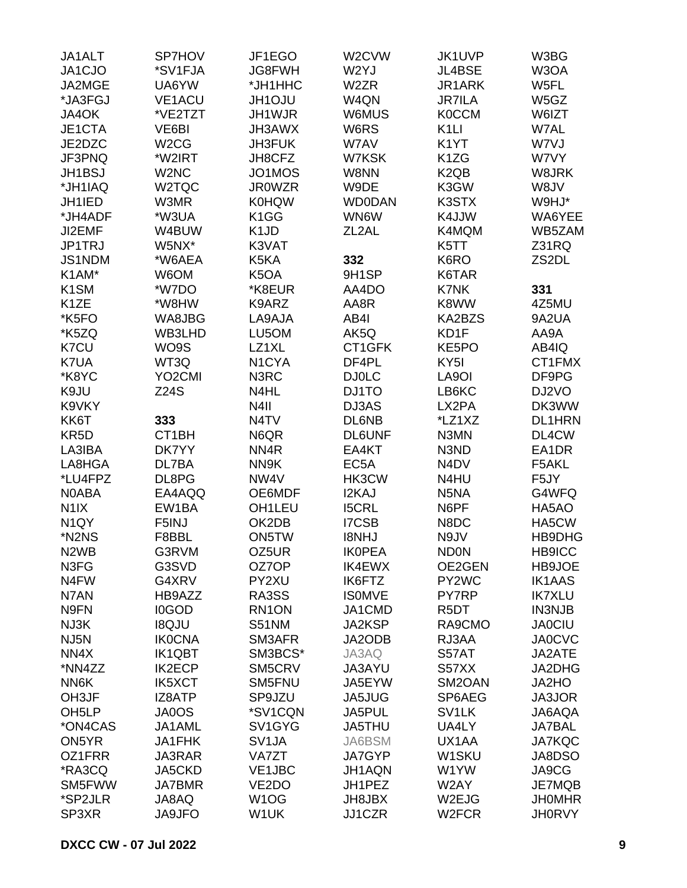JA1ALT
JA1CJO
JA2MGE
*JA3FGJ
JA4OK
JE1CTA
JE2DZC
JF3PNQ
JH1BSJ
*JH1IAQ
JH1IED
*JH4ADF
JI2EMF
JP1TRJ
JS1NDM
K1AM*
K1SM
K1ZE
*K5FO
*K5ZQ
K7CU
K7UA
*K8YC
K9JU
K9VKY
KK6T
KR5D
LA3IBA
LA8HGA
*LU4FPZ
N0ABA
N1IX
N1QY
*N2NS
N2WB
N3FG
N4FW
N7AN
N9FN
NJ3K
NJ5N
NN4X
*NN4ZZ
NN6K
OH3JF
OH5LP
*ON4CAS
ON5YR
OZ1FRR
*RA3CQ
SM5FWW
*SP2JLR
SP3XR

SP7HOV
*SV1FJA
UA6YW
VE1ACU
*VE2TZT
VE6BI
W2CG
*W2IRT
W2NC
W2TQC
W3MR
*W3UA
W4BUW
W5NX*
*W6AEA
W6OM
*W7DO
*W8HW
WA8JBG
WB3LHD
WO9S
WT3Q
YO2CMI
Z24S

**333**

CT1BH
DK7YY
DL7BA
DL8PG
EA4AQQ
EW1BA
F5INJ
F8BBL
G3RVM
G3SVD
G4XRV
HB9AZZ
I0GOD
I8QJU
IK0CNA
IK1QBT
IK2ECP
IK5XCT
IZ8ATP
JA0OS
JA1AML
JA1FHK
JA3RAR
JA5CKD
JA7BMR
JA8AQ
JA9JFO

JF1EGO
JG8FWH
*JH1HHC
JH1OJU
JH1WJR
JH3AWX
JH3FUK
JH8CFZ
JO1MOS
JR0WZR
K0HQW
K1GG
K1JD
K3VAT
K5KA
K5OA
*K8EUR
K9ARZ
LA9AJA
LU5OM
LZ1XL
N1CYA
N3RC
N4HL
N4II
N4TV
N6QR
NN4R
NN9K
NW4V
OE6MDF
OH1LEU
OK2DB
ON5TW
OZ5UR
OZ7OP
PY2XU
RA3SS
RN1ON
S51NM
SM3AFR
SM3BCS*
SM5CRV
SM5FNU
SP9JZU
*SV1CQN
SV1GYG
SV1JA
VA7ZT
VE1JBC
VE2DO
W1OG
W1UK

W2CVW
W2YJ
W2ZR
W4QN
W6MUS
W6RS
W7AV
W7KSK
W8NN
W9DE
WD0DAN
WN6W
ZL2AL

**332**

9H1SP
AA4DO
AA8R
AB4I
AK5Q
CT1GFK
DF4PL
DJ0LC
DJ1TO
DJ3AS
DL6NB
DL6UNF
EA4KT
EC5A
HK3CW
I2KAJ
I5CRL
I7CSB
I8NHJ
IK0PEA
IK4EWX
IK6FTZ
IS0MVE
JA1CMD
JA2KSP
JA2ODB
JA3AQ
JA3AYU
JA5EYW
JA5JUG
JA5PUL
JA5THU
JA6BSM
JA7GYP
JH1AQN
JH1PEZ
JH8JBX
JJ1CZR

JK1UVP
JL4BSE
JR1ARK
JR7ILA
K0CCM
K1LI
K1YT
K1ZG
K2QB
K3GW
K3STX
K4JJW
K4MQM
K5TT
K6RO
K6TAR
K7NK
K8WW
KA2BZS
KD1F
KE5PO
KY5I
LA9OI
LB6KC
LX2PA
*LZ1XZ
N3MN
N3ND
N4DV
N4HU
N5NA
N6PF
N8DC
N9JV
ND0N
OE2GEN
PY2WC
PY7RP
R5DT
RA9CMO
RJ3AA
S57AT
S57XX
SM2OAN
SP6AEG
SV1LK
UA4LY
UX1AA
W1SKU
W1YW
W2AY
W2EJG
W2FCR

W3BG
W3OA
W5FL
W5GZ
W6IZT
W7AL
W7VJ
W7VY
W8JRK
W8JV
W9HJ*
WA6YEE
WB5ZAM
Z31RQ
ZS2DL

**331**

4Z5MU
9A2UA
AA9A
AB4IQ
CT1FMX
DF9PG
DJ2VO
DK3WW
DL1HRN
DL4CW
EA1DR
F5AKL
F5JY
G4WFQ
HA5AO
HA5CW
HB9DHG
HB9ICC
HB9JOE
IK1AAS
IK7XLU
IN3NJB
JA0CIU
JA0CVC
JA2ATE
JA2DHG
JA2HO
JA3JOR
JA6AQA
JA7BAL
JA7KQC
JA8DSO
JA9CG
JE7MQB
JH0MHR
JH0RVY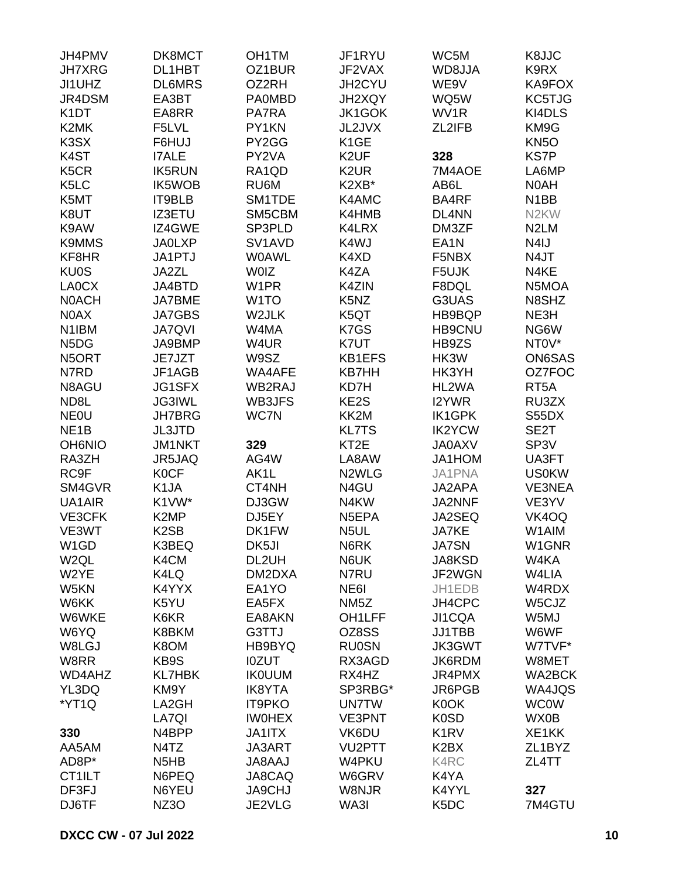JH4PMV
JH7XRG
JI1UHZ
JR4DSM
K1DT
K2MK
K3SX
K4ST
K5CR
K5LC
K5MT
K8UT
K9AW
K9MMS
KF8HR
KU0S
LA0CX
N0ACH
N0AX
N1IBM
N5DG
N5ORT
N7RD
N8AGU
ND8L
NE0U
NE1B
OH6NIO
RA3ZH
RC9F
SM4GVR
UA1AIR
VE3CFK
VE3WT
W1GD
W2QL
W2YE
W5KN
W6KK
W6WKE
W6YQ
W8LGJ
W8RR
WD4AHZ
YL3DQ
*YT1Q

**330**
AA5AM
AD8P*
CT1ILT
DF3FJ
DJ6TF
DK8MCT
DL1HBT
DL6MRS
EA3BT
EA8RR
F5LVL
F6HUJ
I7ALE
IK5RUN
IK5WOB
IT9BLB
IZ3ETU
IZ4GWE
JA0LXP
JA1PTJ
JA2ZL
JA4BTD
JA7BME
JA7GBS
JA7QVI
JA9BMP
JE7JZT
JF1AGB
JG1SFX
JG3IWL
JH7BRG
JL3JTD
JM1NKT
JR5JAQ
K0CF
K1JA
K1VW*
K2MP
K2SB
K3BEQ
K4CM
K4LQ
K4YYX
K5YU
K6KR
K8BKM
K8OM
KB9S
KL7HBK
KM9Y
LA2GH
LA7QI
N4BPP
N4TZ
N5HB
N6PEQ
N6YEU
NZ3O
OH1TM
OZ1BUR
OZ2RH
PA0MBD
PA7RA
PY1KN
PY2GG
PY2VA
RA1QD
RU6M
SM1TDE
SM5CBM
SP3PLD
SV1AVD
W0AWL
W0IZ
W1PR
W1TO
W2JLK
W4MA
W4UR
W9SZ
WA4AFE
WB2RAJ
WB3JFS
WC7N

**329**
AG4W
AK1L
CT4NH
DJ3GW
DJ5EY
DK1FW
DK5JI
DL2UH
DM2DXA
EA1YO
EA5FX
EA8AKN
G3TTJ
HB9BYQ
I0ZUT
IK0UUM
IK8YTA
IT9PKO
IW0HEX
JA1ITX
JA3ART
JA8AAJ
JA8CAQ
JA9CHJ
JE2VLG
JF1RYU
JF2VAX
JH2CYU
JH2XQY
JK1GOK
JL2JVX
K1GE
K2UF
K2UR
K2XB*
K4AMC
K4HMB
K4LRX
K4WJ
K4XD
K4ZA
K4ZIN
K5NZ
K5QT
K7GS
K7UT
KB1EFS
KB7HH
KD7H
KE2S
KK2M
KL7TS
KT2E
LA8AW
N2WLG
N4GU
N4KW
N5EPA
N5UL
N6RK
N6UK
N7RU
NE6I
NM5Z
OH1LFF
OZ8SS
RU0SN
RX3AGD
RX4HZ
SP3RBG*
UN7TW
VE3PNT
VK6DU
VU2PTT
W4PKU
W6GRV
W8NJR
WA3I
WC5M
WD8JJA
WE9V
WQ5W
WV1R
ZL2IFB

**328**
7M4AOE
AB6L
BA4RF
DL4NN
DM3ZF
EA1N
F5NBX
F5UJK
F8DQL
G3UAS
HB9BQP
HB9CNU
HB9ZS
HK3W
HK3YH
HL2WA
I2YWR
IK1GPK
IK2YCW
JA0AXV
JA1HOM
JA1PNA
JA2APA
JA2NNF
JA2SEQ
JA7KE
JA7SN
JA8KSD
JF2WGN
JH1EDB
JH4CPC
JI1CQA
JJ1TBB
JK3GWT
JK6RDM
JR4PMX
JR6PGB
K0OK
K0SD
K1RV
K2BX
K4RC
K4YA
K4YYL
K5DC
K8JJC
K9RX
KA9FOX
KC5TJG
KI4DLS
KM9G
KN5O
KS7P
LA6MP
N0AH
N1BB
N2KW
N2LM
N4IJ
N4JT
N4KE
N5MOA
N8SHZ
NE3H
NG6W
NT0V*
ON6SAS
OZ7FOC
RT5A
RU3ZX
S55DX
SE2T
SP3V
UA3FT
US0KW
VE3NEA
VE3YV
VK4OQ
W1AIM
W1GNR
W4KA
W4LIA
W4RDX
W5CJZ
W5MJ
W6WF
W7TVF*
W8MET
WA2BCK
WA4JQS
WC0W
WX0B
XE1KK
ZL1BYZ
ZL4TT

**327**
7M4GTU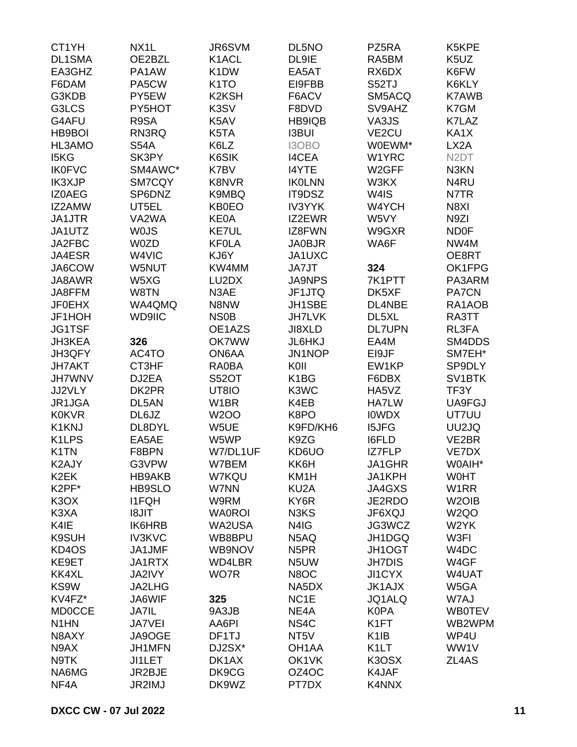CT1YH
DL1SMA
EA3GHZ
F6DAM
G3KDB
G3LCS
G4AFU
HB9BOI
HL3AMO
I5KG
IK0FVC
IK3XJP
IZ0AEG
IZ2AMW
JA1JTR
JA1UTZ
JA2FBC
JA4ESR
JA6COW
JA8AWR
JA8FFM
JF0EHX
JF1HOH
JG1TSF
JH3KEA
JH3QFY
JH7AKT
JH7WNV
JJ2VLY
JR1JGA
K0KVR
K1KNJ
K1LPS
K1TN
K2AJY
K2EK
K2PF*
K3OX
K3XA
K4IE
K9SUH
KD4OS
KE9ET
KK4XL
KS9W
KV4FZ*
MD0CCE
N1HN
N8AXY
N9AX
N9TK
NA6MG
NF4A
NX1L
OE2BZL
PA1AW
PA5CW
PY5EW
PY5HOT
R9SA
RN3RQ
S54A
SK3PY
SM4AWC*
SM7CQY
SP6DNZ
UT5EL
VA2WA
W0JS
W0ZD
W4VIC
W5NUT
W5XG
W8TN
WA4QMQ
WD9IIC

**326**

AC4TO
CT3HF
DJ2EA
DK2PR
DL5AN
DL6JZ
DL8DYL
EA5AE
F8BPN
G3VPW
HB9AKB
HB9SLO
I1FQH
I8JIT
IK6HRB
IV3KVC
JA1JMF
JA1RTX
JA2IVY
JA2LHG
JA6WIF
JA7IL
JA7VEI
JA9OGE
JH1MFN
JI1LET
JR2BJE
JR2IMJ
JR6SVM
K1ACL
K1DW
K1TO
K2KSH
K3SV
K5AV
K5TA
K6LZ
K6SIK
K7BV
K8NVR
K9MBQ
KB0EO
KE0A
KE7UL
KF0LA
KJ6Y
KW4MM
LU2DX
N3AE
N8NW
NS0B
OE1AZS
OK7WW
ON6AA
RA0BA
S52OT
UT8IO
W1BR
W2OO
W5UE
W5WP
W7/DL1UF
W7BEM
W7KQU
W7NN
W9RM
WA0ROI
WA2USA
WB8BPU
WB9NOV
WD4LBR
WO7R

**325**

9A3JB
AA6PI
DF1TJ
DJ2SX*
DK1AX
DK9CG
DK9WZ
DL5NO
DL9IE
EA5AT
EI9FBB
F6ACV
F8DVD
HB9IQB
I3BUI
I3OBO
I4CEA
I4YTE
IK0LNN
IT9DSZ
IV3YYK
IZ2EWR
IZ8FWN
JA0BJR
JA1UXC
JA7JT
JA9NPS
JF1JTQ
JH1SBE
JH7LVK
JI8XLD
JL6HKJ
JN1NOP
K0II
K1BG
K3WC
K4EB
K8PO
K9FD/KH6
K9ZG
KD6UO
KK6H
KM1H
KU2A
KY6R
N3KS
N4IG
N5AQ
N5PR
N5UW
N8OC
NA5DX
NC1E
NE4A
NS4C
NT5V
OH1AA
OK1VK
OZ4OC
PT7DX
PZ5RA
RA5BM
RX6DX
S52TJ
SM5ACQ
SV9AHZ
VA3JS
VE2CU
W0EWM*
W1YRC
W2GFF
W3KX
W4IS
W4YCH
W5VY
W9GXR
WA6F

**324**

7K1PTT
DK5XF
DL4NBE
DL5XL
DL7UPN
EA4M
EI9JF
EW1KP
F6DBX
HA5VZ
HA7LW
I0WDX
I5JFG
I6FLD
IZ7FLP
JA1GHR
JA1KPH
JA4GXS
JE2RDO
JF6XQJ
JG3WCZ
JH1DGQ
JH1OGT
JH7DIS
JI1CYX
JK1AJX
JQ1ALQ
K0PA
K1FT
K1IB
K1LT
K3OSX
K4JAF
K4NNX
K5KPE
K5UZ
K6FW
K6KLY
K7AWB
K7GM
K7LAZ
KA1X
LX2A
N2DT
N3KN
N4RU
N7TR
N8XI
N9ZI
ND0F
NW4M
OE8RT
OK1FPG
PA3ARM
PA7CN
RA1AOB
RA3TT
RL3FA
SM4DDS
SM7EH*
SP9DLY
SV1BTK
TF3Y
UA9FGJ
UT7UU
UU2JQ
VE2BR
VE7DX
W0AIH*
W0HT
W1RR
W2OIB
W2QO
W2YK
W3FI
W4DC
W4GF
W4UAT
W5GA
W7AJ
WB0TEV
WB2WPM
WP4U
WW1V
ZL4AS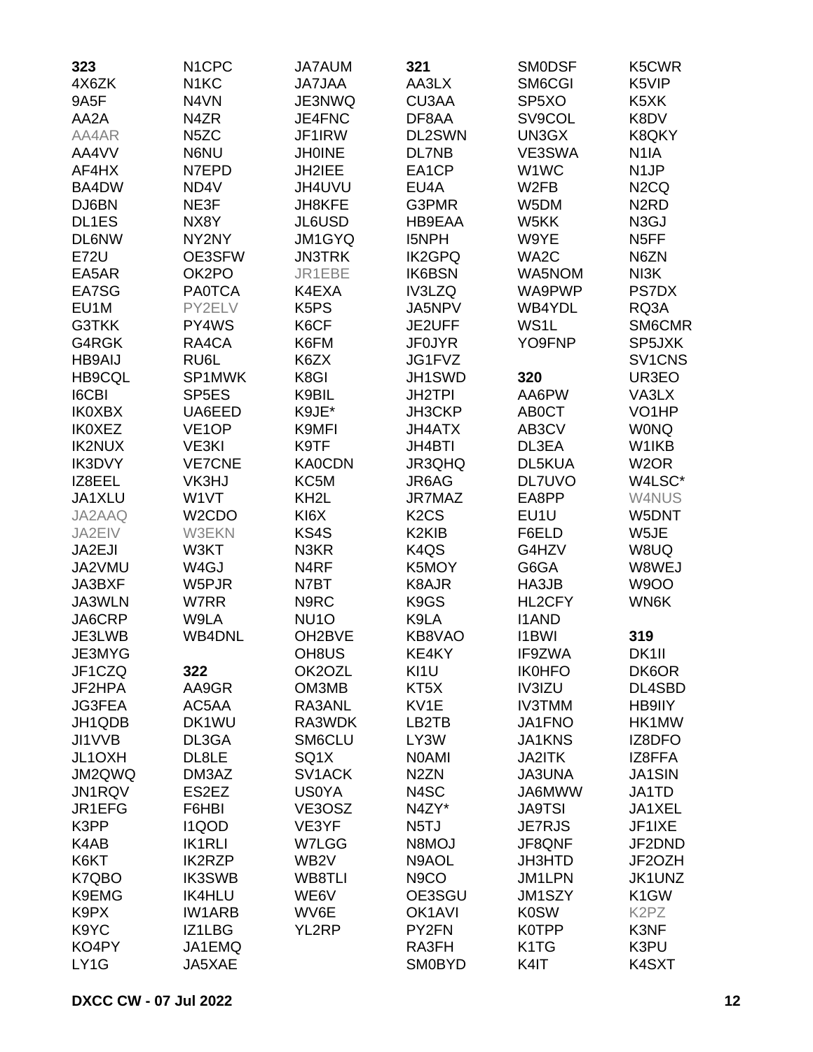**323**
4X6ZK
9A5F
AA2A
AA4AR
AA4VV
AF4HX
BA4DW
DJ6BN
DL1ES
DL6NW
E72U
EA5AR
EA7SG
EU1M
G3TKK
G4RGK
HB9AIJ
HB9CQL
I6CBI
IK0XBX
IK0XEZ
IK2NUX
IK3DVY
IZ8EEL
JA1XLU
JA2AAQ
JA2EIV
JA2EJI
JA2VMU
JA3BXF
JA3WLN
JA6CRP
JE3LWB
JE3MYG
JF1CZQ
JF2HPA
JG3FEA
JH1QDB
JI1VVB
JL1OXH
JM2QWQ
JN1RQV
JR1EFG
K3PP
K4AB
K6KT
K7QBO
K9EMG
K9PX
K9YC
KO4PY
LY1G
N1CPC
N1KC
N4VN
N4ZR
N5ZC
N6NU
N7EPD
ND4V
NE3F
NX8Y
NY2NY
OE3SFW
OK2PO
PA0TCA
PY2ELV
PY4WS
RA4CA
RU6L
SP1MWK
SP5ES
UA6EED
VE1OP
VE3KI
VE7CNE
VK3HJ
W1VT
W2CDO
W3EKN
W3KT
W4GJ
W5PJR
W7RR
W9LA
WB4DNL

**322**
AA9GR
AC5AA
DK1WU
DL3GA
DL8LE
DM3AZ
ES2EZ
F6HBI
I1QOD
IK1RLI
IK2RZP
IK3SWB
IK4HLU
IW1ARB
IZ1LBG
JA1EMQ
JA5XAE
JA7AUM
JA7JAA
JE3NWQ
JE4FNC
JF1IRW
JH0INE
JH2IEE
JH4UVU
JH8KFE
JL6USD
JM1GYQ
JN3TRK
JR1EBE
K4EXA
K5PS
K6CF
K6FM
K6ZX
K8GI
K9BIL
K9JE*
K9MFI
K9TF
KA0CDN
KC5M
KH2L
KI6X
KS4S
N3KR
N4RF
N7BT
N9RC
NU1O
OH2BVE
OH8US
OK2OZL
OM3MB
RA3ANL
RA3WDK
SM6CLU
SQ1X
SV1ACK
US0YA
VE3OSZ
VE3YF
W7LGG
WB2V
WB8TLI
WE6V
WV6E
YL2RP

**321**
AA3LX
CU3AA
DF8AA
DL2SWN
DL7NB
EA1CP
EU4A
G3PMR
HB9EAA
I5NPH
IK2GPQ
IK6BSN
IV3LZQ
JA5NPV
JE2UFF
JF0JYR
JG1FVZ
JH1SWD
JH2TPI
JH3CKP
JH4ATX
JH4BTI
JR3QHQ
JR6AG
JR7MAZ
K2CS
K2KIB
K4QS
K5MOY
K8AJR
K9GS
K9LA
KB8VAO
KE4KY
KI1U
KT5X
KV1E
LB2TB
LY3W
N0AMI
N2ZN
N4SC
N4ZY*
N5TJ
N8MOJ
N9AOL
N9CO
OE3SGU
OK1AVI
PY2FN
RA3FH
SM0BYD
SM0DSF
SM6CGI
SP5XO
SV9COL
UN3GX
VE3SWA
W1WC
W2FB
W5DM
W5KK
W9YE
WA2C
WA5NOM
WA9PWP
WB4YDL
WS1L
YO9FNP

**320**
AA6PW
AB0CT
AB3CV
DL3EA
DL5KUA
DL7UVO
EA8PP
EU1U
F6ELD
G4HZV
G6GA
HA3JB
HL2CFY
I1AND
I1BWI
IF9ZWA
IK0HFO
IV3IZU
IV3TMM
JA1FNO
JA1KNS
JA2ITK
JA3UNA
JA6MWW
JA9TSI
JE7RJS
JF8QNF
JH3HTD
JM1LPN
JM1SZY
K0SW
K0TPP
K1TG
K4IT
K5CWR
K5VIP
K5XK
K8DV
K8QKY
N1IA
N1JP
N2CQ
N2RD
N3GJ
N5FF
N6ZN
NI3K
PS7DX
RQ3A
SM6CMR
SP5JXK
SV1CNS
UR3EO
VA3LX
VO1HP
W0NQ
W1IKB
W2OR
W4LSC*
W4NUS
W5DNT
W5JE
W8UQ
W8WEJ
W9OO
WN6K

**319**
DK1II
DK6OR
DL4SBD
HB9IIY
HK1MW
IZ8DFO
IZ8FFA
JA1SIN
JA1TD
JA1XEL
JF1IXE
JF2DND
JF2OZH
JK1UNZ
K1GW
K2PZ
K3NF
K3PU
K4SXT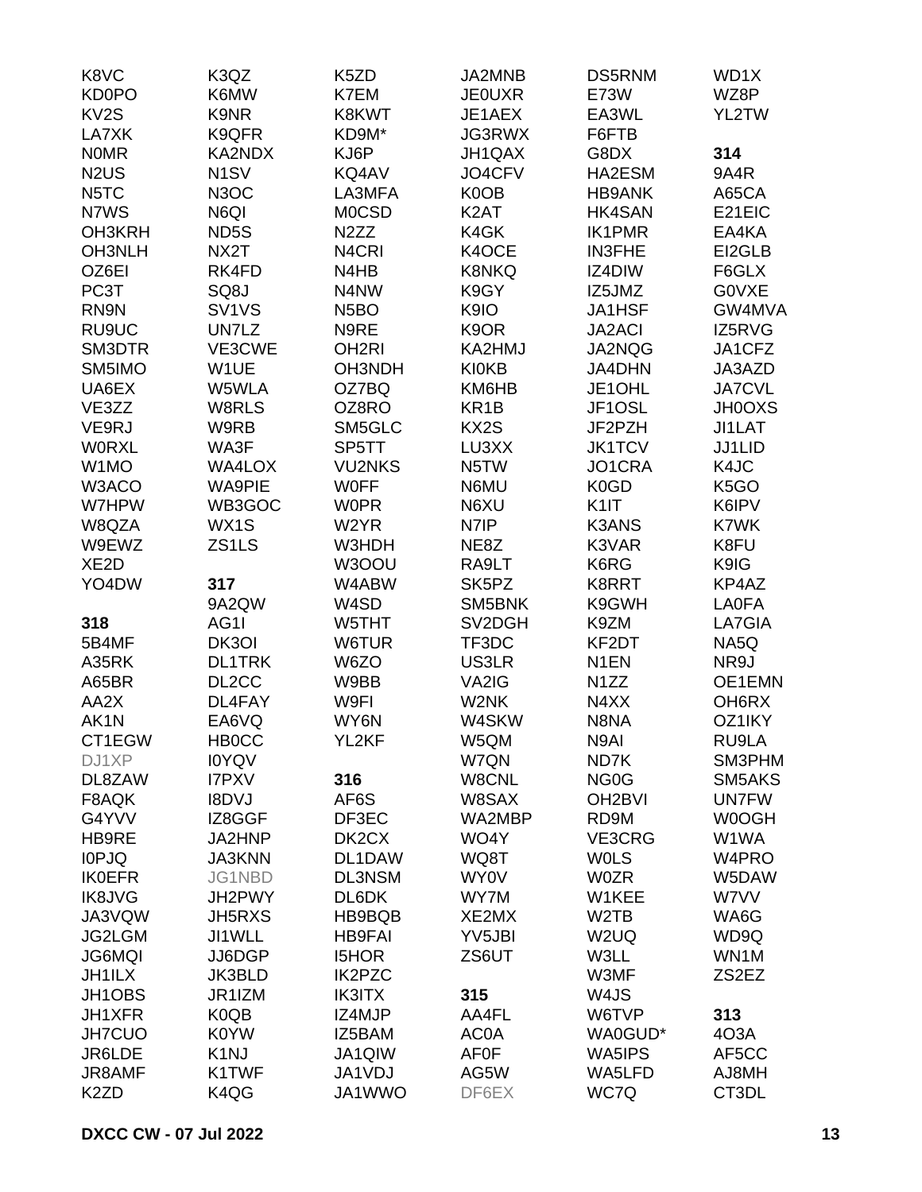K8VC
KD0PO
KV2S
LA7XK
N0MR
N2US
N5TC
N7WS
OH3KRH
OH3NLH
OZ6EI
PC3T
RN9N
RU9UC
SM3DTR
SM5IMO
UA6EX
VE3ZZ
VE9RJ
W0RXL
W1MO
W3ACO
W7HPW
W8QZA
W9EWZ
XE2D
YO4DW

**318**
5B4MF
A35RK
A65BR
AA2X
AK1N
CT1EGW
DJ1XP
DL8ZAW
F8AQK
G4YVV
HB9RE
I0PJQ
IK0EFR
IK8JVG
JA3VQW
JG2LGM
JG6MQI
JH1ILX
JH1OBS
JH1XFR
JH7CUO
JR6LDE
JR8AMF
K2ZD

K3QZ
K6MW
K9NR
K9QFR
KA2NDX
N1SV
N3OC
N6QI
ND5S
NX2T
RK4FD
SQ8J
SV1VS
UN7LZ
VE3CWE
W1UE
W5WLA
W8RLS
W9RB
WA3F
WA4LOX
WA9PIE
WB3GOC
WX1S
ZS1LS

**317**
9A2QW
AG1I
DK3OI
DL1TRK
DL2CC
DL4FAY
EA6VQ
HB0CC
I0YQV
I7PXV
I8DVJ
IZ8GGF
JA2HNP
JA3KNN
JG1NBD
JH2PWY
JH5RXS
JI1WLL
JJ6DGP
JK3BLD
JR1IZM
K0QB
K0YW
K1NJ
K1TWF
K4QG

K5ZD
K7EM
K8KWT
KD9M*
KJ6P
KQ4AV
LA3MFA
M0CSD
N2ZZ
N4CRI
N4HB
N4NW
N5BO
N9RE
OH2RI
OH3NDH
OZ7BQ
OZ8RO
SM5GLC
SP5TT
VU2NKS
W0FF
W0PR
W2YR
W3HDH
W3OOU
W4ABW
W4SD
W5THT
W6TUR
W6ZO
W9BB
W9FI
WY6N
YL2KF

**316**
AF6S
DF3EC
DK2CX
DL1DAW
DL3NSM
DL6DK
HB9BQB
HB9FAI
I5HOR
IK2PZC
IK3ITX
IZ4MJP
IZ5BAM
JA1QIW
JA1VDJ
JA1WWO

JA2MNB
JE0UXR
JE1AEX
JG3RWX
JH1QAX
JO4CFV
K0OB
K2AT
K4GK
K4OCE
K8NKQ
K9GY
K9IO
K9OR
KA2HMJ
KI0KB
KM6HB
KR1B
KX2S
LU3XX
N5TW
N6MU
N6XU
N7IP
NE8Z
RA9LT
SK5PZ
SM5BNK
SV2DGH
TF3DC
US3LR
VA2IG
W2NK
W4SKW
W5QM
W7QN
W8CNL
W8SAX
WA2MBP
WO4Y
WQ8T
WY0V
WY7M
XE2MX
YV5JBI
ZS6UT

**315**
AA4FL
AC0A
AF0F
AG5W
DF6EX

DS5RNM
E73W
EA3WL
F6FTB
G8DX
HA2ESM
HB9ANK
HK4SAN
IK1PMR
IN3FHE
IZ4DIW
IZ5JMZ
JA1HSF
JA2ACI
JA2NQG
JA4DHN
JE1OHL
JF1OSL
JF2PZH
JK1TCV
JO1CRA
K0GD
K1IT
K3ANS
K3VAR
K6RG
K8RRT
K9GWH
K9ZM
KF2DT
N1EN
N1ZZ
N4XX
N8NA
N9AI
ND7K
NG0G
OH2BVI
RD9M
VE3CRG
W0LS
W0ZR
W1KEE
W2TB
W2UQ
W3LL
W3MF
W4JS
W6TVP
WA0GUD*
WA5IPS
WA5LFD
WC7Q

WD1X
WZ8P
YL2TW

**314**
9A4R
A65CA
E21EIC
EA4KA
EI2GLB
F6GLX
G0VXE
GW4MVA
IZ5RVG
JA1CFZ
JA3AZD
JA7CVL
JH0OXS
JI1LAT
JJ1LID
K4JC
K5GO
K6IPV
K7WK
K8FU
K9IG
KP4AZ
LA0FA
LA7GIA
NA5Q
NR9J
OE1EMN
OH6RX
OZ1IKY
RU9LA
SM3PHM
SM5AKS
UN7FW
W0OGH
W1WA
W4PRO
W5DAW
W7VV
WA6G
WD9Q
WN1M
ZS2EZ

**313**
4O3A
AF5CC
AJ8MH
CT3DL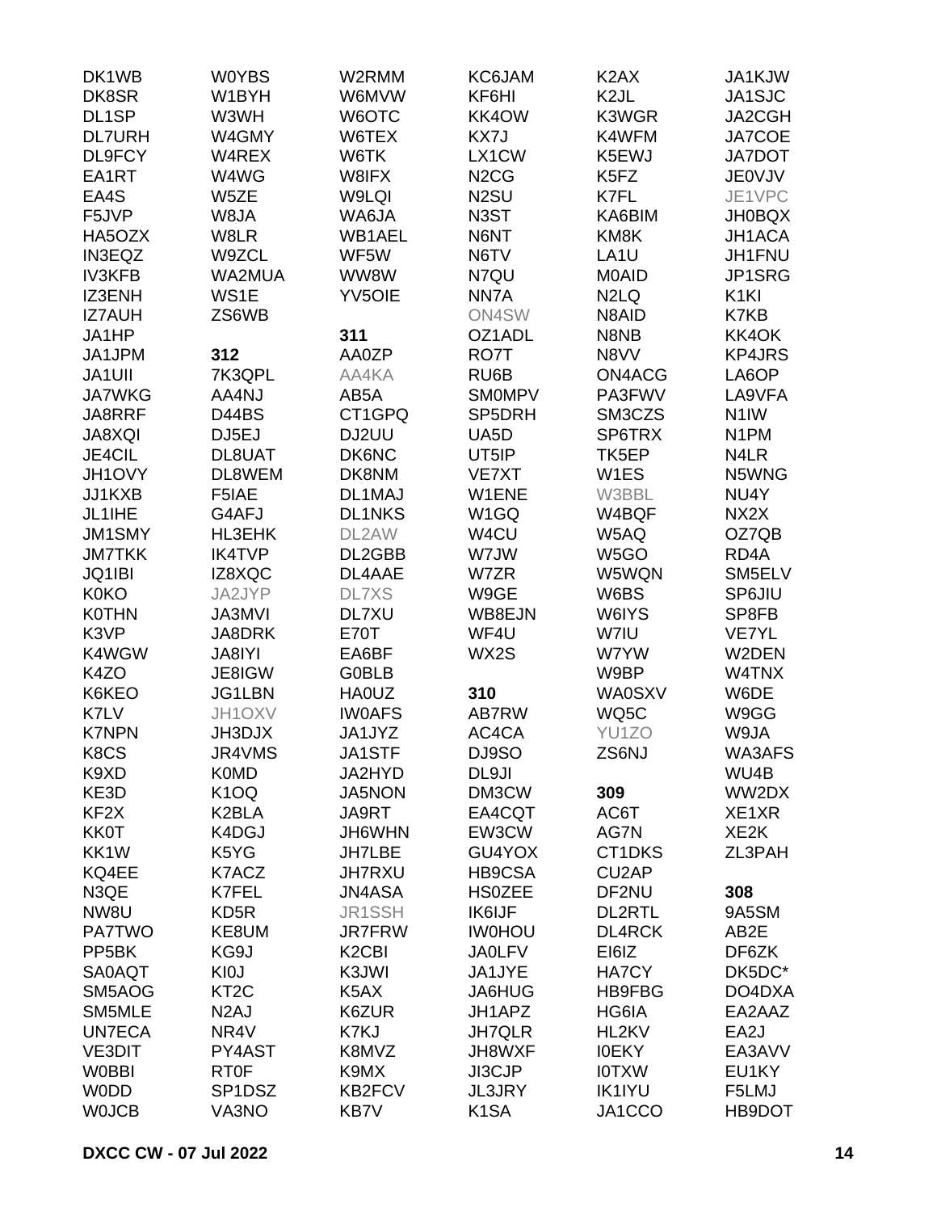DK1WB
DK8SR
DL1SP
DL7URH
DL9FCY
EA1RT
EA4S
F5JVP
HA5OZX
IN3EQZ
IV3KFB
IZ3ENH
IZ7AUH
JA1HP
JA1JPM
JA1UII
JA7WKG
JA8RRF
JA8XQI
JE4CIL
JH1OVY
JJ1KXB
JL1IHE
JM1SMY
JM7TKK
JQ1IBI
K0KO
K0THN
K3VP
K4WGW
K4ZO
K6KEO
K7LV
K7NPN
K8CS
K9XD
KE3D
KF2X
KK0T
KK1W
KQ4EE
N3QE
NW8U
PA7TWO
PP5BK
SA0AQT
SM5AOG
SM5MLE
UN7ECA
VE3DIT
W0BBI
W0DD
W0JCB
W0YBS
W1BYH
W3WH
W4GMY
W4REX
W4WG
W5ZE
W8JA
W8LR
W9ZCL
WA2MUA
WS1E
ZS6WB

**312**

7K3QPL
AA4NJ
D44BS
DJ5EJ
DL8UAT
DL8WEM
F5IAE
G4AFJ
HL3EHK
IK4TVP
IZ8XQC
JA2JYP
JA3MVI
JA8DRK
JA8IYI
JE8IGW
JG1LBN
JH1OXV
JH3DJX
JR4VMS
K0MD
K1OQ
K2BLA
K4DGJ
K5YG
K7ACZ
K7FEL
KD5R
KE8UM
KG9J
KI0J
KT2C
N2AJ
NR4V
PY4AST
RT0F
SP1DSZ
VA3NO
W2RMM
W6MVW
W6OTC
W6TEX
W6TK
W8IFX
W9LQI
WA6JA
WB1AEL
WF5W
WW8W
YV5OIE

**311**

AA0ZP
AA4KA
AB5A
CT1GPQ
DJ2UU
DK6NC
DK8NM
DL1MAJ
DL1NKS
DL2AW
DL2GBB
DL4AAE
DL7XS
DL7XU
E70T
EA6BF
G0BLB
HA0UZ
IW0AFS
JA1JYZ
JA1STF
JA2HYD
JA5NON
JA9RT
JH6WHN
JH7LBE
JH7RXU
JN4ASA
JR1SSH
JR7FRW
K2CBI
K3JWI
K5AX
K6ZUR
K7KJ
K8MVZ
K9MX
KB2FCV
KB7V
KC6JAM
KF6HI
KK4OW
KX7J
LX1CW
N2CG
N2SU
N3ST
N6NT
N6TV
N7QU
NN7A
ON4SW
OZ1ADL
RO7T
RU6B
SM0MPV
SP5DRH
UA5D
UT5IP
VE7XT
W1ENE
W1GQ
W4CU
W7JW
W7ZR
W9GE
WB8EJN
WF4U
WX2S

**310**

AB7RW
AC4CA
DJ9SO
DL9JI
DM3CW
EA4CQT
EW3CW
GU4YOX
HB9CSA
HS0ZEE
IK6IJF
IW0HOU
JA0LFV
JA1JYE
JA6HUG
JH1APZ
JH7QLR
JH8WXF
JI3CJP
JL3JRY
K1SA
K2AX
K2JL
K3WGR
K4WFM
K5EWJ
K5FZ
K7FL
KA6BIM
KM8K
LA1U
M0AID
N2LQ
N8AID
N8NB
N8VV
ON4ACG
PA3FWV
SM3CZS
SP6TRX
TK5EP
W1ES
W3BBL
W4BQF
W5AQ
W5GO
W5WQN
W6BS
W6IYS
W7IU
W7YW
W9BP
WA0SXV
WQ5C
YU1ZO
ZS6NJ

**309**

AC6T
AG7N
CT1DKS
CU2AP
DF2NU
DL2RTL
DL4RCK
EI6IZ
HA7CY
HB9FBG
HG6IA
HL2KV
I0EKY
I0TXW
IK1IYU
JA1CCO
JA1KJW
JA1SJC
JA2CGH
JA7COE
JA7DOT
JE0VJV
JE1VPC
JH0BQX
JH1ACA
JH1FNU
JP1SRG
K1KI
K7KB
KK4OK
KP4JRS
LA6OP
LA9VFA
N1IW
N1PM
N4LR
N5WNG
NU4Y
NX2X
OZ7QB
RD4A
SM5ELV
SP6JIU
SP8FB
VE7YL
W2DEN
W4TNX
W6DE
W9GG
W9JA
WA3AFS
WU4B
WW2DX
XE1XR
XE2K
ZL3PAH

**308**

9A5SM
AB2E
DF6ZK
DK5DC*
DO4DXA
EA2AAZ
EA2J
EA3AVV
EU1KY
F5LMJ
HB9DOT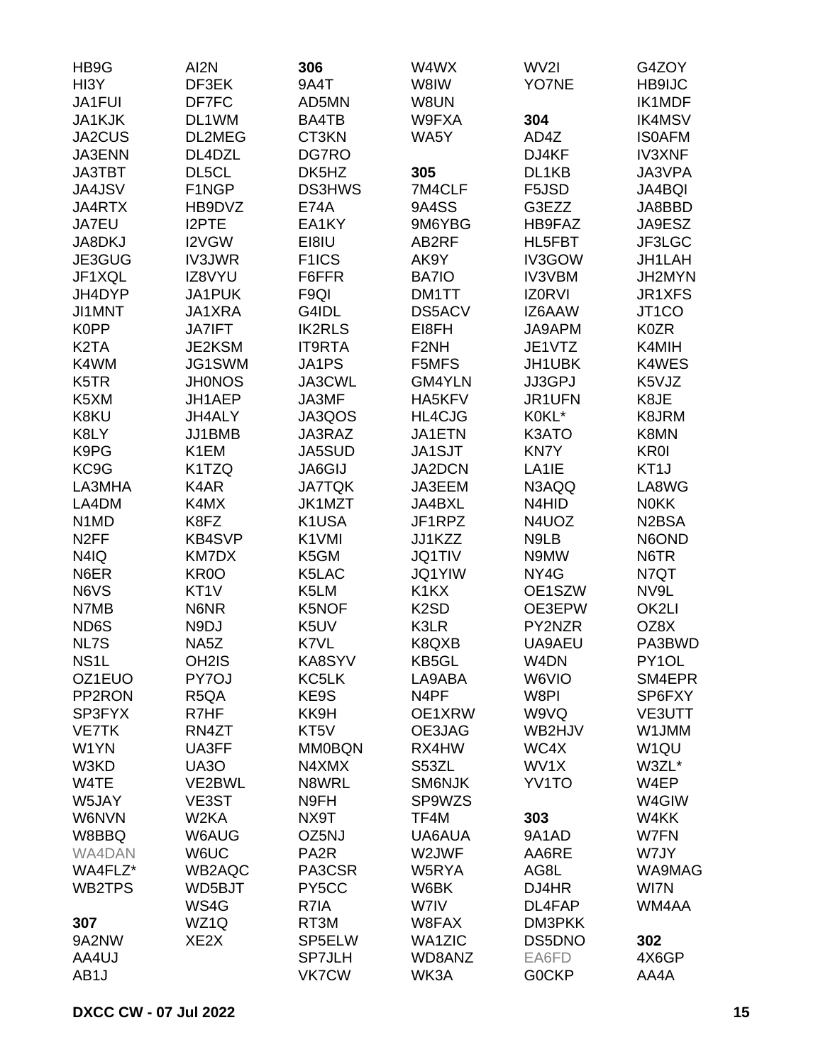HB9G
HI3Y
JA1FUI
JA1KJK
JA2CUS
JA3ENN
JA3TBT
JA4JSV
JA4RTX
JA7EU
JA8DKJ
JE3GUG
JF1XQL
JH4DYP
JI1MNT
K0PP
K2TA
K4WM
K5TR
K5XM
K8KU
K8LY
K9PG
KC9G
LA3MHA
LA4DM
N1MD
N2FF
N4IQ
N6ER
N6VS
N7MB
ND6S
NL7S
NS1L
OZ1EUO
PP2RON
SP3FYX
VE7TK
W1YN
W3KD
W4TE
W5JAY
W6NVN
W8BBQ
WA4DAN
WA4FLZ*
WB2TPS

**307**

9A2NW
AA4UJ
AB1J
AI2N
DF3EK
DF7FC
DL1WM
DL2MEG
DL4DZL
DL5CL
F1NGP
HB9DVZ
I2PTE
I2VGW
IV3JWR
IZ8VYU
JA1PUK
JA1XRA
JA7IFT
JE2KSM
JG1SWM
JH0NOS
JH1AEP
JH4ALY
JJ1BMB
K1EM
K1TZQ
K4AR
K4MX
K8FZ
KB4SVP
KM7DX
KR0O
KT1V
N6NR
N9DJ
NA5Z
OH2IS
PY7OJ
R5QA
R7HF
RN4ZT
UA3FF
UA3O
VE2BWL
VE3ST
W2KA
W6AUG
W6UC
WB2AQC
WD5BJT
WS4G
WZ1Q
XE2X

**306**

9A4T
AD5MN
BA4TB
CT3KN
DG7RO
DK5HZ
DS3HWS
E74A
EA1KY
EI8IU
F1ICS
F6FFR
F9QI
G4IDL
IK2RLS
IT9RTA
JA1PS
JA3CWL
JA3MF
JA3QOS
JA3RAZ
JA5SUD
JA6GIJ
JA7TQK
JK1MZT
K1USA
K1VMI
K5GM
K5LAC
K5LM
K5NOF
K5UV
K7VL
KA8SYV
KC5LK
KE9S
KK9H
KT5V
MM0BQN
N4XMX
N8WRL
N9FH
NX9T
OZ5NJ
PA2R
PA3CSR
PY5CC
R7IA
RT3M
SP5ELW
SP7JLH
VK7CW
W4WX
W8IW
W8UN
W9FXA
WA5Y

**305**

7M4CLF
9A4SS
9M6YBG
AB2RF
AK9Y
BA7IO
DM1TT
DS5ACV
EI8FH
F2NH
F5MFS
GM4YLN
HA5KFV
HL4CJG
JA1ETN
JA1SJT
JA2DCN
JA3EEM
JA4BXL
JF1RPZ
JJ1KZZ
JQ1TIV
JQ1YIW
K1KX
K2SD
K3LR
K8QXB
KB5GL
LA9ABA
N4PF
OE1XRW
OE3JAG
RX4HW
S53ZL
SM6NJK
SP9WZS
TF4M
UA6AUA
W2JWF
W5RYA
W6BK
W7IV
W8FAX
WA1ZIC
WD8ANZ
WK3A
WV2I
YO7NE

**304**

AD4Z
DJ4KF
DL1KB
F5JSD
G3EZZ
HB9FAZ
HL5FBT
IV3GOW
IV3VBM
IZ0RVI
IZ6AAW
JA9APM
JE1VTZ
JH1UBK
JJ3GPJ
JR1UFN
K0KL*
K3ATO
KN7Y
LA1IE
N3AQQ
N4HID
N4UOZ
N9LB
N9MW
NY4G
OE1SZW
OE3EPW
PY2NZR
UA9AEU
W4DN
W6VIO
W8PI
W9VQ
WB2HJV
WC4X
WV1X
YV1TO

**303**

9A1AD
AA6RE
AG8L
DJ4HR
DL4FAP
DM3PKK
DS5DNO
EA6FD
G0CKP
G4ZOY
HB9IJC
IK1MDF
IK4MSV
IS0AFM
IV3XNF
JA3VPA
JA4BQI
JA8BBD
JA9ESZ
JF3LGC
JH1LAH
JH2MYN
JR1XFS
JT1CO
K0ZR
K4MIH
K4WES
K5VJZ
K8JE
K8JRM
K8MN
KR0I
KT1J
LA8WG
N0KK
N2BSA
N6OND
N6TR
N7QT
NV9L
OK2LI
OZ8X
PA3BWD
PY1OL
SM4EPR
SP6FXY
VE3UTT
W1JMM
W1QU
W3ZL*
W4EP
W4GIW
W4KK
W7FN
W7JY
WA9MAG
WI7N
WM4AA

**302**

4X6GP
AA4A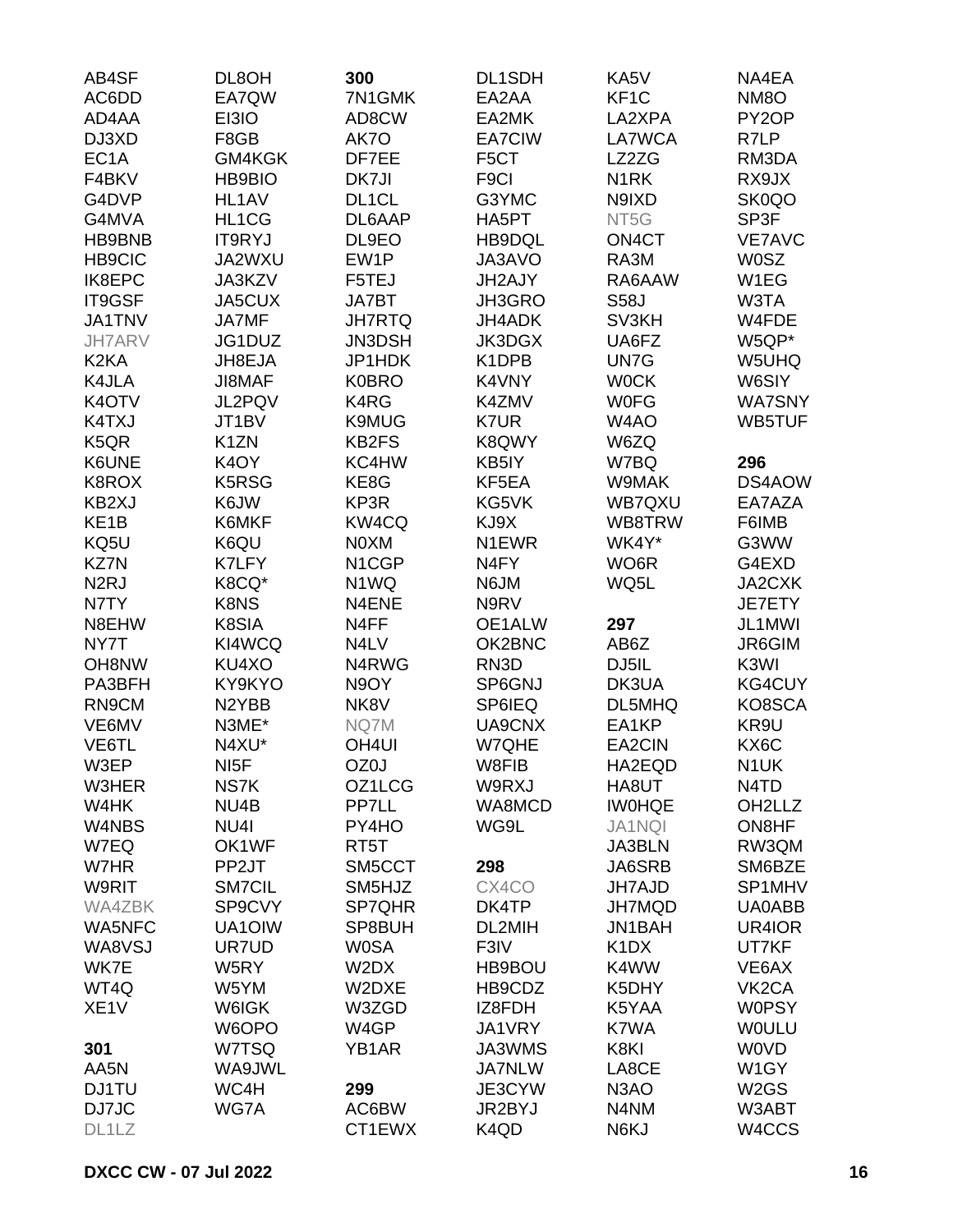AB4SF
AC6DD
AD4AA
DJ3XD
EC1A
F4BKV
G4DVP
G4MVA
HB9BNB
HB9CIC
IK8EPC
IT9GSF
JA1TNV
JH7ARV
K2KA
K4JLA
K4OTV
K4TXJ
K5QR
K6UNE
K8ROX
KB2XJ
KE1B
KQ5U
KZ7N
N2RJ
N7TY
N8EHW
NY7T
OH8NW
PA3BFH
RN9CM
VE6MV
VE6TL
W3EP
W3HER
W4HK
W4NBS
W7EQ
W7HR
W9RIT
WA4ZBK
WA5NFC
WA8VSJ
WK7E
WT4Q
XE1V

**301**

AA5N
DJ1TU
DJ7JC
DL1LZ
DL8OH
EA7QW
EI3IO
F8GB
GM4KGK
HB9BIO
HL1AV
HL1CG
IT9RYJ
JA2WXU
JA3KZV
JA5CUX
JA7MF
JG1DUZ
JH8EJA
JI8MAF
JL2PQV
JT1BV
K1ZN
K4OY
K5RSG
K6JW
K6MKF
K6QU
K7LFY
K8CQ*
K8NS
K8SIA
KI4WCQ
KU4XO
KY9KYO
N2YBB
N3ME*
N4XU*
NI5F
NS7K
NU4B
NU4I
OK1WF
PP2JT
SM7CIL
SP9CVY
UA1OIW
UR7UD
W5RY
W5YM
W6IGK
W6OPO
W7TSQ
WA9JWL
WC4H
WG7A

**300**

7N1GMK
AD8CW
AK7O
DF7EE
DK7JI
DL1CL
DL6AAP
DL9EO
EW1P
F5TEJ
JA7BT
JH7RTQ
JN3DSH
JP1HDK
K0BRO
K4RG
K9MUG
KB2FS
KC4HW
KE8G
KP3R
KW4CQ
N0XM
N1CGP
N1WQ
N4ENE
N4FF
N4LV
N4RWG
N9OY
NK8V
NQ7M
OH4UI
OZ0J
OZ1LCG
PP7LL
PY4HO
RT5T
SM5CCT
SM5HJZ
SP7QHR
SP8BUH
W0SA
W2DX
W2DXE
W3ZGD
W4GP
YB1AR

**299**

AC6BW
CT1EWX
DL1SDH
EA2AA
EA2MK
EA7CIW
F5CT
F9CI
G3YMC
HA5PT
HB9DQL
JA3AVO
JH2AJY
JH3GRO
JH4ADK
JK3DGX
K1DPB
K4VNY
K4ZMV
K7UR
K8QWY
KB5IY
KF5EA
KG5VK
KJ9X
N1EWR
N4FY
N6JM
N9RV
OE1ALW
OK2BNC
RN3D
SP6GNJ
SP6IEQ
UA9CNX
W7QHE
W8FIB
W9RXJ
WA8MCD
WG9L

**298**

CX4CO
DK4TP
DL2MIH
F3IV
HB9BOU
HB9CDZ
IZ8FDH
JA1VRY
JA3WMS
JA7NLW
JE3CYW
JR2BYJ
K4QD
KA5V
KF1C
LA2XPA
LA7WCA
LZ2ZG
N1RK
N9IXD
NT5G
ON4CT
RA3M
RA6AAW
S58J
SV3KH
UA6FZ
UN7G
W0CK
W0FG
W4AO
W6ZQ
W7BQ
W9MAK
WB7QXU
WB8TRW
WK4Y*
WO6R
WQ5L

**297**

AB6Z
DJ5IL
DK3UA
DL5MHQ
EA1KP
EA2CIN
HA2EQD
HA8UT
IW0HQE
JA1NQI
JA3BLN
JA6SRB
JH7AJD
JH7MQD
JN1BAH
K1DX
K4WW
K5DHY
K5YAA
K7WA
K8KI
LA8CE
N3AO
N4NM
N6KJ
NA4EA
NM8O
PY2OP
R7LP
RM3DA
RX9JX
SK0QO
SP3F
VE7AVC
W0SZ
W1EG
W3TA
W4FDE
W5QP*
W5UHQ
W6SIY
WA7SNY
WB5TUF

**296**

DS4AOW
EA7AZA
F6IMB
G3WW
G4EXD
JA2CXK
JE7ETY
JL1MWI
JR6GIM
K3WI
KG4CUY
KO8SCA
KR9U
KX6C
N1UK
N4TD
OH2LLZ
ON8HF
RW3QM
SM6BZE
SP1MHV
UA0ABB
UR4IOR
UT7KF
VE6AX
VK2CA
W0PSY
W0ULU
W0VD
W1GY
W2GS
W3ABT
W4CCS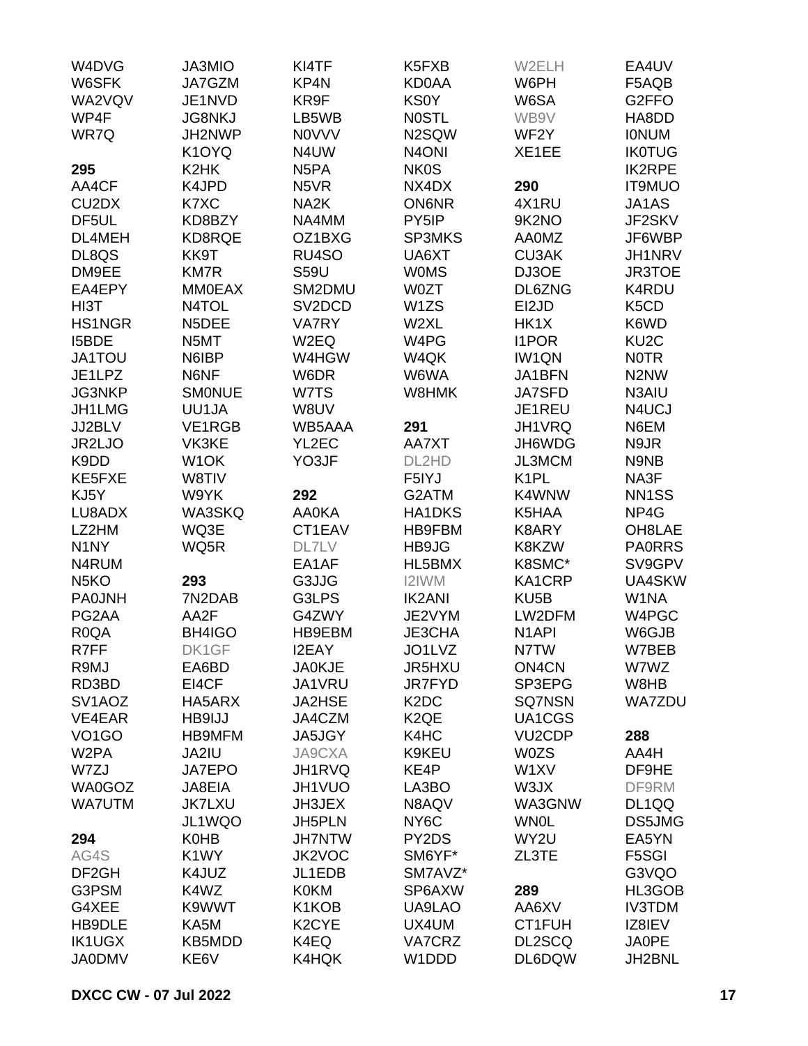W4DVG
W6SFK
WA2VQV
WP4F
WR7Q

**295**
AA4CF
CU2DX
DF5UL
DL4MEH
DL8QS
DM9EE
EA4EPY
HI3T
HS1NGR
I5BDE
JA1TOU
JE1LPZ
JG3NKP
JH1LMG
JJ2BLV
JR2LJO
K9DD
KE5FXE
KJ5Y
LU8ADX
LZ2HM
N1NY
N4RUM
N5KO
PA0JNH
PG2AA
R0QA
R7FF
R9MJ
RD3BD
SV1AOZ
VE4EAR
VO1GO
W2PA
W7ZJ
WA0GOZ
WA7UTM

**294**
AG4S
DF2GH
G3PSM
G4XEE
HB9DLE
IK1UGX
JA0DMV

JA3MIO
JA7GZM
JE1NVD
JG8NKJ
JH2NWP
K1OYQ
K2HK
K4JPD
K7XC
KD8BZY
KD8RQE
KK9T
KM7R
MM0EAX
N4TOL
N5DEE
N5MT
N6IBP
N6NF
SM0NUE
UU1JA
VE1RGB
VK3KE
W1OK
W8TIV
W9YK
WA3SKQ
WQ3E
WQ5R

**293**
7N2DAB
AA2F
BH4IGO
DK1GF
EA6BD
EI4CF
HA5ARX
HB9IJJ
HB9MFM
JA2IU
JA7EPO
JA8EIA
JK7LXU
JL1WQO
K0HB
K1WY
K4JUZ
K4WZ
K9WWT
KA5M
KB5MDD
KE6V

KI4TF
KP4N
KR9F
LB5WB
N0VVV
N4UW
N5PA
N5VR
NA2K
NA4MM
OZ1BXG
RU4SO
S59U
SM2DMU
SV2DCD
VA7RY
W2EQ
W4HGW
W6DR
W7TS
W8UV
WB5AAA
YL2EC
YO3JF

**292**
AA0KA
CT1EAV
DL7LV
EA1AF
G3JJG
G3LPS
G4ZWY
HB9EBM
I2EAY
JA0KJE
JA1VRU
JA2HSE
JA4CZM
JA5JGY
JA9CXA
JH1RVQ
JH1VUO
JH3JEX
JH5PLN
JH7NTW
JK2VOC
JL1EDB
K0KM
K1KOB
K2CYE
K4EQ
K4HQK

K5FXB
KD0AA
KS0Y
N0STL
N2SQW
N4ONI
NK0S
NX4DX
ON6NR
PY5IP
SP3MKS
UA6XT
W0MS
W0ZT
W1ZS
W2XL
W4PG
W4QK
W6WA
W8HMK

**291**
AA7XT
DL2HD
F5IYJ
G2ATM
HA1DKS
HB9FBM
HB9JG
HL5BMX
I2IWM
IK2ANI
JE2VYM
JE3CHA
JO1LVZ
JR5HXU
JR7FYD
K2DC
K2QE
K4HC
K9KEU
KE4P
LA3BO
N8AQV
NY6C
PY2DS
SM6YF*
SM7AVZ*
SP6AXW
UA9LAO
UX4UM
VA7CRZ
W1DDD

W2ELH
W6PH
W6SA
WB9V
WF2Y
XE1EE

**290**
4X1RU
9K2NO
AA0MZ
CU3AK
DJ3OE
DL6ZNG
EI2JD
HK1X
I1POR
IW1QN
JA1BFN
JA7SFD
JE1REU
JH1VRQ
JH6WDG
JL3MCM
K1PL
K4WNW
K5HAA
K8ARY
K8KZW
K8SMC*
KA1CRP
KU5B
LW2DFM
N1API
N7TW
ON4CN
SP3EPG
SQ7NSN
UA1CGS
VU2CDP
W0ZS
W1XV
W3JX
WA3GNW
WN0L
WY2U
ZL3TE

**289**
AA6XV
CT1FUH
DL2SCQ
DL6DQW

EA4UV
F5AQB
G2FFO
HA8DD
I0NUM
IK0TUG
IK2RPE
IT9MUO
JA1AS
JF2SKV
JF6WBP
JH1NRV
JR3TOE
K4RDU
K5CD
K6WD
KU2C
N0TR
N2NW
N3AIU
N4UCJ
N6EM
N9JR
N9NB
NA3F
NN1SS
NP4G
OH8LAE
PA0RRS
SV9GPV
UA4SKW
W1NA
W4PGC
W6GJB
W7BEB
W7WZ
W8HB
WA7ZDU

**288**
AA4H
DF9HE
DF9RM
DL1QQ
DS5JMG
EA5YN
F5SGI
G3VQO
HL3GOB
IV3TDM
IZ8IEV
JA0PE
JH2BNL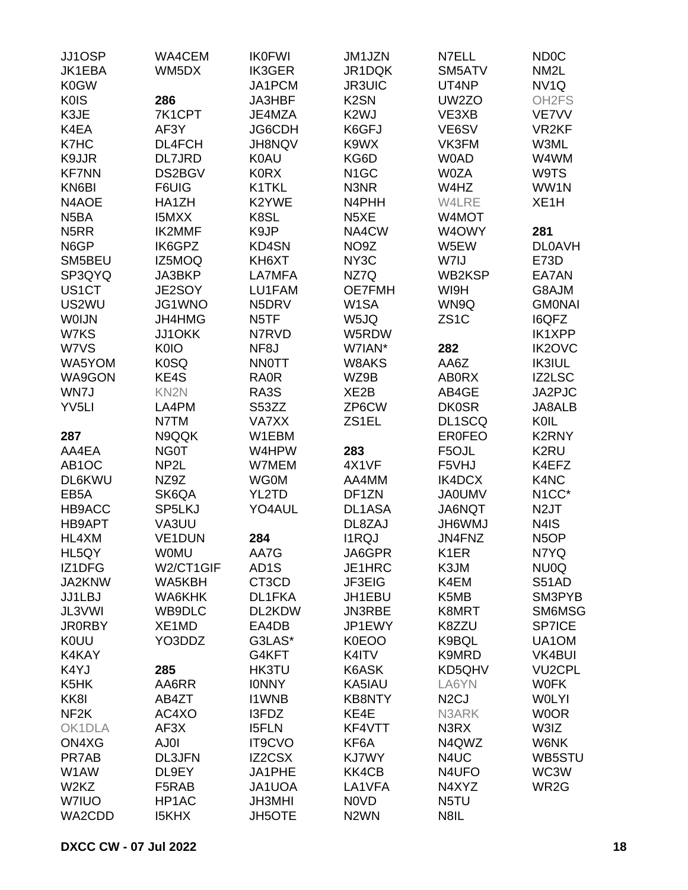JJ1OSP
JK1EBA
K0GW
K0IS
K3JE
K4EA
K7HC
K9JJR
KF7NN
KN6BI
N4AOE
N5BA
N5RR
N6GP
SM5BEU
SP3QYQ
US1CT
US2WU
W0IJN
W7KS
W7VS
WA5YOM
WA9GON
WN7J
YV5LI

**287**
AA4EA
AB1OC
DL6KWU
EB5A
HB9ACC
HB9APT
HL4XM
HL5QY
IZ1DFG
JA2KNW
JJ1LBJ
JL3VWI
JR0RBY
K0UU
K4KAY
K4YJ
K5HK
KK8I
NF2K
OK1DLA
ON4XG
PR7AB
W1AW
W2KZ
W7IUO
WA2CDD

WA4CEM
WM5DX

**286**
7K1CPT
AF3Y
DL4FCH
DL7JRD
DS2BGV
F6UIG
HA1ZH
I5MXX
IK2MMF
IK6GPZ
IZ5MOQ
JA3BKP
JE2SOY
JG1WNO
JH4HMG
JJ1OKK
K0IO
K0SQ
KE4S
KN2N
LA4PM
N7TM
N9QQK
NG0T
NP2L
NZ9Z
SK6QA
SP5LKJ
VA3UU
VE1DUN
W0MU
W2/CT1GIF
WA5KBH
WA6KHK
WB9DLC
XE1MD
YO3DDZ

**285**
AA6RR
AB4ZT
AC4XO
AF3X
AJ0I
DL3JFN
DL9EY
F5RAB
HP1AC
I5KHX

IK0FWI
IK3GER
JA1PCM
JA3HBF
JE4MZA
JG6CDH
JH8NQV
K0AU
K0RX
K1TKL
K2YWE
K8SL
K9JP
KD4SN
KH6XT
LA7MFA
LU1FAM
N5DRV
N5TF
N7RVD
NF8J
NN0TT
RA0R
RA3S
S53ZZ
VA7XX
W1EBM
W4HPW
W7MEM
WG0M
YL2TD
YO4AUL

**284**
AA7G
AD1S
CT3CD
DL1FKA
DL2KDW
EA4DB
G3LAS*
G4KFT
HK3TU
I0NNY
I1WNB
I3FDZ
I5FLN
IT9CVO
IZ2CSX
JA1PHE
JA1UOA
JH3MHI
JH5OTE

JM1JZN
JR1DQK
JR3UIC
K2SN
K2WJ
K6GFJ
K9WX
KG6D
N1GC
N3NR
N4PHH
N5XE
NA4CW
NO9Z
NY3C
NZ7Q
OE7FMH
W1SA
W5JQ
W5RDW
W7IAN*
W8AKS
WZ9B
XE2B
ZP6CW
ZS1EL

**283**
4X1VF
AA4MM
DF1ZN
DL1ASA
DL8ZAJ
I1RQJ
JA6GPR
JE1HRC
JF3EIG
JH1EBU
JN3RBE
JP1EWY
K0EOO
K4ITV
K6ASK
KA5IAU
KB8NTY
KE4E
KF4VTT
KF6A
KJ7WY
KK4CB
LA1VFA
N0VD
N2WN

N7ELL
SM5ATV
UT4NP
UW2ZO
VE3XB
VE6SV
VK3FM
W0AD
W0ZA
W4HZ
W4LRE
W4MOT
W4OWY
W5EW
W7IJ
WB2KSP
WI9H
WN9Q
ZS1C

**282**
AA6Z
AB0RX
AB4GE
DK0SR
DL1SCQ
ER0FEO
F5OJL
F5VHJ
IK4DCX
JA0UMV
JA6NQT
JH6WMJ
JN4FNZ
K1ER
K3JM
K4EM
K5MB
K8MRT
K8ZZU
K9BQL
K9MRD
KD5QHV
LA6YN
N2CJ
N3ARK
N3RX
N4QWZ
N4UC
N4UFO
N4XYZ
N5TU
N8IL

ND0C
NM2L
NV1Q
OH2FS
VE7VV
VR2KF
W3ML
W4WM
W9TS
WW1N
XE1H

**281**
DL0AVH
E73D
EA7AN
G8AJM
GM0NAI
I6QFZ
IK1XPP
IK2OVC
IK3IUL
IZ2LSC
JA2PJC
JA8ALB
K0IL
K2RNY
K2RU
K4EFZ
K4NC
N1CC*
N2JT
N4IS
N5OP
N7YQ
NU0Q
S51AD
SM3PYB
SM6MSG
SP7ICE
UA1OM
VK4BUI
VU2CPL
W0FK
W0LYI
W0OR
W3IZ
W6NK
WB5STU
WC3W
WR2G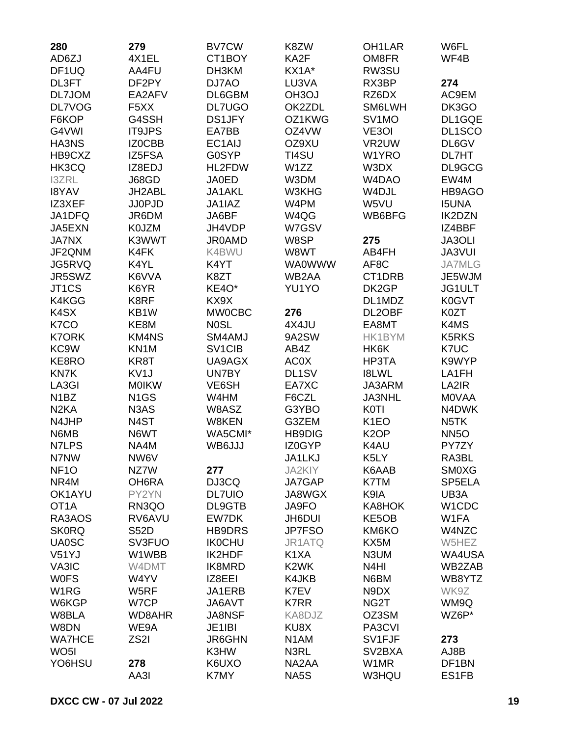**280**
AD6ZJ
DF1UQ
DL3FT
DL7JOM
DL7VOG
F6KOP
G4VWI
HA3NS
HB9CXZ
HK3CQ
I3ZRL
I8YAV
IZ3XEF
JA1DFQ
JA5EXN
JA7NX
JF2QNM
JG5RVQ
JR5SWZ
JT1CS
K4KGG
K4SX
K7CO
K7ORK
KC9W
KE8RO
KN7K
LA3GI
N1BZ
N2KA
N4JHP
N6MB
N7LPS
N7NW
NF1O
NR4M
OK1AYU
OT1A
RA3AOS
SK0RQ
UA0SC
V51YJ
VA3IC
W0FS
W1RG
W6KGP
W8BLA
W8DN
WA7HCE
WO5I
YO6HSU

**279**
4X1EL
AA4FU
DF2PY
EA2AFV
F5XX
G4SSH
IT9JPS
IZ0CBB
IZ5FSA
IZ8EDJ
J68GD
JH2ABL
JJ0PJD
JR6DM
K0JZM
K3WWT
K4FK
K4YL
K6VVA
K6YR
K8RF
KB1W
KE8M
KM4NS
KN1M
KR8T
KV1J
M0IKW
N1GS
N3AS
N4ST
N6WT
NA4M
NW6V
NZ7W
OH6RA
PY2YN
RN3QO
RV6AVU
S52D
SV3FUO
W1WBB
W4DMT
W4YV
W5RF
W7CP
WD8AHR
WE9A
ZS2I

**278**
AA3I
BV7CW
CT1BOY
DH3KM
DJ7AO
DL6GBM
DL7UGO
DS1JFY
EA7BB
EC1AIJ
G0SYP
HL2FDW
JA0ED
JA1AKL
JA1IAZ
JA6BF
JH4VDP
JR0AMD
K4BWU
K4YT
K8ZT
KE4O*
KX9X
MW0CBC
N0SL
SM4AMJ
SV1CIB
UA9AGX
UN7BY
VE6SH
W4HM
W8ASZ
W8KEN
WA5CMI*
WB6JJJ

**277**
DJ3CQ
DL7UIO
DL9GTB
EW7DK
HB9DRS
IK0CHU
IK2HDF
IK8MRD
IZ8EEI
JA1ERB
JA6AVT
JA8NSF
JE1IBI
JR6GHN
K3HW
K6UXO
K7MY
K8ZW
KA2F
KX1A*
LU3VA
OH3OJ
OK2ZDL
OZ1KWG
OZ4VW
OZ9XU
TI4SU
W1ZZ
W3DM
W3KHG
W4PM
W4QG
W7GSV
W8SP
W8WT
WA0WWW
WB2AA
YU1YO

**276**
4X4JU
9A2SW
AB4Z
AC0X
DL1SV
EA7XC
F6CZL
G3YBO
G3ZEM
HB9DIG
IZ0GYP
JA1LKJ
JA2KIY
JA7GAP
JA8WGX
JA9FO
JH6DUI
JP7FSO
JR1ATQ
K1XA
K2WK
K4JKB
K7EV
K7RR
KA8DJZ
KU8X
N1AM
N3RL
NA2AA
NA5S
OH1LAR
OM8FR
RW3SU
RX3BP
RZ6DX
SM6LWH
SV1MO
VE3OI
VR2UW
W1YRO
W3DX
W4DAO
W4DJL
W5VU
WB6BFG

**275**
AB4FH
AF8C
CT1DRB
DK2GP
DL1MDZ
DL2OBF
EA8MT
HK1BYM
HK6K
HP3TA
I8LWL
JA3ARM
JA3NHL
K0TI
K1EO
K2OP
K4AU
K5LY
K6AAB
K7TM
K9IA
KA8HOK
KE5OB
KM6KO
KX5M
N3UM
N4HI
N6BM
N9DX
NG2T
OZ3SM
PA3CVI
SV1FJF
SV2BXA
W1MR
W3HQU
W6FL
WF4B

**274**
AC9EM
DK3GO
DL1GQE
DL1SCO
DL6GV
DL7HT
DL9GCG
EW4M
HB9AGO
I5UNA
IK2DZN
IZ4BBF
JA3OLI
JA3VUI
JA7MLG
JE5WJM
JG1ULT
K0GVT
K0ZT
K4MS
K5RKS
K7UC
K9WYP
LA1FH
LA2IR
M0VAA
N4DWK
N5TK
NN5O
PY7ZY
RA3BL
SM0XG
SP5ELA
UB3A
W1CDC
W1FA
W4NZC
W5HEZ
WA4USA
WB2ZAB
WB8YTZ
WK9Z
WM9Q
WZ6P*

**273**
AJ8B
DF1BN
ES1FB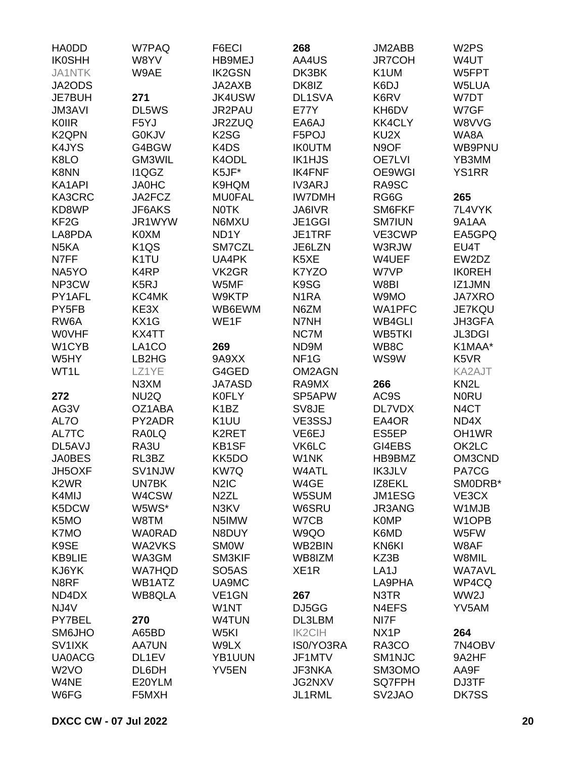HA0DD
IK0SHH
JA1NTK
JA2ODS
JE7BUH
JM3AVI
K0IIR
K2QPN
K4JYS
K8LO
K8NN
KA1API
KA3CRC
KD8WP
KF2G
LA8PDA
N5KA
N7FF
NA5YO
NP3CW
PY1AFL
PY5FB
RW6A
W0VHF
W1CYB
W5HY
WT1L

**272**
AG3V
AL7O
AL7TC
DL5AVJ
JA0BES
JH5OXF
K2WR
K4MIJ
K5DCW
K5MO
K7MO
K9SE
KB9LIE
KJ6YK
N8RF
ND4DX
NJ4V
PY7BEL
SM6JHO
SV1IXK
UA0ACG
W2VO
W4NE
W6FG

W7PAQ
W8YV
W9AE

**271**
DL5WS
F5YJ
G0KJV
G4BGW
GM3WIL
I1QGZ
JA0HC
JA2FCZ
JF6AKS
JR1WYW
K0XM
K1QS
K1TU
K4RP
K5RJ
KC4MK
KE3X
KX1G
KX4TT
LA1CO
LB2HG
LZ1YE
N3XM
NU2Q
OZ1ABA
PY2ADR
RA0LQ
RA3U
RL3BZ
SV1NJW
UN7BK
W4CSW
W5WS*
W8TM
WA0RAD
WA2VKS
WA3GM
WA7HQD
WB1ATZ
WB8QLA

**270**
A65BD
AA7UN
DL1EV
DL6DH
E20YLM
F5MXH

F6ECI
HB9MEJ
IK2GSN
JA2AXB
JK4USW
JR2PAU
JR2ZUQ
K2SG
K4DS
K4ODL
K5JF*
K9HQM
MU0FAL
N0TK
N6MXU
ND1Y
SM7CZL
UA4PK
VK2GR
W5MF
W9KTP
WB6EWM
WE1F

**269**
9A9XX
G4GED
JA7ASD
K0FLY
K1BZ
K1UU
K2RET
KB1SF
KK5DO
KW7Q
N2IC
N2ZL
N3KV
N5IMW
N8DUY
SM0W
SM3KIF
SO5AS
UA9MC
VE1GN
W1NT
W4TUN
W5KI
W9LX
YB1UUN
YV5EN

**268**
AA4US
DK3BK
DK8IZ
DL1SVA
E77Y
EA6AJ
F5POJ
IK0UTM
IK1HJS
IK4FNF
IV3ARJ
IW7DMH
JA6IVR
JE1GGI
JE1TRF
JE6LZN
K5XE
K7YZO
K9SG
N1RA
N6ZM
N7NH
NC7M
ND9M
NF1G
OM2AGN
RA9MX
SP5APW
SV8JE
VE3SSJ
VE6EJ
VK6LC
W1NK
W4ATL
W4GE
W5SUM
W6SRU
W7CB
W9QO
WB2BIN
WB8IZM
XE1R

**267**
DJ5GG
DL3LBM
IK2CIH
IS0/YO3RA
JF1MTV
JF3NKA
JG2NXV
JL1RML

JM2ABB
JR7COH
K1UM
K6DJ
K6RV
KH6DV
KK4CLY
KU2X
N9OF
OE7LVI
OE9WGI
RA9SC
RG6G
SM6FKF
SM7IUN
VE3CWP
W3RJW
W4UEF
W7VP
W8BI
W9MO
WA1PFC
WB4GLI
WB5TKI
WB8C
WS9W

**266**
AC9S
DL7VDX
EA4OR
ES5EP
GI4EBS
HB9BMZ
IK3JLV
IZ8EKL
JM1ESG
JR3ANG
K0MP
K6MD
KN6KI
KZ3B
LA1J
LA9PHA
N3TR
N4EFS
NI7F
NX1P
RA3CO
SM1NJC
SM3OMO
SQ7FPH
SV2JAO

W2PS
W4UT
W5FPT
W5LUA
W7DT
W7GF
W8VVG
WA8A
WB9PNU
YB3MM
YS1RR

**265**
7L4VYK
9A1AA
EA5GPQ
EU4T
EW2DZ
IK0REH
IZ1JMN
JA7XRO
JE7KQU
JH3GFA
JL3DGI
K1MAA*
K5VR
KA2AJT
KN2L
N0RU
N4CT
ND4X
OH1WR
OK2LC
OM3CND
PA7CG
SM0DRB*
VE3CX
W1MJB
W1OPB
W5FW
W8AF
W8MIL
WA7AVL
WP4CQ
WW2J
YV5AM

**264**
7N4OBV
9A2HF
AA9F
DJ3TF
DK7SS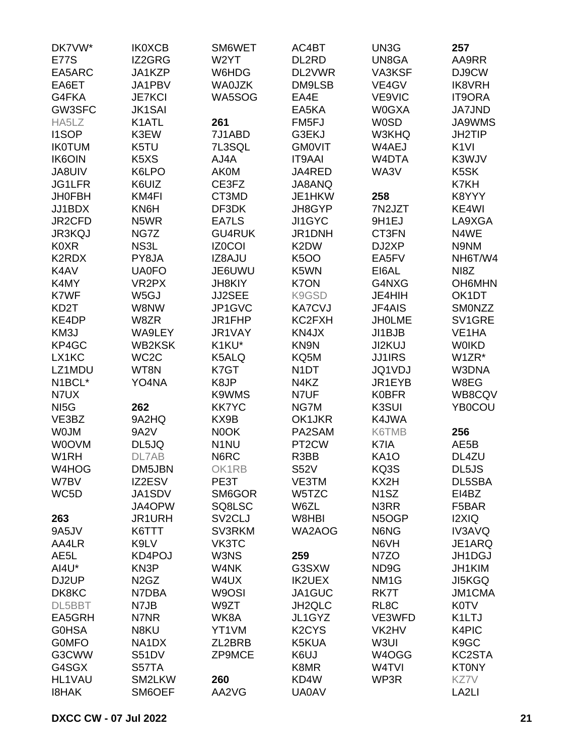DK7VW*
E77S
EA5ARC
EA6ET
G4FKA
GW3SFC
HA5LZ
I1SOP
IK0TUM
IK6OIN
JA8UIV
JG1LFR
JH0FBH
JJ1BDX
JR2CFD
JR3KQJ
K0XR
K2RDX
K4AV
K4MY
K7WF
KD2T
KE4DP
KM3J
KP4GC
LX1KC
LZ1MDU
N1BCL*
N7UX
NI5G
VE3BZ
W0JM
W0OVM
W1RH
W4HOG
W7BV
WC5D

**263**
9A5JV
AA4LR
AE5L
AI4U*
DJ2UP
DK8KC
DL5BBT
EA5GRH
G0HSA
G0MFO
G3CWW
G4SGX
HL1VAU
I8HAK
IK0XCB
IZ2GRG
JA1KZP
JA1PBV
JE7KCI
JK1SAI
K1ATL
K3EW
K5TU
K5XS
K6LPO
K6UIZ
KM4FI
KN6H
N5WR
NG7Z
NS3L
PY8JA
UA0FO
VR2PX
W5GJ
W8NW
W8ZR
WA9LEY
WB2KSK
WC2C
WT8N
YO4NA

**262**
9A2HQ
9A2V
DL5JQ
DL7AB
DM5JBN
IZ2ESV
JA1SDV
JA4OPW
JR1URH
K6TTT
K9LV
KD4POJ
KN3P
N2GZ
N7DBA
N7JB
N7NR
N8KU
NA1DX
S51DV
S57TA
SM2LKW
SM6OEF
SM6WET
W2YT
W6HDG
WA0JZK
WA5SOG

**261**
7J1ABD
7L3SQL
AJ4A
AK0M
CE3FZ
CT3MD
DF3DK
EA7LS
GU4RUK
IZ0COI
IZ8AJU
JE6UWU
JH8KIY
JJ2SEE
JP1GVC
JR1FHP
JR1VAY
K1KU*
K5ALQ
K7GT
K8JP
K9WMS
KK7YC
KX9B
N0OK
N1NU
N6RC
OK1RB
PE3T
SM6GOR
SQ8LSC
SV2CLJ
SV3RKM
VK3TC
W3NS
W4NK
W4UX
W9OSI
W9ZT
WK8A
YT1VM
ZL2BRB
ZP9MCE

**260**
AA2VG
AC4BT
DL2RD
DL2VWR
DM9LSB
EA4E
EA5KA
FM5FJ
G3EKJ
GM0VIT
IT9AAI
JA4RED
JA8ANQ
JE1HKW
JH8GYP
JI1GYC
JR1DNH
K2DW
K5OO
K5WN
K7ON
K9GSD
KA7CVJ
KC2FXH
KN4JX
KN9N
KQ5M
N1DT
N4KZ
N7UF
NG7M
OK1JKR
PA2SAM
PT2CW
R3BB
S52V
VE3TM
W5TZC
W6ZL
W8HBI
WA2AOG

**259**
G3SXW
IK2UEX
JA1GUC
JH2QLC
JL1GYZ
K2CYS
K5KUA
K6UJ
K8MR
KD4W
UA0AV
UN3G
UN8GA
VA3KSF
VE4GV
VE9VIC
W0GXA
W0SD
W3KHQ
W4AEJ
W4DTA
WA3V

**258**
7N2JZT
9H1EJ
CT3FN
DJ2XP
EA5FV
EI6AL
G4NXG
JE4HIH
JF4AIS
JH0LME
JI1BJB
JI2KUJ
JJ1IRS
JQ1VDJ
JR1EYB
K0BFR
K3SUI
K4JWA
K6TMB
K7IA
KA1O
KQ3S
KX2H
N1SZ
N3RR
N5OGP
N6NG
N6VH
N7ZO
ND9G
NM1G
RK7T
RL8C
VE3WFD
VK2HV
W3UI
W4OGG
W4TVI
WP3R

**257**
AA9RR
DJ9CW
IK8VRH
IT9ORA
JA7JND
JA9WMS
JH2TIP
K1VI
K3WJV
K5SK
K7KH
K8YYY
KE4WI
LA9XGA
N4WE
N9NM
NH6T/W4
NI8Z
OH6MHN
OK1DT
SM0NZZ
SV1GRE
VE1HA
W0IKD
W1ZR*
W3DNA
W8EG
WB8CQV
YB0COU

**256**
AE5B
DL4ZU
DL5JS
DL5SBA
EI4BZ
F5BAR
I2XIQ
IV3AVQ
JE1ARQ
JH1DGJ
JH1KIM
JI5KGQ
JM1CMA
K0TV
K1LTJ
K4PIC
K9GC
KC2STA
KT0NY
KZ7V
LA2LI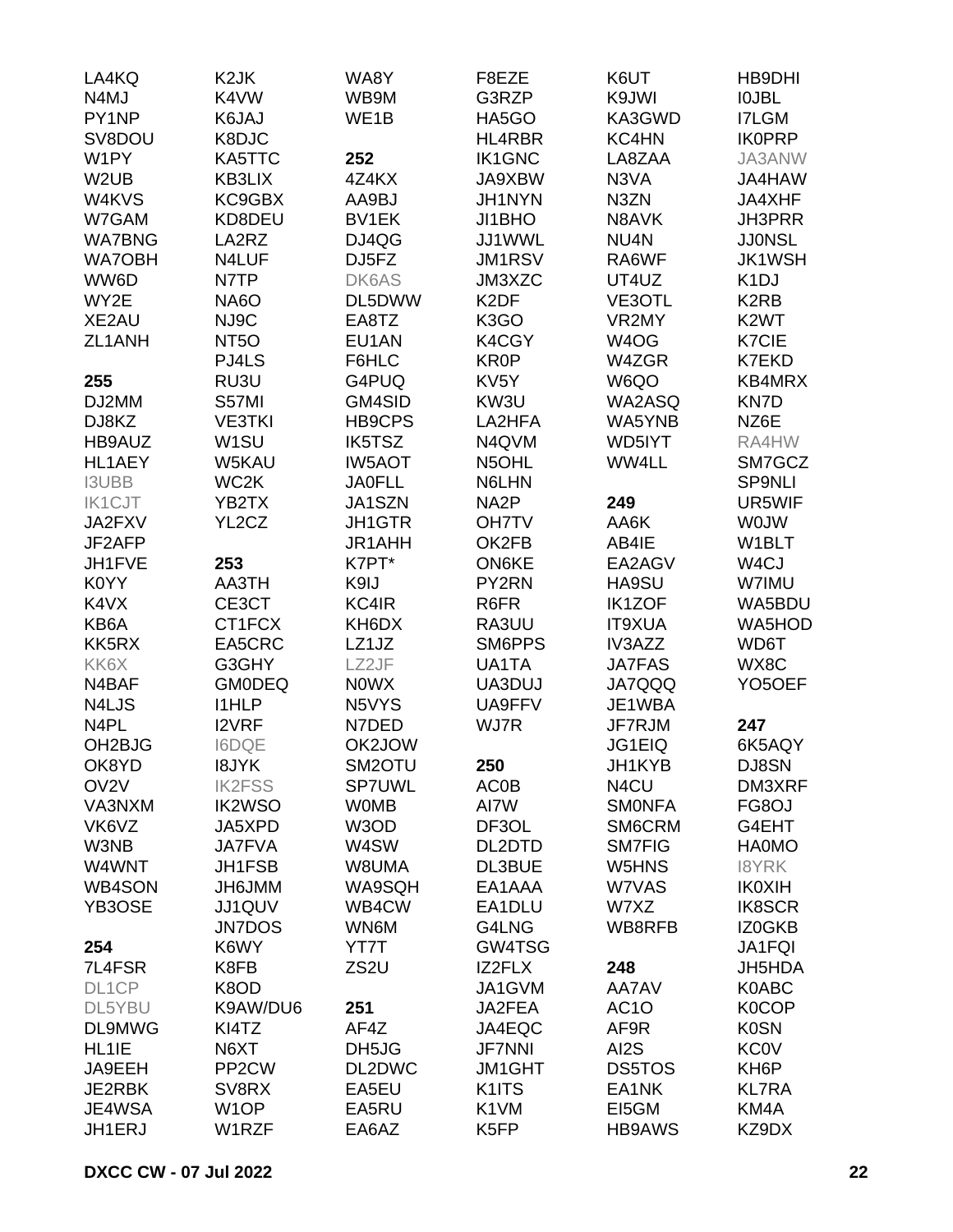LA4KQ
N4MJ
PY1NP
SV8DOU
W1PY
W2UB
W4KVS
W7GAM
WA7BNG
WA7OBH
WW6D
WY2E
XE2AU
ZL1ANH

**255**
DJ2MM
DJ8KZ
HB9AUZ
HL1AEY
I3UBB
IK1CJT
JA2FXV
JF2AFP
JH1FVE
K0YY
K4VX
KB6A
KK5RX
KK6X
N4BAF
N4LJS
N4PL
OH2BJG
OK8YD
OV2V
VA3NXM
VK6VZ
W3NB
W4WNT
WB4SON
YB3OSE

**254**
7L4FSR
DL1CP
DL5YBU
DL9MWG
HL1IE
JA9EEH
JE2RBK
JE4WSA
JH1ERJ
K2JK
K4VW
K6JAJ
K8DJC
KA5TTC
KB3LIX
KC9GBX
KD8DEU
LA2RZ
N4LUF
N7TP
NA6O
NJ9C
NT5O
PJ4LS
RU3U
S57MI
VE3TKI
W1SU
W5KAU
WC2K
YB2TX
YL2CZ

**253**
AA3TH
CE3CT
CT1FCX
EA5CRC
G3GHY
GM0DEQ
I1HLP
I2VRF
I6DQE
I8JYK
IK2FSS
IK2WSO
JA5XPD
JA7FVA
JH1FSB
JH6JMM
JJ1QUV
JN7DOS
K6WY
K8FB
K8OD
K9AW/DU6
KI4TZ
N6XT
PP2CW
SV8RX
W1OP
W1RZF
WA8Y
WB9M
WE1B

**252**
4Z4KX
AA9BJ
BV1EK
DJ4QG
DJ5FZ
DK6AS
DL5DWW
EA8TZ
EU1AN
F6HLC
G4PUQ
GM4SID
HB9CPS
IK5TSZ
IW5AOT
JA0FLL
JA1SZN
JH1GTR
JR1AHH
K7PT*
K9IJ
KC4IR
KH6DX
LZ1JZ
LZ2JF
N0WX
N5VYS
N7DED
OK2JOW
SM2OTU
SP7UWL
W0MB
W3OD
W4SW
W8UMA
WA9SQH
WB4CW
WN6M
YT7T
ZS2U

**251**
AF4Z
DH5JG
DL2DWC
EA5EU
EA5RU
EA6AZ
F8EZE
G3RZP
HA5GO
HL4RBR
IK1GNC
JA9XBW
JH1NYN
JI1BHO
JJ1WWL
JM1RSV
JM3XZC
K2DF
K3GO
K4CGY
KR0P
KV5Y
KW3U
LA2HFA
N4QVM
N5OHL
N6LHN
NA2P
OH7TV
OK2FB
ON6KE
PY2RN
R6FR
RA3UU
SM6PPS
UA1TA
UA3DUJ
UA9FFV
WJ7R

**250**
AC0B
AI7W
DF3OL
DL2DTD
DL3BUE
EA1AAA
EA1DLU
G4LNG
GW4TSG
IZ2FLX
JA1GVM
JA2FEA
JA4EQC
JF7NNI
JM1GHT
K1ITS
K1VM
K5FP
K6UT
K9JWI
KA3GWD
KC4HN
LA8ZAA
N3VA
N3ZN
N8AVK
NU4N
RA6WF
UT4UZ
VE3OTL
VR2MY
W4OG
W4ZGR
W6QO
WA2ASQ
WA5YNB
WD5IYT
WW4LL

**249**
AA6K
AB4IE
EA2AGV
HA9SU
IK1ZOF
IT9XUA
IV3AZZ
JA7FAS
JA7QQQ
JE1WBA
JF7RJM
JG1EIQ
JH1KYB
N4CU
SM0NFA
SM6CRM
SM7FIG
W5HNS
W7VAS
W7XZ
WB8RFB

**248**
AA7AV
AC1O
AF9R
AI2S
DS5TOS
EA1NK
EI5GM
HB9AWS
HB9DHI
I0JBL
I7LGM
IK0PRP
JA3ANW
JA4HAW
JA4XHF
JH3PRR
JJ0NSL
JK1WSH
K1DJ
K2RB
K2WT
K7CIE
K7EKD
KB4MRX
KN7D
NZ6E
RA4HW
SM7GCZ
SP9NLI
UR5WIF
W0JW
W1BLT
W4CJ
W7IMU
WA5BDU
WA5HOD
WD6T
WX8C
YO5OEF

**247**
6K5AQY
DJ8SN
DM3XRF
FG8OJ
G4EHT
HA0MO
I8YRK
IK0XIH
IK8SCR
IZ0GKB
JA1FQI
JH5HDA
K0ABC
K0COP
K0SN
KC0V
KH6P
KL7RA
KM4A
KZ9DX

**DXCC CW - 07 Jul 2022**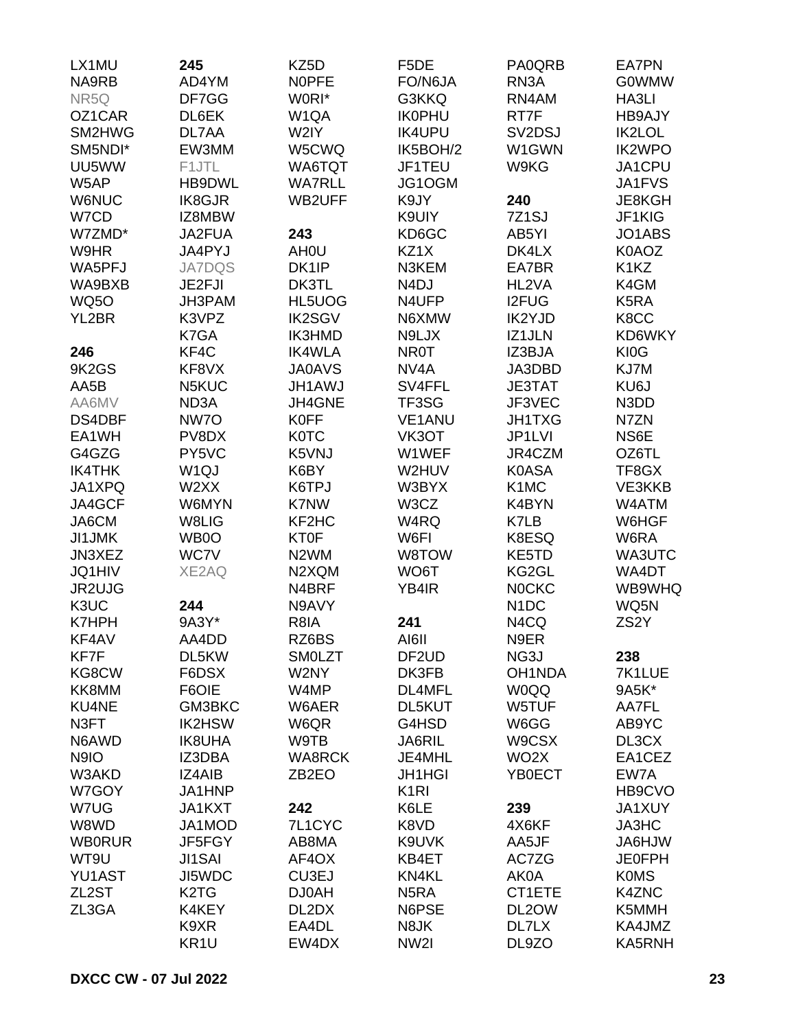LX1MU
NA9RB
NR5Q
OZ1CAR
SM2HWG
SM5NDI*
UU5WW
W5AP
W6NUC
W7CD
W7ZMD*
W9HR
WA5PFJ
WA9BXB
WQ5O
YL2BR

**246**
9K2GS
AA5B
AA6MV
DS4DBF
EA1WH
G4GZG
IK4THK
JA1XPQ
JA4GCF
JA6CM
JI1JMK
JN3XEZ
JQ1HIV
JR2UJG
K3UC
K7HPH
KF4AV
KF7F
KG8CW
KK8MM
KU4NE
N3FT
N6AWD
N9IO
W3AKD
W7GOY
W7UG
W8WD
WB0RUR
WT9U
YU1AST
ZL2ST
ZL3GA

**245**
AD4YM
DF7GG
DL6EK
DL7AA
EW3MM
F1JTL
HB9DWL
IK8GJR
IZ8MBW
JA2FUA
JA4PYJ
JA7DQS
JE2FJI
JH3PAM
K3VPZ
K7GA
KF4C
KF8VX
N5KUC
ND3A
NW7O
PV8DX
PY5VC
W1QJ
W2XX
W6MYN
W8LIG
WB0O
WC7V
XE2AQ

**244**
9A3Y*
AA4DD
DL5KW
F6DSX
F6OIE
GM3BKC
IK2HSW
IK8UHA
IZ3DBA
IZ4AIB
JA1HNP
JA1KXT
JA1MOD
JF5FGY
JI1SAI
JI5WDC
K2TG
K4KEY
K9XR
KR1U

KZ5D
N0PFE
W0RI*
W1QA
W2IY
W5CWQ
WA6TQT
WA7RLL
WB2UFF

**243**
AH0U
DK1IP
DK3TL
HL5UOG
IK2SGV
IK3HMD
IK4WLA
JA0AVS
JH1AWJ
JH4GNE
K0FF
K0TC
K5VNJ
K6BY
K6TPJ
K7NW
KF2HC
KT0F
N2WM
N2XQM
N4BRF
N9AVY
R8IA
RZ6BS
SM0LZT
W2NY
W4MP
W6AER
W6QR
W9TB
WA8RCK
ZB2EO

**242**
7L1CYC
AB8MA
AF4OX
CU3EJ
DJ0AH
DL2DX
EA4DL
EW4DX

F5DE
FO/N6JA
G3KKQ
IK0PHU
IK4UPU
IK5BOH/2
JF1TEU
JG1OGM
K9JY
K9UIY
KD6GC
KZ1X
N3KEM
N4DJ
N4UFP
N6XMW
N9LJX
NR0T
NV4A
SV4FFL
TF3SG
VE1ANU
VK3OT
W1WEF
W2HUV
W3BYX
W3CZ
W4RQ
W6FI
W8TOW
WO6T
YB4IR

**241**
AI6II
DF2UD
DK3FB
DL4MFL
DL5KUT
G4HSD
JA6RIL
JE4MHL
JH1HGI
K1RI
K6LE
K8VD
K9UVK
KB4ET
KN4KL
N5RA
N6PSE
N8JK
NW2I

PA0QRB
RN3A
RN4AM
RT7F
SV2DSJ
W1GWN
W9KG

**240**
7Z1SJ
AB5YI
DK4LX
EA7BR
HL2VA
I2FUG
IK2YJD
IZ1JLN
IZ3BJA
JA3DBD
JE3TAT
JF3VEC
JH1TXG
JP1LVI
JR4CZM
K0ASA
K1MC
K4BYN
K7LB
K8ESQ
KE5TD
KG2GL
N0CKC
N1DC
N4CQ
N9ER
NG3J
OH1NDA
W0QQ
W5TUF
W6GG
W9CSX
WO2X
YB0ECT

**239**
4X6KF
AA5JF
AC7ZG
AK0A
CT1ETE
DL2OW
DL7LX
DL9ZO

EA7PN
G0WMW
HA3LI
HB9AJY
IK2LOL
IK2WPO
JA1CPU
JA1FVS
JE8KGH
JF1KIG
JO1ABS
K0AOZ
K1KZ
K4GM
K5RA
K8CC
KD6WKY
KI0G
KJ7M
KU6J
N3DD
N7ZN
NS6E
OZ6TL
TF8GX
VE3KKB
W4ATM
W6HGF
W6RA
WA3UTC
WA4DT
WB9WHQ
WQ5N
ZS2Y

**238**
7K1LUE
9A5K*
AA7FL
AB9YC
DL3CX
EA1CEZ
EW7A
HB9CVO
JA1XUY
JA3HC
JA6HJW
JE0FPH
K0MS
K4ZNC
K5MMH
KA4JMZ
KA5RNH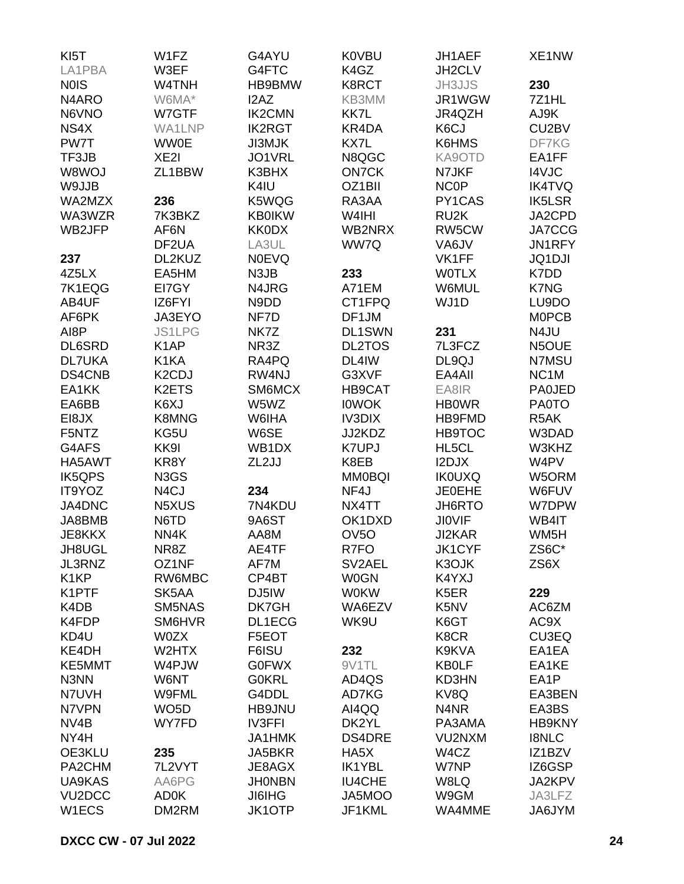KI5T
LA1PBA
N0IS
N4ARO
N6VNO
NS4X
PW7T
TF3JB
W8WOJ
W9JJB
WA2MZX
WA3WZR
WB2JFP

**237**
4Z5LX
7K1EQG
AB4UF
AF6PK
AI8P
DL6SRD
DL7UKA
DS4CNB
EA1KK
EA6BB
EI8JX
F5NTZ
G4AFS
HA5AWT
IK5QPS
IT9YOZ
JA4DNC
JA8BMB
JE8KKX
JH8UGL
JL3RNZ
K1KP
K1PTF
K4DB
K4FDP
KD4U
KE4DH
KE5MMT
N3NN
N7UVH
N7VPN
NV4B
NY4H
OE3KLU
PA2CHM
UA9KAS
VU2DCC
W1ECS

W1FZ
W3EF
W4TNH
W6MA*
W7GTF
WA1LNP
WW0E
XE2I
ZL1BBW

**236**
7K3BKZ
AF6N
DF2UA
DL2KUZ
EA5HM
EI7GY
IZ6FYI
JA3EYO
JS1LPG
K1AP
K1KA
K2CDJ
K2ETS
K6XJ
K8MNG
KG5U
KK9I
KR8Y
N3GS
N4CJ
N5XUS
N6TD
NN4K
NR8Z
OZ1NF
RW6MBC
SK5AA
SM5NAS
SM6HVR
W0ZX
W2HTX
W4PJW
W6NT
W9FML
WO5D
WY7FD

**235**
7L2VYT
AA6PG
AD0K
DM2RM

G4AYU
G4FTC
HB9BMW
I2AZ
IK2CMN
IK2RGT
JI3MJK
JO1VRL
K3BHX
K4IU
K5WQG
KB0IKW
KK0DX
LA3UL
N0EVQ
N3JB
N4JRG
N9DD
NF7D
NK7Z
NR3Z
RA4PQ
RW4NJ
SM6MCX
W5WZ
W6IHA
W6SE
WB1DX
ZL2JJ

**234**
7N4KDU
9A6ST
AA8M
AE4TF
AF7M
CP4BT
DJ5IW
DK7GH
DL1ECG
F5EOT
F6ISU
G0FWX
G0KRL
G4DDL
HB9JNU
IV3FFI
JA1HMK
JA5BKR
JE8AGX
JH0NBN
JI6IHG
JK1OTP

K0VBU
K4GZ
K8RCT
KB3MM
KK7L
KR4DA
KX7L
N8QGC
ON7CK
OZ1BII
RA3AA
W4IHI
WB2NRX
WW7Q

**233**
A71EM
CT1FPQ
DF1JM
DL1SWN
DL2TOS
DL4IW
G3XVF
HB9CAT
I0WOK
IV3DIX
JJ2KDZ
K7UPJ
K8EB
MM0BQI
NF4J
NX4TT
OK1DXD
OV5O
R7FO
SV2AEL
W0GN
W0KW
WA6EZV
WK9U

**232**
9V1TL
AD4QS
AD7KG
AI4QQ
DK2YL
DS4DRE
HA5X
IK1YBL
IU4CHE
JA5MOO
JF1KML

JH1AEF
JH2CLV
JH3JJS
JR1WGW
JR4QZH
K6CJ
K6HMS
KA9OTD
N7JKF
NC0P
PY1CAS
RU2K
RW5CW
VA6JV
VK1FF
W0TLX
W6MUL
WJ1D

**231**
7L3FCZ
DL9QJ
EA4AII
EA8IR
HB0WR
HB9FMD
HB9TOC
HL5CL
I2DJX
IK0UXQ
JE0EHE
JH6RTO
JI0VIF
JI2KAR
JK1CYF
K3OJK
K4YXJ
K5ER
K5NV
K6GT
K8CR
K9KVA
KB0LF
KD3HN
KV8Q
N4NR
PA3AMA
VU2NXM
W4CZ
W7NP
W8LQ
W9GM
WA4MME

XE1NW

**230**
7Z1HL
AJ9K
CU2BV
DF7KG
EA1FF
I4VJC
IK4TVQ
IK5LSR
JA2CPD
JA7CCG
JN1RFY
JQ1DJI
K7DD
K7NG
LU9DO
M0PCB
N4JU
N5OUE
N7MSU
NC1M
PA0JED
PA0TO
R5AK
W3DAD
W3KHZ
W4PV
W5ORM
W6FUV
W7DPW
WB4IT
WM5H
ZS6C*
ZS6X

**229**
AC6ZM
AC9X
CU3EQ
EA1EA
EA1KE
EA1P
EA3BEN
EA3BS
HB9KNY
I8NLC
IZ1BZV
IZ6GSP
JA2KPV
JA3LFZ
JA6JYM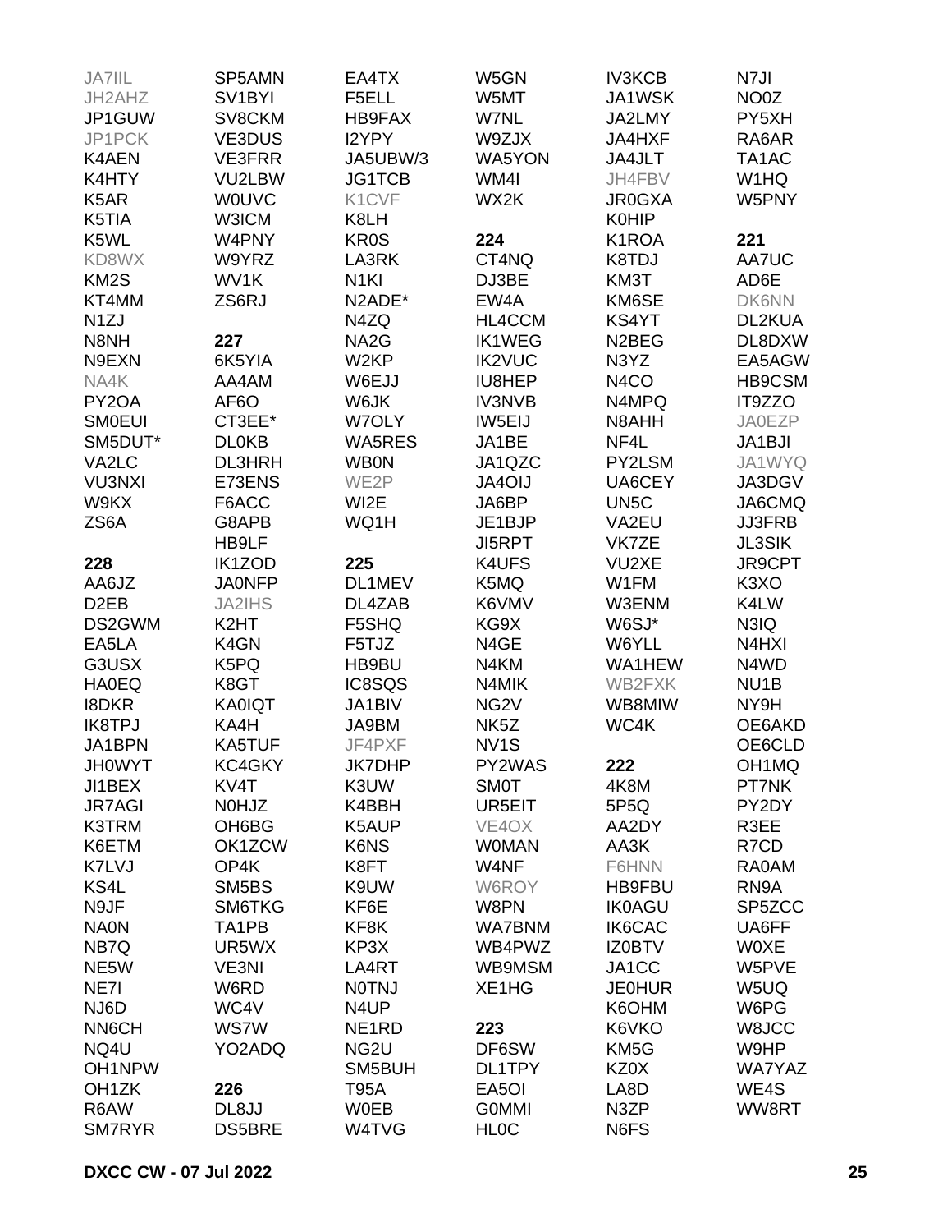JA7IIL
JH2AHZ
JP1GUW
JP1PCK
K4AEN
K4HTY
K5AR
K5TIA
K5WL
KD8WX
KM2S
KT4MM
N1ZJ
N8NH
N9EXN
NA4K
PY2OA
SM0EUI
SM5DUT*
VA2LC
VU3NXI
W9KX
ZS6A

**228**

AA6JZ
D2EB
DS2GWM
EA5LA
G3USX
HA0EQ
I8DKR
IK8TPJ
JA1BPN
JH0WYT
JI1BEX
JR7AGI
K3TRM
K6ETM
K7LVJ
KS4L
N9JF
NA0N
NB7Q
NE5W
NE7I
NJ6D
NN6CH
NQ4U
OH1NPW
OH1ZK
R6AW
SM7RYR

SP5AMN
SV1BYI
SV8CKM
VE3DUS
VE3FRR
VU2LBW
W0UVC
W3ICM
W4PNY
W9YRZ
WV1K
ZS6RJ

**227**

6K5YIA
AA4AM
AF6O
CT3EE*
DL0KB
DL3HRH
E73ENS
F6ACC
G8APB
HB9LF
IK1ZOD
JA0NFP
JA2IHS
K2HT
K4GN
K5PQ
K8GT
KA0IQT
KA4H
KA5TUF
KC4GKY
KV4T
N0HJZ
OH6BG
OK1ZCW
OP4K
SM5BS
SM6TKG
TA1PB
UR5WX
VE3NI
W6RD
WC4V
WS7W
YO2ADQ

**226**

DL8JJ
DS5BRE

EA4TX
F5ELL
HB9FAX
I2YPY
JA5UBW/3
JG1TCB
K1CVF
K8LH
KR0S
LA3RK
N1KI
N2ADE*
N4ZQ
NA2G
W2KP
W6EJJ
W6JK
W7OLY
WA5RES
WB0N
WE2P
WI2E
WQ1H

**225**

DL1MEV
DL4ZAB
F5SHQ
F5TJZ
HB9BU
IC8SQS
JA1BIV
JA9BM
JF4PXF
JK7DHP
K3UW
K4BBH
K5AUP
K6NS
K8FT
K9UW
KF6E
KF8K
KP3X
LA4RT
N0TNJ
N4UP
NE1RD
NG2U
SM5BUH
T95A
W0EB
W4TVG

W5GN
W5MT
W7NL
W9ZJX
WA5YON
WM4I
WX2K

**224**

CT4NQ
DJ3BE
EW4A
HL4CCM
IK1WEG
IK2VUC
IU8HEP
IV3NVB
IW5EIJ
JA1BE
JA1QZC
JA4OIJ
JA6BP
JE1BJP
JI5RPT
K4UFS
K5MQ
K6VMV
KG9X
N4GE
N4KM
N4MIK
NG2V
NK5Z
NV1S
PY2WAS
SM0T
UR5EIT
VE4OX
W0MAN
W4NF
W6ROY
W8PN
WA7BNM
WB4PWZ
WB9MSM
XE1HG

**223**

DF6SW
DL1TPY
EA5OI
G0MMI
HL0C

IV3KCB
JA1WSK
JA2LMY
JA4HXF
JA4JLT
JH4FBV
JR0GXA
K0HIP
K1ROA
K8TDJ
KM3T
KM6SE
KS4YT
N2BEG
N3YZ
N4CO
N4MPQ
N8AHH
NF4L
PY2LSM
UA6CEY
UN5C
VA2EU
VK7ZE
VU2XE
W1FM
W3ENM
W6SJ*
W6YLL
WA1HEW
WB2FXK
WB8MIW
WC4K

**222**

4K8M
5P5Q
AA2DY
AA3K
F6HNN
HB9FBU
IK0AGU
IK6CAC
IZ0BTV
JA1CC
JE0HUR
K6OHM
K6VKO
KM5G
KZ0X
LA8D
N3ZP
N6FS

N7JI
NO0Z
PY5XH
RA6AR
TA1AC
W1HQ
W5PNY

**221**

AA7UC
AD6E
DK6NN
DL2KUA
DL8DXW
EA5AGW
HB9CSM
IT9ZZO
JA0EZP
JA1BJI
JA1WYQ
JA3DGV
JA6CMQ
JJ3FRB
JL3SIK
JR9CPT
K3XO
K4LW
N3IQ
N4HXI
N4WD
NU1B
NY9H
OE6AKD
OE6CLD
OH1MQ
PT7NK
PY2DY
R3EE
R7CD
RA0AM
RN9A
SP5ZCC
UA6FF
W0XE
W5PVE
W5UQ
W6PG
W8JCC
W9HP
WA7YAZ
WE4S
WW8RT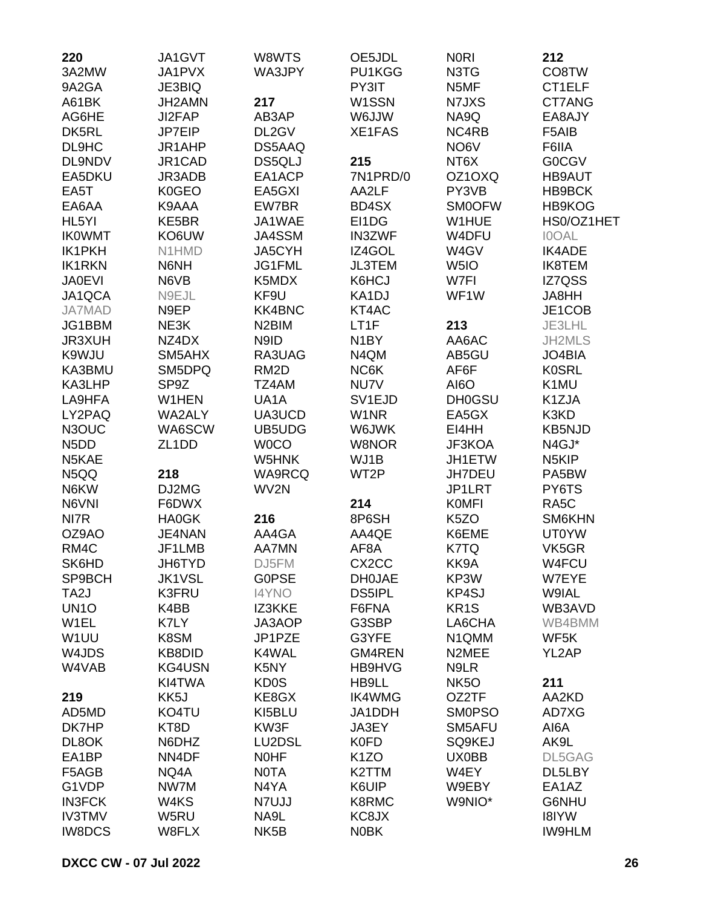**220**
3A2MW
9A2GA
A61BK
AG6HE
DK5RL
DL9HC
DL9NDV
EA5DKU
EA5T
EA6AA
HL5YI
IK0WMT
IK1PKH
IK1RKN
JA0EVI
JA1QCA
JA7MAD
JG1BBM
JR3XUH
K9WJU
KA3BMU
KA3LHP
LA9HFA
LY2PAQ
N3OUC
N5DD
N5KAE
N5QQ
N6KW
N6VNI
NI7R
OZ9AO
RM4C
SK6HD
SP9BCH
TA2J
UN1O
W1EL
W1UU
W4JDS
W4VAB

**219**
AD5MD
DK7HP
DL8OK
EA1BP
F5AGB
G1VDP
IN3FCK
IV3TMV
IW8DCS
JA1GVT
JA1PVX
JE3BIQ
JH2AMN
JI2FAP
JP7EIP
JR1AHP
JR1CAD
JR3ADB
K0GEO
K9AAA
KE5BR
KO6UW
N1HMD
N6NH
N6VB
N9EJL
N9EP
NE3K
NZ4DX
SM5AHX
SM5DPQ
SP9Z
W1HEN
WA2ALY
WA6SCW
ZL1DD

**218**
DJ2MG
F6DWX
HA0GK
JE4NAN
JF1LMB
JH6TYD
JK1VSL
K3FRU
K4BB
K7LY
K8SM
KB8DID
KG4USN
KI4TWA
KK5J
KO4TU
KT8D
N6DHZ
NN4DF
NQ4A
NW7M
W4KS
W5RU
W8FLX
W8WTS
WA3JPY

**217**
AB3AP
DL2GV
DS5AAQ
DS5QLJ
EA1ACP
EA5GXI
EW7BR
JA1WAE
JA4SSM
JA5CYH
JG1FML
K5MDX
KF9U
KK4BNC
N2BIM
N9ID
RA3UAG
RM2D
TZ4AM
UA1A
UA3UCD
UB5UDG
W0CO
W5HNK
WA9RCQ
WV2N

**216**
AA4GA
AA7MN
DJ5FM
G0PSE
I4YNO
IZ3KKE
JA3AOP
JP1PZE
K4WAL
K5NY
KD0S
KE8GX
KI5BLU
KW3F
LU2DSL
N0HF
N0TA
N4YA
N7UJJ
NA9L
NK5B
OE5JDL
PU1KGG
PY3IT
W1SSN
W6JJW
XE1FAS

**215**
7N1PRD/0
AA2LF
BD4SX
EI1DG
IN3ZWF
IZ4GOL
JL3TEM
K6HCJ
KA1DJ
KT4AC
LT1F
N1BY
N4QM
NC6K
NU7V
SV1EJD
W1NR
W6JWK
W8NOR
WJ1B
WT2P

**214**
8P6SH
AA4QE
AF8A
CX2CC
DH0JAE
DS5IPL
F6FNA
G3SBP
G3YFE
GM4REN
HB9HVG
HB9LL
IK4WMG
JA1DDH
JA3EY
K0FD
K1ZO
K2TTM
K6UIP
K8RMC
KC8JX
N0BK
N0RI
N3TG
N5MF
N7JXS
NA9Q
NC4RB
NO6V
NT6X
OZ1OXQ
PY3VB
SM0OFW
W1HUE
W4DFU
W4GV
W5IO
W7FI
WF1W

**213**
AA6AC
AB5GU
AF6F
AI6O
DH0GSU
EA5GX
EI4HH
JF3KOA
JH1ETW
JH7DEU
JP1LRT
K0MFI
K5ZO
K6EME
K7TQ
KK9A
KP3W
KP4SJ
KR1S
LA6CHA
N1QMM
N2MEE
N9LR
NK5O
OZ2TF
SM0PSO
SM5AFU
SQ9KEJ
UX0BB
W4EY
W9EBY
W9NIO*

**212**
CO8TW
CT1ELF
CT7ANG
EA8AJY
F5AIB
F6IIA
G0CGV
HB9AUT
HB9BCK
HB9KOG
HS0/OZ1HET
I0OAL
IK4ADE
IK8TEM
IZ7QSS
JA8HH
JE1COB
JE3LHL
JH2MLS
JO4BIA
K0SRL
K1MU
K1ZJA
K3KD
KB5NJD
N4GJ*
N5KIP
PA5BW
PY6TS
RA5C
SM6KHN
UT0YW
VK5GR
W4FCU
W7EYE
W9IAL
WB3AVD
WB4BMM
WF5K
YL2AP

**211**
AA2KD
AD7XG
AI6A
AK9L
DL5GAG
DL5LBY
EA1AZ
G6NHU
I8IYW
IW9HLM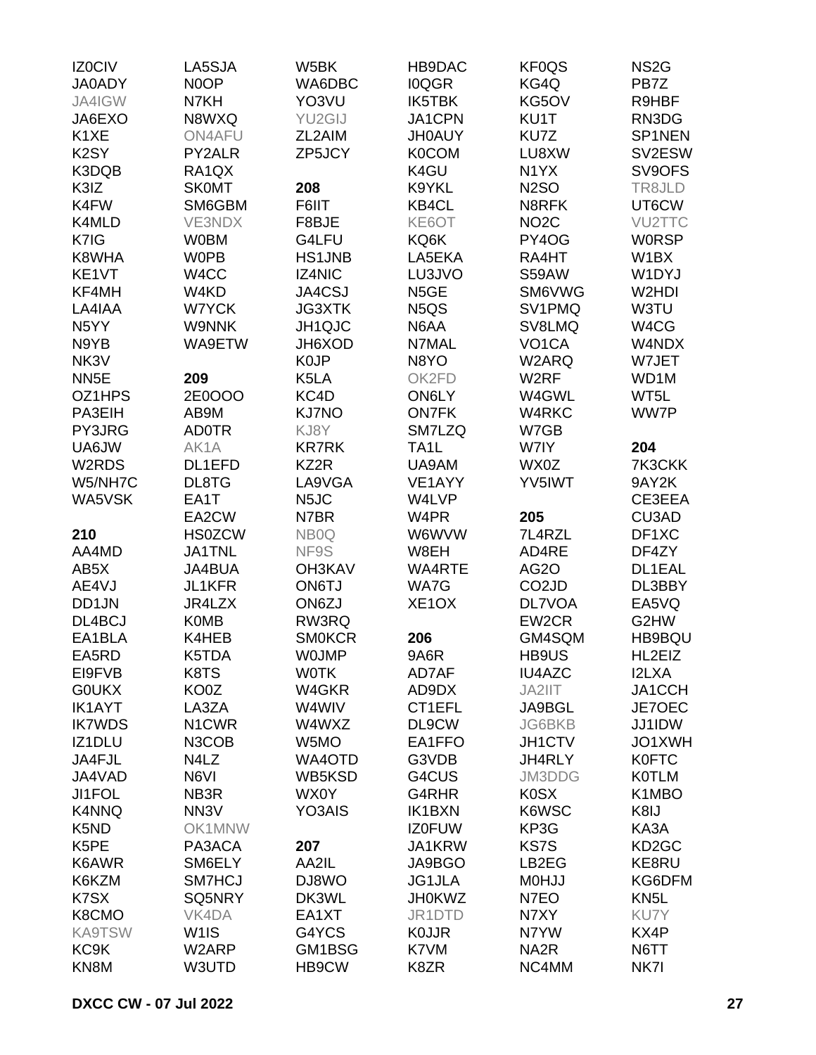IZ0CIV
JA0ADY
JA4IGW
JA6EXO
K1XE
K2SY
K3DQB
K3IZ
K4FW
K4MLD
K7IG
K8WHA
KE1VT
KF4MH
LA4IAA
N5YY
N9YB
NK3V
NN5E
OZ1HPS
PA3EIH
PY3JRG
UA6JW
W2RDS
W5/NH7C
WA5VSK

**210**

AA4MD
AB5X
AE4VJ
DD1JN
DL4BCJ
EA1BLA
EA5RD
EI9FVB
G0UKX
IK1AYT
IK7WDS
IZ1DLU
JA4FJL
JA4VAD
JI1FOL
K4NNQ
K5ND
K5PE
K6AWR
K6KZM
K7SX
K8CMO
KA9TSW
KC9K
KN8M

LA5SJA
N0OP
N7KH
N8WXQ
ON4AFU
PY2ALR
RA1QX
SK0MT
SM6GBM
VE3NDX
W0BM
W0PB
W4CC
W4KD
W7YCK
W9NNK
WA9ETW

**209**

2E0OOO
AB9M
AD0TR
AK1A
DL1EFD
DL8TG
EA1T
EA2CW
HS0ZCW
JA1TNL
JA4BUA
JL1KFR
JR4LZX
K0MB
K4HEB
K5TDA
K8TS
KO0Z
LA3ZA
N1CWR
N3COB
N4LZ
N6VI
NB3R
NN3V
OK1MNW
PA3ACA
SM6ELY
SM7HCJ
SQ5NRY
VK4DA
W1IS
W2ARP
W3UTD

W5BK
WA6DBC
YO3VU
YU2GIJ
ZL2AIM
ZP5JCY

**208**

F6IIT
F8BJE
G4LFU
HS1JNB
IZ4NIC
JA4CSJ
JG3XTK
JH1QJC
JH6XOD
K0JP
K5LA
KC4D
KJ7NO
KJ8Y
KR7RK
KZ2R
LA9VGA
N5JC
N7BR
NB0Q
NF9S
OH3KAV
ON6TJ
ON6ZJ
RW3RQ
SM0KCR
W0JMP
W0TK
W4GKR
W4WIV
W4WXZ
W5MO
WA4OTD
WB5KSD
WX0Y
YO3AIS

**207**

AA2IL
DJ8WO
DK3WL
EA1XT
G4YCS
GM1BSG
HB9CW

HB9DAC
I0QGR
IK5TBK
JA1CPN
JH0AUY
K0COM
K4GU
K9YKL
KB4CL
KE6OT
KQ6K
LA5EKA
LU3JVO
N5GE
N5QS
N6AA
N7MAL
N8YO
OK2FD
ON6LY
ON7FK
SM7LZQ
TA1L
UA9AM
VE1AYY
W4LVP
W4PR
W6WVW
W8EH
WA4RTE
WA7G
XE1OX

**206**

9A6R
AD7AF
AD9DX
CT1EFL
DL9CW
EA1FFO
G3VDB
G4CUS
G4RHR
IK1BXN
IZ0FUW
JA1KRW
JA9BGO
JG1JLA
JH0KWZ
JR1DTD
K0JJR
K7VM
K8ZR

KF0QS
KG4Q
KG5OV
KU1T
KU7Z
LU8XW
N1YX
N2SO
N8RFK
NO2C
PY4OG
RA4HT
S59AW
SM6VWG
SV1PMQ
SV8LMQ
VO1CA
W2ARQ
W2RF
W4GWL
W4RKC
W7GB
W7IY
WX0Z
YV5IWT

**205**

7L4RZL
AD4RE
AG2O
CO2JD
DL7VOA
EW2CR
GM4SQM
HB9US
IU4AZC
JA2IIT
JA9BGL
JG6BKB
JH1CTV
JH4RLY
JM3DDG
K0SX
K6WSC
KP3G
KS7S
LB2EG
M0HJJ
N7EO
N7XY
N7YW
NA2R
NC4MM

NS2G
PB7Z
R9HBF
RN3DG
SP1NEN
SV2ESW
SV9OFS
TR8JLD
UT6CW
VU2TTC
W0RSP
W1BX
W1DYJ
W2HDI
W3TU
W4CG
W4NDX
W7JET
WD1M
WT5L
WW7P

**204**

7K3CKK
9AY2K
CE3EEA
CU3AD
DF1XC
DF4ZY
DL1EAL
DL3BBY
EA5VQ
G2HW
HB9BQU
HL2EIZ
I2LXA
JA1CCH
JE7OEC
JJ1IDW
JO1XWH
K0FTC
K0TLM
K1MBO
K8IJ
KA3A
KD2GC
KE8RU
KG6DFM
KN5L
KU7Y
KX4P
N6TT
NK7I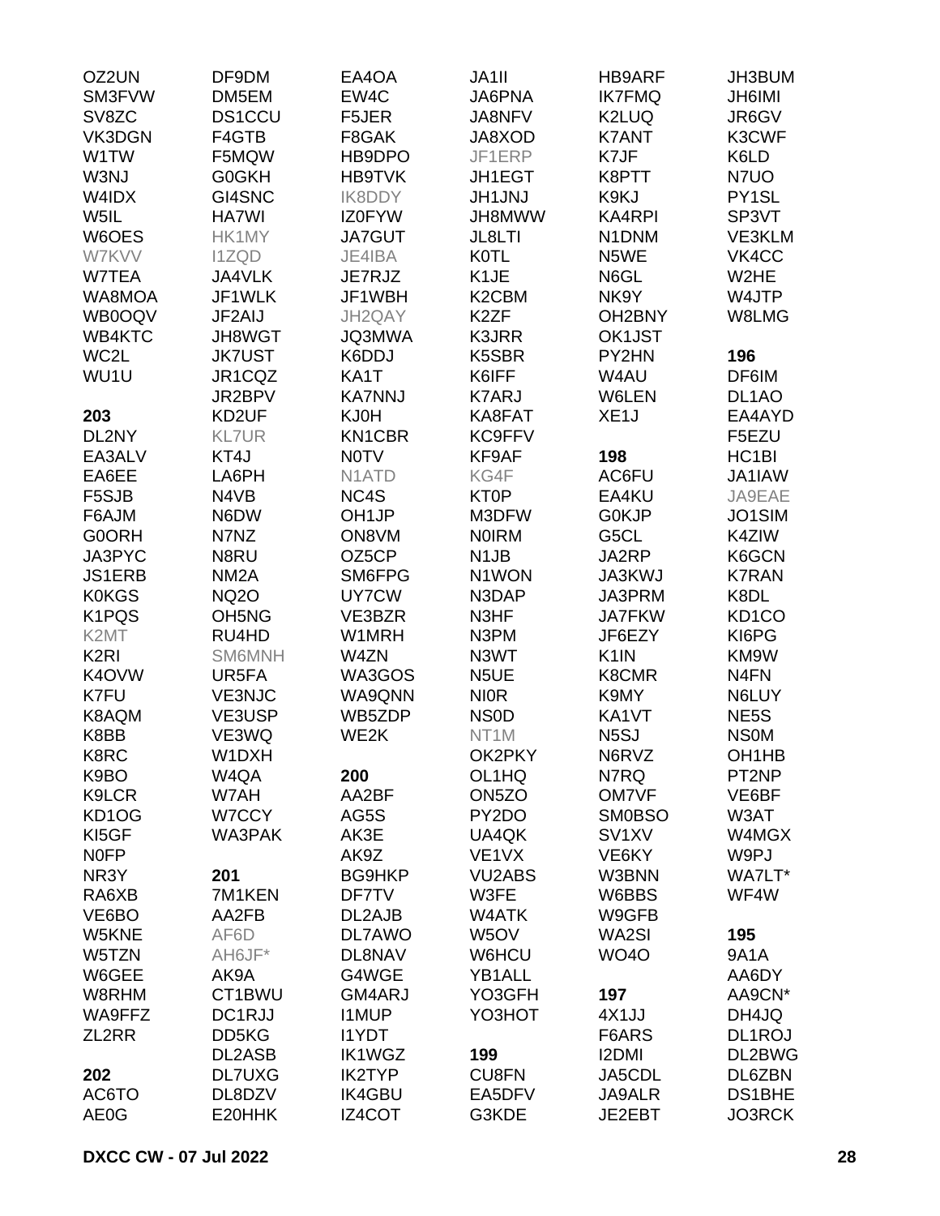OZ2UN
SM3FVW
SV8ZC
VK3DGN
W1TW
W3NJ
W4IDX
W5IL
W6OES
W7KVV
W7TEA
WA8MOA
WB0OQV
WB4KTC
WC2L
WU1U

**203**

DL2NY
EA3ALV
EA6EE
F5SJB
F6AJM
G0ORH
JA3PYC
JS1ERB
K0KGS
K1PQS
K2MT
K2RI
K4OVW
K7FU
K8AQM
K8BB
K8RC
K9BO
K9LCR
KD1OG
KI5GF
N0FP
NR3Y
RA6XB
VE6BO
W5KNE
W5TZN
W6GEE
W8RHM
WA9FFZ
ZL2RR

**202**

AC6TO
AE0G
DF9DM
DM5EM
DS1CCU
F4GTB
F5MQW
G0GKH
GI4SNC
HA7WI
HK1MY
I1ZQD
JA4VLK
JF1WLK
JF2AIJ
JH8WGT
JK7UST
JR1CQZ
JR2BPV
KD2UF
KL7UR
KT4J
LA6PH
N4VB
N6DW
N7NZ
N8RU
NM2A
NQ2O
OH5NG
RU4HD
SM6MNH
UR5FA
VE3NJC
VE3USP
VE3WQ
W1DXH
W4QA
W7AH
W7CCY
WA3PAK

**201**

7M1KEN
AA2FB
AF6D
AH6JF*
AK9A
CT1BWU
DC1RJJ
DD5KG
DL2ASB
DL7UXG
DL8DZV
E20HHK
EA4OA
EW4C
F5JER
F8GAK
HB9DPO
HB9TVK
IK8DDY
IZ0FYW
JA7GUT
JE4IBA
JE7RJZ
JF1WBH
JH2QAY
JQ3MWA
K6DDJ
KA1T
KA7NNJ
KJ0H
KN1CBR
N0TV
N1ATD
NC4S
OH1JP
ON8VM
OZ5CP
SM6FPG
UY7CW
VE3BZR
W1MRH
W4ZN
WA3GOS
WA9QNN
WB5ZDP
WE2K

**200**

AA2BF
AG5S
AK3E
AK9Z
BG9HKP
DF7TV
DL2AJB
DL7AWO
DL8NAV
G4WGE
GM4ARJ
I1MUP
I1YDT
IK1WGZ
IK2TYP
IK4GBU
IZ4COT
JA1II
JA6PNA
JA8NFV
JA8XOD
JF1ERP
JH1EGT
JH1JNJ
JH8MWW
JL8LTI
K0TL
K1JE
K2CBM
K2ZF
K3JRR
K5SBR
K6IFF
K7ARJ
KA8FAT
KC9FFV
KF9AF
KG4F
KT0P
M3DFW
N0IRM
N1JB
N1WON
N3DAP
N3HF
N3PM
N3WT
N5UE
NI0R
NS0D
NT1M
OK2PKY
OL1HQ
ON5ZO
PY2DO
UA4QK
VE1VX
VU2ABS
W3FE
W4ATK
W5OV
W6HCU
YB1ALL
YO3GFH
YO3HOT

**199**

CU8FN
EA5DFV
G3KDE
HB9ARF
IK7FMQ
K2LUQ
K7ANT
K7JF
K8PTT
K9KJ
KA4RPI
N1DNM
N5WE
N6GL
NK9Y
OH2BNY
OK1JST
PY2HN
W4AU
W6LEN
XE1J

**198**

AC6FU
EA4KU
G0KJP
G5CL
JA2RP
JA3KWJ
JA3PRM
JA7FKW
JF6EZY
K1IN
K8CMR
K9MY
KA1VT
N5SJ
N6RVZ
N7RQ
OM7VF
SM0BSO
SV1XV
VE6KY
W3BNN
W6BBS
W9GFB
WA2SI
WO4O

**197**

4X1JJ
F6ARS
I2DMI
JA5CDL
JA9ALR
JE2EBT
JH3BUM
JH6IMI
JR6GV
K3CWF
K6LD
N7UO
PY1SL
SP3VT
VE3KLM
VK4CC
W2HE
W4JTP
W8LMG

**196**

DF6IM
DL1AO
EA4AYD
F5EZU
HC1BI
JA1IAW
JA9EAE
JO1SIM
K4ZIW
K6GCN
K7RAN
K8DL
KD1CO
KI6PG
KM9W
N4FN
N6LUY
NE5S
NS0M
OH1HB
PT2NP
VE6BF
W3AT
W4MGX
W9PJ
WA7LT*
WF4W

**195**

9A1A
AA6DY
AA9CN*
DH4JQ
DL1ROJ
DL2BWG
DL6ZBN
DS1BHE
JO3RCK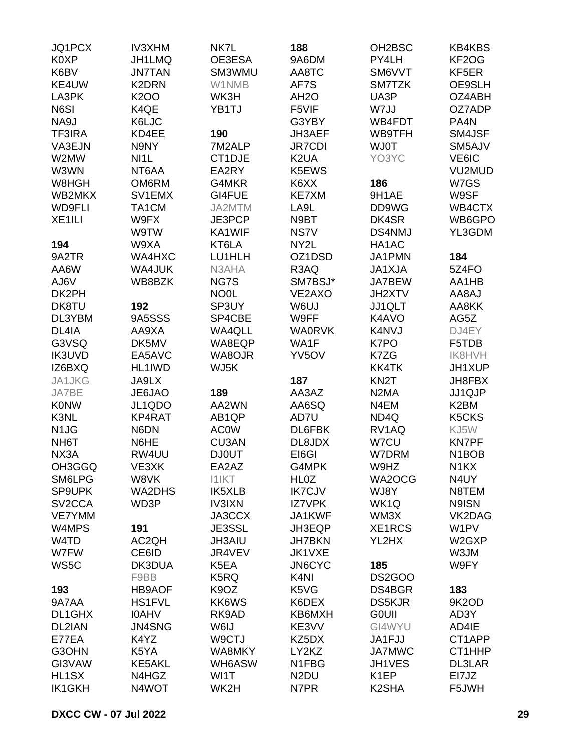JQ1PCX
K0XP
K6BV
KE4UW
LA3PK
N6SI
NA9J
TF3IRA
VA3EJN
W2MW
W3WN
W8HGH
WB2MKX
WD9FLI
XE1ILI

**194**

9A2TR
AA6W
AJ6V
DK2PH
DK8TU
DL3YBM
DL4IA
G3VSQ
IK3UVD
IZ6BXQ
JA1JKG
JA7BE
K0NW
K3NL
N1JG
NH6T
NX3A
OH3GGQ
SM6LPG
SP9UPK
SV2CCA
VE7YMM
W4MPS
W4TD
W7FW
WS5C

**193**

9A7AA
DL1GHX
DL2IAN
E77EA
G3OHN
GI3VAW
HL1SX
IK1GKH
IV3XHM
JH1LMQ
JN7TAN
K2DRN
K2OO
K4QE
K6LJC
KD4EE
N9NY
NI1L
NT6AA
OM6RM
SV1EMX
TA1CM
W9FX
W9TW
W9XA
WA4HXC
WA4JUK
WB8BZK

**192**

9A5SSS
AA9XA
DK5MV
EA5AVC
HL1IWD
JA9LX
JE6JAO
JL1QDO
KP4RAT
N6DN
N6HE
RW4UU
VE3XK
W8VK
WA2DHS
WD3P

**191**

AC2QH
CE6ID
DK3DUA
F9BB
HB9AOF
HS1FVL
I0AHV
JN4SNG
K4YZ
K5YA
KE5AKL
N4HGZ
N4WOT
NK7L
OE3ESA
SM3WMU
W1NMB
WK3H
YB1TJ

**190**

7M2ALP
CT1DJE
EA2RY
G4MKR
GI4FUE
JA2MTM
JE3PCP
KA1WIF
KT6LA
LU1HLH
N3AHA
NG7S
NO0L
SP3UY
SP4CBE
WA4QLL
WA8EQP
WA8OJR
WJ5K

**189**

AA2WN
AB1QP
AC0W
CU3AN
DJ0UT
EA2AZ
I1IKT
IK5XLB
IV3IXN
JA3CCX
JE3SSL
JH3AIU
JR4VEV
K5EA
K5RQ
K9OZ
KK6WS
RK9AD
W6IJ
W9CTJ
WA8MKY
WH6ASW
WI1T
WK2H

**188**

9A6DM
AA8TC
AF7S
AH2O
F5VIF
G3YBY
JH3AEF
JR7CDI
K2UA
K5EWS
K6XX
KE7XM
LA9L
N9BT
NS7V
NY2L
OZ1DSD
R3AQ
SM7BSJ*
VE2AXO
W6UJ
W9FF
WA0RVK
WA1F
YV5OV

**187**

AA3AZ
AA6SQ
AD7U
DL6FBK
DL8JDX
EI6GI
G4MPK
HL0Z
IK7CJV
IZ7VPK
JA1KWF
JH3EQP
JH7BKN
JK1VXE
JN6CYC
K4NI
K5VG
K6DEX
KB6MXH
KE3VV
KZ5DX
LY2KZ
N1FBG
N2DU
N7PR
OH2BSC
PY4LH
SM6VVT
SM7TZK
UA3P
W7JJ
WB4FDT
WB9TFH
WJ0T
YO3YC

**186**

9H1AE
DD9WG
DK4SR
DS4NMJ
HA1AC
JA1PMN
JA1XJA
JA7BEW
JH2XTV
JJ1QLT
K4AVO
K4NVJ
K7PO
K7ZG
KK4TK
KN2T
N2MA
N4EM
ND4Q
RV1AQ
W7CU
W7DRM
W9HZ
WA2OCG
WJ8Y
WK1Q
WM3X
XE1RCS
YL2HX

**185**

DS2GOO
DS4BGR
DS5KJR
G0UII
GI4WYU
JA1FJJ
JA7MWC
JH1VES
K1EP
K2SHA
KB4KBS
KF2OG
KF5ER
OE9SLH
OZ4ABH
OZ7ADP
PA4N
SM4JSF
SM5AJV
VE6IC
VU2MUD
W7GS
W9SF
WB4CTX
WB6GPO
YL3GDM

**184**

5Z4FO
AA1HB
AA8AJ
AA8KK
AG5Z
DJ4EY
F5TDB
IK8HVH
JH1XUP
JH8FBX
JJ1QJP
K2BM
K5CKS
KJ5W
KN7PF
N1BOB
N1KX
N4UY
N8TEM
N9ISN
VK2DAG
W1PV
W2GXP
W3JM
W9FY

**183**

9K2OD
AD3Y
AD4IE
CT1APP
CT1HHP
DL3LAR
EI7JZ
F5JWH

**DXCC CW - 07 Jul 2022**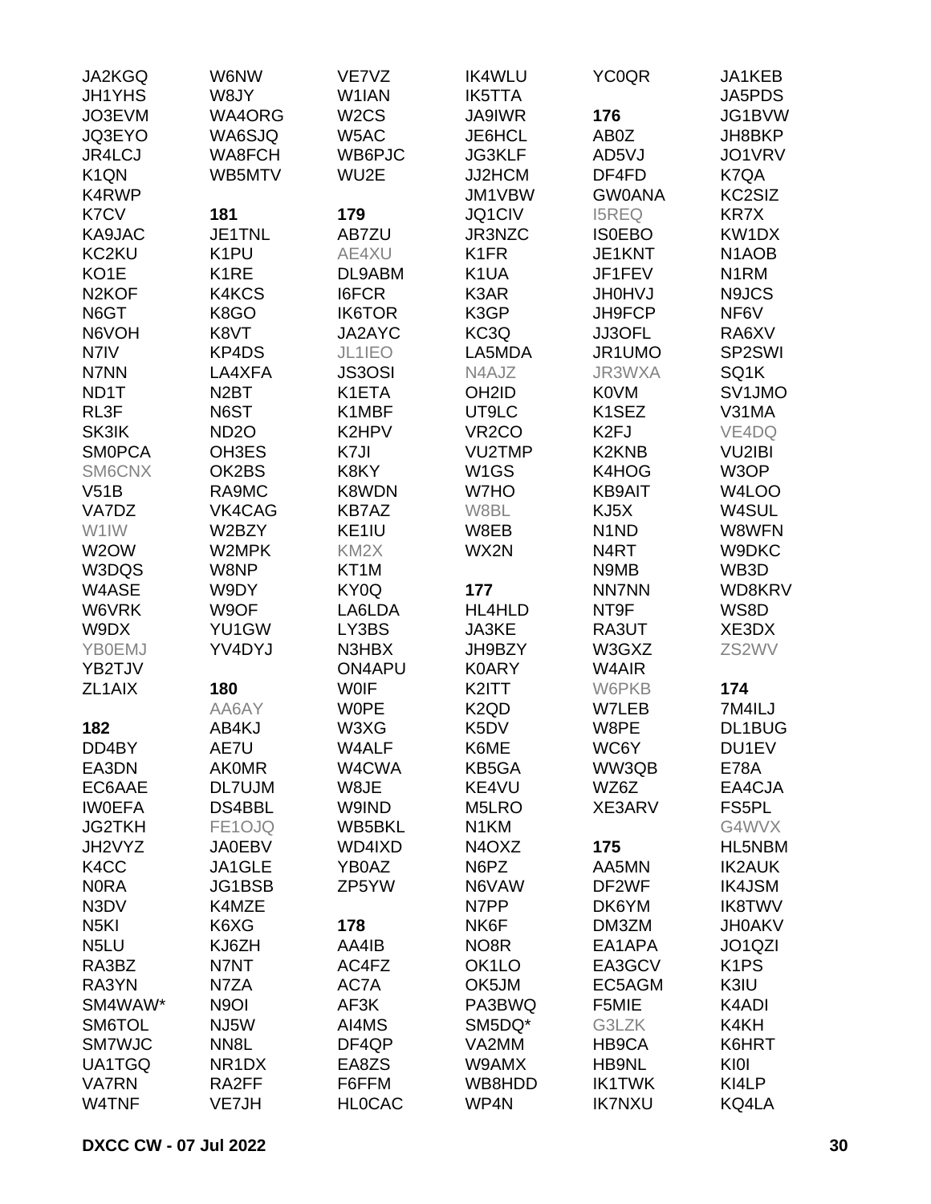JA2KGQ
JH1YHS
JO3EVM
JQ3EYO
JR4LCJ
K1QN
K4RWP
K7CV
KA9JAC
KC2KU
KO1E
N2KOF
N6GT
N6VOH
N7IV
N7NN
ND1T
RL3F
SK3IK
SM0PCA
SM6CNX
V51B
VA7DZ
W1IW
W2OW
W3DQS
W4ASE
W6VRK
W9DX
YB0EMJ
YB2TJV
ZL1AIX

**182**

DD4BY
EA3DN
EC6AAE
IW0EFA
JG2TKH
JH2VYZ
K4CC
N0RA
N3DV
N5KI
N5LU
RA3BZ
RA3YN
SM4WAW*
SM6TOL
SM7WJC
UA1TGQ
VA7RN
W4TNF
W6NW
W8JY
WA4ORG
WA6SJQ
WA8FCH
WB5MTV

**181**

JE1TNL
K1PU
K1RE
K4KCS
K8GO
K8VT
KP4DS
LA4XFA
N2BT
N6ST
ND2O
OH3ES
OK2BS
RA9MC
VK4CAG
W2BZY
W2MPK
W8NP
W9DY
W9OF
YU1GW
YV4DYJ

**180**

AA6AY
AB4KJ
AE7U
AK0MR
DL7UJM
DS4BBL
FE1OJQ
JA0EBV
JA1GLE
JG1BSB
K4MZE
K6XG
KJ6ZH
N7NT
N7ZA
N9OI
NJ5W
NN8L
NR1DX
RA2FF
VE7JH
VE7VZ
W1IAN
W2CS
W5AC
WB6PJC
WU2E

**179**

AB7ZU
AE4XU
DL9ABM
I6FCR
IK6TOR
JA2AYC
JL1IEO
JS3OSI
K1ETA
K1MBF
K2HPV
K7JI
K8KY
K8WDN
KB7AZ
KE1IU
KM2X
KT1M
KY0Q
LA6LDA
LY3BS
N3HBX
ON4APU
W0IF
W0PE
W3XG
W4ALF
W4CWA
W8JE
W9IND
WB5BKL
WD4IXD
YB0AZ
ZP5YW

**178**

AA4IB
AC4FZ
AC7A
AF3K
AI4MS
DF4QP
EA8ZS
F6FFM
HL0CAC
IK4WLU
IK5TTA
JA9IWR
JE6HCL
JG3KLF
JJ2HCM
JM1VBW
JQ1CIV
JR3NZC
K1FR
K1UA
K3AR
K3GP
KC3Q
LA5MDA
N4AJZ
OH2ID
UT9LC
VR2CO
VU2TMP
W1GS
W7HO
W8BL
W8EB
WX2N

**177**

HL4HLD
JA3KE
JH9BZY
K0ARY
K2ITT
K2QD
K5DV
K6ME
KB5GA
KE4VU
M5LRO
N1KM
N4OXZ
N6PZ
N6VAW
N7PP
NK6F
NO8R
OK1LO
OK5JM
PA3BWQ
SM5DQ*
VA2MM
W9AMX
WB8HDD
WP4N
YC0QR

**176**

AB0Z
AD5VJ
DF4FD
GW0ANA
I5REQ
IS0EBO
JE1KNT
JF1FEV
JH0HVJ
JH9FCP
JJ3OFL
JR1UMO
JR3WXA
K0VM
K1SEZ
K2FJ
K2KNB
K4HOG
KB9AIT
KJ5X
N1ND
N4RT
N9MB
NN7NN
NT9F
RA3UT
W3GXZ
W4AIR
W6PKB
W7LEB
W8PE
WC6Y
WW3QB
WZ6Z
XE3ARV

**175**

AA5MN
DF2WF
DK6YM
DM3ZM
EA1APA
EA3GCV
EC5AGM
F5MIE
G3LZK
HB9CA
HB9NL
IK1TWK
IK7NXU
JA1KEB
JA5PDS
JG1BVW
JH8BKP
JO1VRV
K7QA
KC2SIZ
KR7X
KW1DX
N1AOB
N1RM
N9JCS
NF6V
RA6XV
SP2SWI
SQ1K
SV1JMO
V31MA
VE4DQ
VU2IBI
W3OP
W4LOO
W4SUL
W8WFN
W9DKC
WB3D
WD8KRV
WS8D
XE3DX
ZS2WV

**174**

7M4ILJ
DL1BUG
DU1EV
E78A
EA4CJA
FS5PL
G4WVX
HL5NBM
IK2AUK
IK4JSM
IK8TWV
JH0AKV
JO1QZI
K1PS
K3IU
K4ADI
K4KH
K6HRT
KI0I
KI4LP
KQ4LA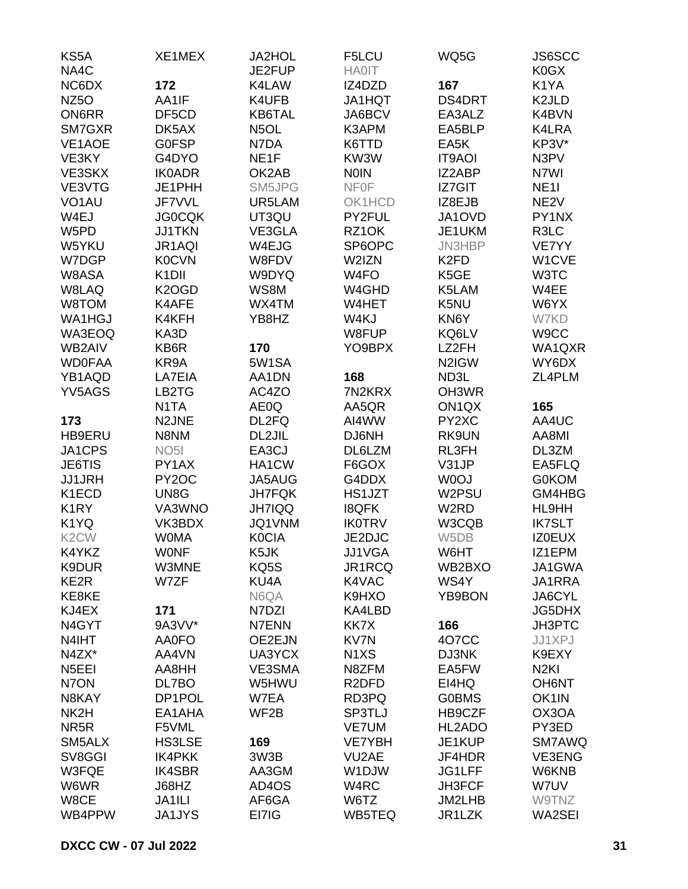KS5A
NA4C
NC6DX
NZ5O
ON6RR
SM7GXR
VE1AOE
VE3KY
VE3SKX
VE3VTG
VO1AU
W4EJ
W5PD
W5YKU
W7DGP
W8ASA
W8LAQ
W8TOM
WA1HGJ
WA3EOQ
WB2AIV
WD0FAA
YB1AQD
YV5AGS

**173**
HB9ERU
JA1CPS
JE6TIS
JJ1JRH
K1ECD
K1RY
K1YQ
K2CW
K4YKZ
K9DUR
KE2R
KE8KE
KJ4EX
N4GYT
N4IHT
N4ZX*
N5EEI
N7ON
N8KAY
NK2H
NR5R
SM5ALX
SV8GGI
W3FQE
W6WR
W8CE
WB4PPW

XE1MEX

**172**
AA1IF
DF5CD
DK5AX
G0FSP
G4DYO
IK0ADR
JE1PHH
JF7VVL
JG0CQK
JJ1TKN
JR1AQI
K0CVN
K1DII
K2OGD
K4AFE
K4KFH
KA3D
KB6R
KR9A
LA7EIA
LB2TG
N1TA
N2JNE
N8NM
NO5I
PY1AX
PY2OC
UN8G
VA3WNO
VK3BDX
W0MA
W0NF
W3MNE
W7ZF

**171**
9A3VV*
AA0FO
AA4VN
AA8HH
DL7BO
DP1POL
EA1AHA
F5VML
HS3LSE
IK4PKK
IK4SBR
J68HZ
JA1ILI
JA1JYS

JA2HOL
JE2FUP
K4LAW
K4UFB
KB6TAL
N5OL
N7DA
NE1F
OK2AB
SM5JPG
UR5LAM
UT3QU
VE3GLA
W4EJG
W8FDV
W9DYQ
WS8M
WX4TM
YB8HZ

**170**
5W1SA
AA1DN
AC4ZO
AE0Q
DL2FQ
DL2JIL
EA3CJ
HA1CW
JA5AUG
JH7FQK
JH7IQQ
JQ1VNM
K0CIA
K5JK
KQ5S
KU4A
N6QA
N7DZI
N7ENN
OE2EJN
UA3YCX
VE3SMA
W5HWU
W7EA
WF2B

**169**
3W3B
AA3GM
AD4OS
AF6GA
EI7IG

F5LCU
HA0IT
IZ4DZD
JA1HQT
JA6BCV
K3APM
K6TTD
KW3W
N0IN
NF0F
OK1HCD
PY2FUL
RZ1OK
SP6OPC
W2IZN
W4FO
W4GHD
W4HET
W4KJ
W8FUP
YO9BPX

**168**
7N2KRX
AA5QR
AI4WW
DJ6NH
DL6LZM
F6GOX
G4DDX
HS1JZT
I8QFK
IK0TRV
JE2DJC
JJ1VGA
JR1RCQ
K4VAC
K9HXO
KA4LBD
KK7X
KV7N
N1XS
N8ZFM
R2DFD
RD3PQ
SP3TLJ
VE7UM
VE7YBH
VU2AE
W1DJW
W4RC
W6TZ
WB5TEQ

WQ5G

**167**
DS4DRT
EA3ALZ
EA5BLP
EA5K
IT9AOI
IZ2ABP
IZ7GIT
IZ8EJB
JA1OVD
JE1UKM
JN3HBP
K2FD
K5GE
K5LAM
K5NU
KN6Y
KQ6LV
LZ2FH
N2IGW
ND3L
OH3WR
ON1QX
PY2XC
RK9UN
RL3FH
V31JP
W0OJ
W2PSU
W2RD
W3CQB
W5DB
W6HT
WB2BXO
WS4Y
YB9BON

**166**
4O7CC
DJ3NK
EA5FW
EI4HQ
G0BMS
HB9CZF
HL2ADO
JE1KUP
JF4HDR
JG1LFF
JH3FCF
JM2LHB
JR1LZK

JS6SCC
K0GX
K1YA
K2JLD
K4BVN
K4LRA
KP3V*
N3PV
N7WI
NE1I
NE2V
PY1NX
R3LC
VE7YY
W1CVE
W3TC
W4EE
W6YX
W7KD
W9CC
WA1QXR
WY6DX
ZL4PLM

**165**
AA4UC
AA8MI
DL3ZM
EA5FLQ
G0KOM
GM4HBG
HL9HH
IK7SLT
IZ0EUX
IZ1EPM
JA1GWA
JA1RRA
JA6CYL
JG5DHX
JH3PTC
JJ1XPJ
K9EXY
N2KI
OH6NT
OK1IN
OX3OA
PY3ED
SM7AWQ
VE3ENG
W6KNB
W7UV
W9TNZ
WA2SEI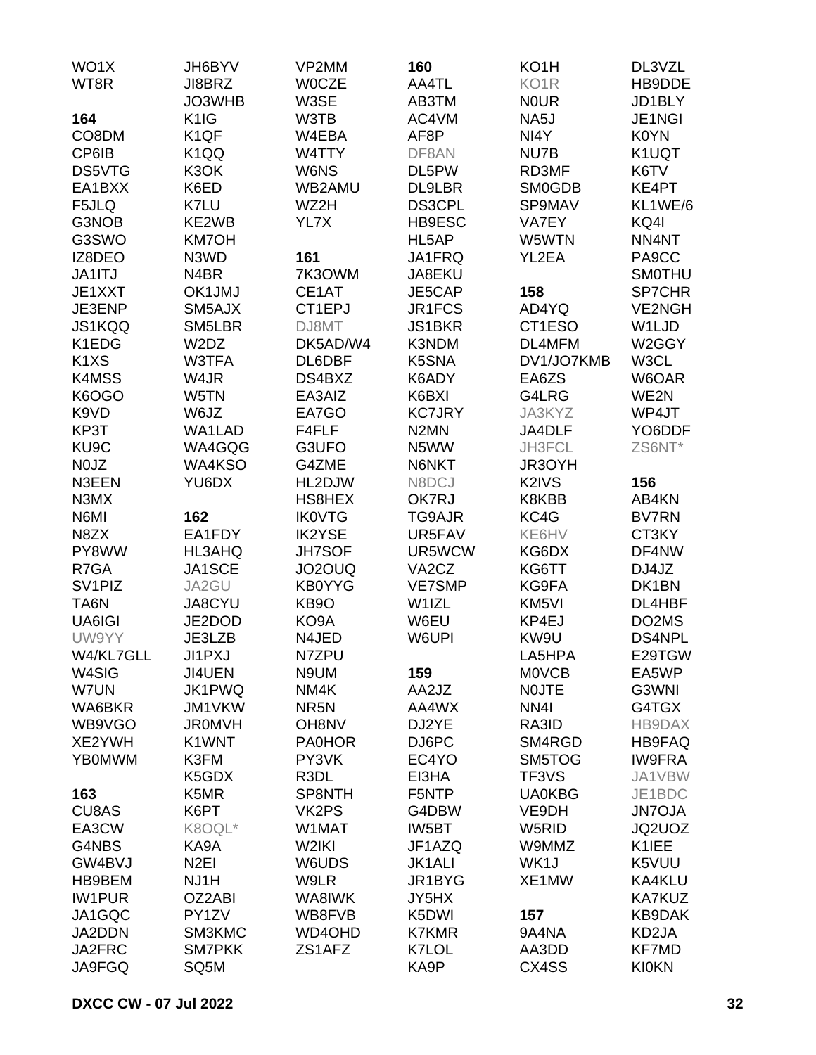WO1X
WT8R

**164**
CO8DM
CP6IB
DS5VTG
EA1BXX
F5JLQ
G3NOB
G3SWO
IZ8DEO
JA1ITJ
JE1XXT
JE3ENP
JS1KQQ
K1EDG
K1XS
K4MSS
K6OGO
K9VD
KP3T
KU9C
N0JZ
N3EEN
N3MX
N6MI
N8ZX
PY8WW
R7GA
SV1PIZ
TA6N
UA6IGI
UW9YY
W4/KL7GLL
W4SIG
W7UN
WA6BKR
WB9VGO
XE2YWH
YB0MWM

**163**
CU8AS
EA3CW
G4NBS
GW4BVJ
HB9BEM
IW1PUR
JA1GQC
JA2DDN
JA2FRC
JA9FGQ
JH6BYV
JI8BRZ
JO3WHB
K1IG
K1QF
K1QQ
K3OK
K6ED
K7LU
KE2WB
KM7OH
N3WD
N4BR
OK1JMJ
SM5AJX
SM5LBR
W2DZ
W3TFA
W4JR
W5TN
W6JZ
WA1LAD
WA4GQG
WA4KSO
YU6DX

**162**
EA1FDY
HL3AHQ
JA1SCE
JA2GU
JA8CYU
JE2DOD
JE3LZB
JI1PXJ
JI4UEN
JK1PWQ
JM1VKW
JR0MVH
K1WNT
K3FM
K5GDX
K5MR
K6PT
K8OQL*
KA9A
N2EI
NJ1H
OZ2ABI
PY1ZV
SM3KMC
SM7PKK
SQ5M
VP2MM
W0CZE
W3SE
W3TB
W4EBA
W4TTY
W6NS
WB2AMU
WZ2H
YL7X

**161**
7K3OWM
CE1AT
CT1EPJ
DJ8MT
DK5AD/W4
DL6DBF
DS4BXZ
EA3AIZ
EA7GO
F4FLF
G3UFO
G4ZME
HL2DJW
HS8HEX
IK0VTG
IK2YSE
JH7SOF
JO2OUQ
KB0YYG
KB9O
KO9A
N4JED
N7ZPU
N9UM
NM4K
NR5N
OH8NV
PA0HOR
PY3VK
R3DL
SP8NTH
VK2PS
W1MAT
W2IKI
W6UDS
W9LR
WA8IWK
WB8FVB
WD4OHD
ZS1AFZ

**160**
AA4TL
AB3TM
AC4VM
AF8P
DF8AN
DL5PW
DL9LBR
DS3CPL
HB9ESC
HL5AP
JA1FRQ
JA8EKU
JE5CAP
JR1FCS
JS1BKR
K3NDM
K5SNA
K6ADY
K6BXI
KC7JRY
N2MN
N5WW
N6NKT
N8DCJ
OK7RJ
TG9AJR
UR5FAV
UR5WCW
VA2CZ
VE7SMP
W1IZL
W6EU
W6UPI

**159**
AA2JZ
AA4WX
DJ2YE
DJ6PC
EC4YO
EI3HA
F5NTP
G4DBW
IW5BT
JF1AZQ
JK1ALI
JR1BYG
JY5HX
K5DWI
K7KMR
K7LOL
KA9P
KO1H
KO1R
N0UR
NA5J
NI4Y
NU7B
RD3MF
SM0GDB
SP9MAV
VA7EY
W5WTN
YL2EA

**158**
AD4YQ
CT1ESO
DL4MFM
DV1/JO7KMB
EA6ZS
G4LRG
JA3KYZ
JA4DLF
JH3FCL
JR3OYH
K2IVS
K8KBB
KC4G
KE6HV
KG6DX
KG6TT
KG9FA
KM5VI
KP4EJ
KW9U
LA5HPA
M0VCB
N0JTE
NN4I
RA3ID
SM4RGD
SM5TOG
TF3VS
UA0KBG
VE9DH
W5RID
W9MMZ
WK1J
XE1MW

**157**
9A4NA
AA3DD
CX4SS
DL3VZL
HB9DDE
JD1BLY
JE1NGI
K0YN
K1UQT
K6TV
KE4PT
KL1WE/6
KQ4I
NN4NT
PA9CC
SM0THU
SP7CHR
VE2NGH
W1LJD
W2GGY
W3CL
W6OAR
WE2N
WP4JT
YO6DDF
ZS6NT*

**156**
AB4KN
BV7RN
CT3KY
DF4NW
DJ4JZ
DK1BN
DL4HBF
DO2MS
DS4NPL
E29TGW
EA5WP
G3WNI
G4TGX
HB9DAX
HB9FAQ
IW9FRA
JA1VBW
JE1BDC
JN7OJA
JQ2UOZ
K1IEE
K5VUU
KA4KLU
KA7KUZ
KB9DAK
KD2JA
KF7MD
KI0KN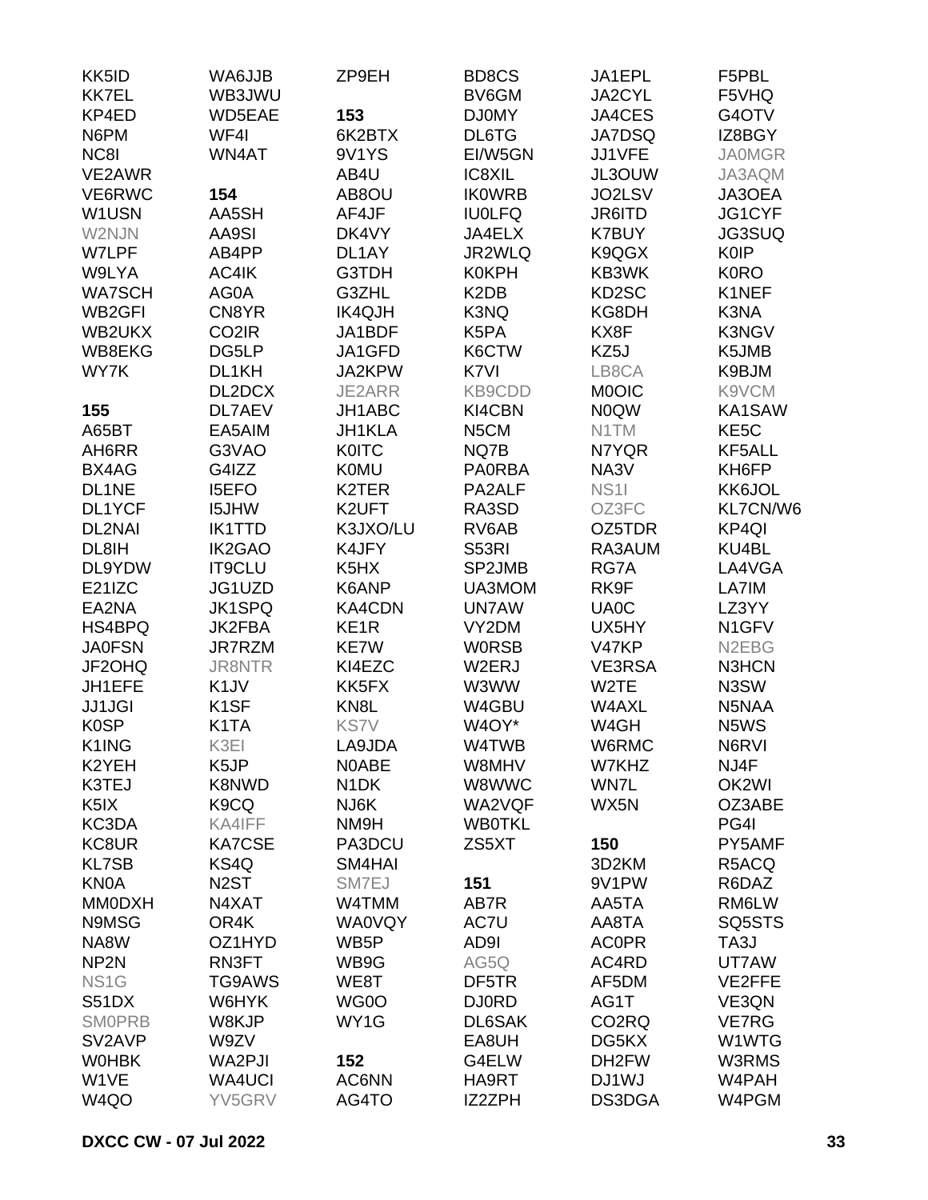KK5ID
KK7EL
KP4ED
N6PM
NC8I
VE2AWR
VE6RWC
W1USN
W2NJN
W7LPF
W9LYA
WA7SCH
WB2GFI
WB2UKX
WB8EKG
WY7K

**155**

A65BT
AH6RR
BX4AG
DL1NE
DL1YCF
DL2NAI
DL8IH
DL9YDW
E21IZC
EA2NA
HS4BPQ
JA0FSN
JF2OHQ
JH1EFE
JJ1JGI
K0SP
K1ING
K2YEH
K3TEJ
K5IX
KC3DA
KC8UR
KL7SB
KN0A
MM0DXH
N9MSG
NA8W
NP2N
NS1G
S51DX
SM0PRB
SV2AVP
W0HBK
W1VE
W4QO
WA6JJB
WB3JWU
WD5EAE
WF4I
WN4AT

**154**

AA5SH
AA9SI
AB4PP
AC4IK
AG0A
CN8YR
CO2IR
DG5LP
DL1KH
DL2DCX
DL7AEV
EA5AIM
G3VAO
G4IZZ
I5EFO
I5JHW
IK1TTD
IK2GAO
IT9CLU
JG1UZD
JK1SPQ
JK2FBA
JR7RZM
JR8NTR
K1JV
K1SF
K1TA
K3EI
K5JP
K8NWD
K9CQ
KA4IFF
KA7CSE
KS4Q
N2ST
N4XAT
OR4K
OZ1HYD
RN3FT
TG9AWS
W6HYK
W8KJP
W9ZV
WA2PJI
WA4UCI
YV5GRV
ZP9EH

**153**

6K2BTX
9V1YS
AB4U
AB8OU
AF4JF
DK4VY
DL1AY
G3TDH
G3ZHL
IK4QJH
JA1BDF
JA1GFD
JA2KPW
JE2ARR
JH1ABC
JH1KLA
K0ITC
K0MU
K2TER
K2UFT
K3JXO/LU
K4JFY
K5HX
K6ANP
KA4CDN
KE1R
KE7W
KI4EZC
KK5FX
KN8L
KS7V
LA9JDA
N0ABE
N1DK
NJ6K
NM9H
PA3DCU
SM4HAI
SM7EJ
W4TMM
WA0VQY
WB5P
WB9G
WE8T
WG0O
WY1G

**152**

AC6NN
AG4TO
BD8CS
BV6GM
DJ0MY
DL6TG
EI/W5GN
IC8XIL
IK0WRB
IU0LFQ
JA4ELX
JR2WLQ
K0KPH
K2DB
K3NQ
K5PA
K6CTW
K7VI
KB9CDD
KI4CBN
N5CM
NQ7B
PA0RBA
PA2ALF
RA3SD
RV6AB
S53RI
SP2JMB
UA3MOM
UN7AW
VY2DM
W0RSB
W2ERJ
W3WW
W4GBU
W4OY*
W4TWB
W8MHV
W8WWC
WA2VQF
WB0TKL
ZS5XT

**151**

AB7R
AC7U
AD9I
AG5Q
DF5TR
DJ0RD
DL6SAK
EA8UH
G4ELW
HA9RT
IZ2ZPH
JA1EPL
JA2CYL
JA4CES
JA7DSQ
JJ1VFE
JL3OUW
JO2LSV
JR6ITD
K7BUY
K9QGX
KB3WK
KD2SC
KG8DH
KX8F
KZ5J
LB8CA
M0OIC
N0QW
N1TM
N7YQR
NA3V
NS1I
OZ3FC
OZ5TDR
RA3AUM
RG7A
RK9F
UA0C
UX5HY
V47KP
VE3RSA
W2TE
W4AXL
W4GH
W6RMC
W7KHZ
WN7L
WX5N

**150**

3D2KM
9V1PW
AA5TA
AA8TA
AC0PR
AC4RD
AF5DM
AG1T
CO2RQ
DG5KX
DH2FW
DJ1WJ
DS3DGA
F5PBL
F5VHQ
G4OTV
IZ8BGY
JA0MGR
JA3AQM
JA3OEA
JG1CYF
JG3SUQ
K0IP
K0RO
K1NEF
K3NA
K3NGV
K5JMB
K9BJM
K9VCM
KA1SAW
KE5C
KF5ALL
KH6FP
KK6JOL
KL7CN/W6
KP4QI
KU4BL
LA4VGA
LA7IM
LZ3YY
N1GFV
N2EBG
N3HCN
N3SW
N5NAA
N5WS
N6RVI
NJ4F
OK2WI
OZ3ABE
PG4I
PY5AMF
R5ACQ
R6DAZ
RM6LW
SQ5STS
TA3J
UT7AW
VE2FFE
VE3QN
VE7RG
W1WTG
W3RMS
W4PAH
W4PGM

DXCC CW - 07 Jul 2022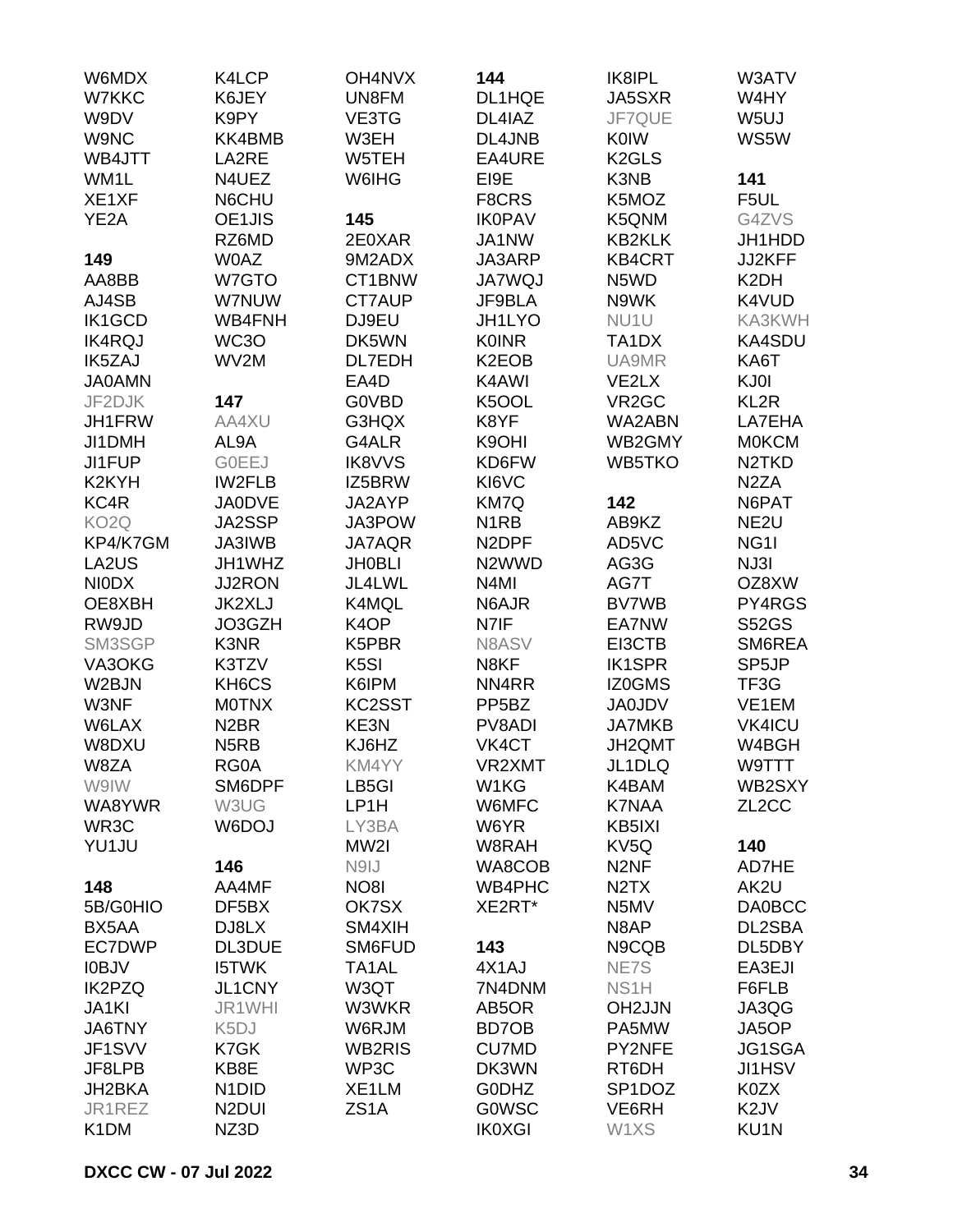W6MDX
W7KKC
W9DV
W9NC
WB4JTT
WM1L
XE1XF
YE2A

**149**
AA8BB
AJ4SB
IK1GCD
IK4RQJ
IK5ZAJ
JA0AMN
JF2DJK
JH1FRW
JI1DMH
JI1FUP
K2KYH
KC4R
KO2Q
KP4/K7GM
LA2US
NI0DX
OE8XBH
RW9JD
SM3SGP
VA3OKG
W2BJN
W3NF
W6LAX
W8DXU
W8ZA
W9IW
WA8YWR
WR3C
YU1JU

**148**
5B/G0HIO
BX5AA
EC7DWP
I0BJV
IK2PZQ
JA1KI
JA6TNY
JF1SVV
JF8LPB
JH2BKA
JR1REZ
K1DM

K4LCP
K6JEY
K9PY
KK4BMB
LA2RE
N4UEZ
N6CHU
OE1JIS
RZ6MD
W0AZ
W7GTO
W7NUW
WB4FNH
WC3O
WV2M

**147**
AA4XU
AL9A
G0EEJ
IW2FLB
JA0DVE
JA2SSP
JA3IWB
JH1WHZ
JJ2RON
JK2XLJ
JO3GZH
K3NR
K3TZV
KH6CS
M0TNX
N2BR
N5RB
RG0A
SM6DPF
W3UG
W6DOJ

**146**
AA4MF
DF5BX
DJ8LX
DL3DUE
I5TWK
JL1CNY
JR1WHI
K5DJ
K7GK
KB8E
N1DID
N2DUI
NZ3D

OH4NVX
UN8FM
VE3TG
W3EH
W5TEH
W6IHG

**145**
2E0XAR
9M2ADX
CT1BNW
CT7AUP
DJ9EU
DK5WN
DL7EDH
EA4D
G0VBD
G3HQX
G4ALR
IK8VVS
IZ5BRW
JA2AYP
JA3POW
JA7AQR
JH0BLI
JL4LWL
K4MQL
K4OP
K5PBR
K5SI
K6IPM
KC2SST
KE3N
KJ6HZ
KM4YY
LB5GI
LP1H
LY3BA
MW2I
N9IJ
NO8I
OK7SX
SM4XIH
SM6FUD
TA1AL
W3QT
W3WKR
W6RJM
WB2RIS
WP3C
XE1LM
ZS1A

**144**
DL1HQE
DL4IAZ
DL4JNB
EA4URE
EI9E
F8CRS
IK0PAV
JA1NW
JA3ARP
JA7WQJ
JF9BLA
JH1LYO
K0INR
K2EOB
K4AWI
K5OOL
K8YF
K9OHI
KD6FW
KI6VC
KM7Q
N1RB
N2DPF
N2WWD
N4MI
N6AJR
N7IF
N8ASV
N8KF
NN4RR
PP5BZ
PV8ADI
VK4CT
VR2XMT
W1KG
W6MFC
W6YR
W8RAH
WA8COB
WB4PHC
XE2RT*

**143**
4X1AJ
7N4DNM
AB5OR
BD7OB
CU7MD
DK3WN
G0DHZ
G0WSC
IK0XGI

IK8IPL
JA5SXR
JF7QUE
K0IW
K2GLS
K3NB
K5MOZ
K5QNM
KB2KLK
KB4CRT
N5WD
N9WK
NU1U
TA1DX
UA9MR
VE2LX
VR2GC
WA2ABN
WB2GMY
WB5TKO

**142**
AB9KZ
AD5VC
AG3G
AG7T
BV7WB
EA7NW
EI3CTB
IK1SPR
IZ0GMS
JA0JDV
JA7MKB
JH2QMT
JL1DLQ
K4BAM
K7NAA
KB5IXI
KV5Q
N2NF
N2TX
N5MV
N8AP
N9CQB
NE7S
NS1H
OH2JJN
PA5MW
PY2NFE
RT6DH
SP1DOZ
VE6RH
W1XS

W3ATV
W4HY
W5UJ
WS5W

**141**
F5UL
G4ZVS
JH1HDD
JJ2KFF
K2DH
K4VUD
KA3KWH
KA4SDU
KA6T
KJ0I
KL2R
LA7EHA
M0KCM
N2TKD
N2ZA
N6PAT
NE2U
NG1I
NJ3I
OZ8XW
PY4RGS
S52GS
SM6REA
SP5JP
TF3G
VE1EM
VK4ICU
W4BGH
W9TTT
WB2SXY
ZL2CC

**140**
AD7HE
AK2U
DA0BCC
DL2SBA
DL5DBY
EA3EJI
F6FLB
JA3QG
JA5OP
JG1SGA
JI1HSV
K0ZX
K2JV
KU1N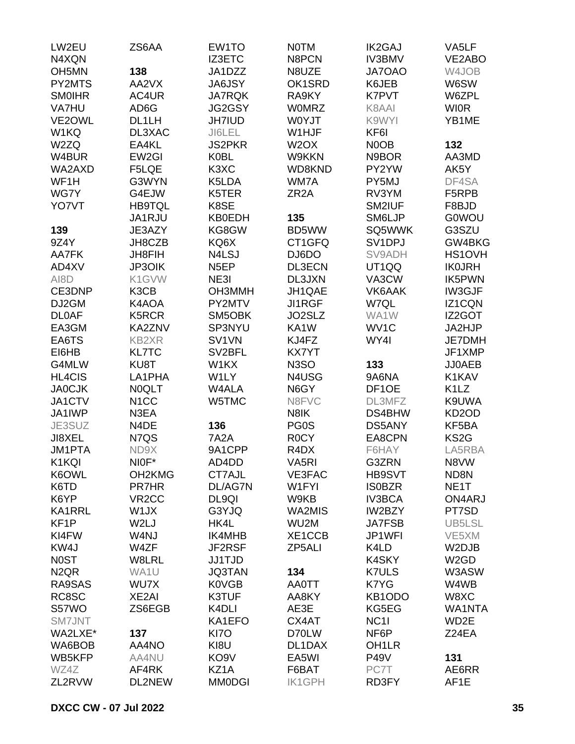LW2EU
N4XQN
OH5MN
PY2MTS
SM0IHR
VA7HU
VE2OWL
W1KQ
W2ZQ
W4BUR
WA2AXD
WF1H
WG7Y
YO7VT

**139**

9Z4Y
AA7FK
AD4XV
AI8D
CE3DNP
DJ2GM
DL0AF
EA3GM
EA6TS
EI6HB
G4MLW
HL4CIS
JA0CJK
JA1CTV
JA1IWP
JE3SUZ
JI8XEL
JM1PTA
K1KQI
K6OWL
K6TD
K6YP
KA1RRL
KF1P
KI4FW
KW4J
N0ST
N2QR
RA9SAS
RC8SC
S57WO
SM7JNT
WA2LXE*
WA6BOB
WB5KFP
WZ4Z
ZL2RVW

ZS6AA

**138**

AA2VX
AC4UR
AD6G
DL1LH
DL3XAC
EA4KL
EW2GI
F5LQE
G3WYN
G4EJW
HB9TQL
JA1RJU
JE3AZY
JH8CZB
JH8FIH
JP3OIK
K1GVW
K3CB
K4AOA
K5RCR
KA2ZNV
KB2XR
KL7TC
KU8T
LA1PHA
N0QLT
N1CC
N3EA
N4DE
N7QS
ND9X
NI0F*
OH2KMG
PR7HR
VR2CC
W1JX
W2LJ
W4NJ
W4ZF
W8LRL
WA1U
WU7X
XE2AI
ZS6EGB

**137**

AA4NO
AA4NU
AF4RK
DL2NEW

EW1TO
IZ3ETC
JA1DZZ
JA6JSY
JA7RQK
JG2GSY
JH7IUD
JI6LEL
JS2PKR
K0BL
K3XC
K5LDA
K5TER
K8SE
KB0EDH
KG8GW
KQ6X
N4LSJ
N5EP
NE3I
OH3MMH
PY2MTV
SM5OBK
SP3NYU
SV1VN
SV2BFL
W1KX
W1LY
W4ALA
W5TMC

**136**

7A2A
9A1CPP
AD4DD
CT7AJL
DL/AG7N
DL9QI
G3YJQ
HK4L
IK4MHB
JF2RSF
JJ1TJD
JQ3TAN
K0VGB
K3TUF
K4DLI
KA1EFO
KI7O
KI8U
KO9V
KZ1A
MM0DGI

N0TM
N8PCN
N8UZE
OK1SRD
RA9KY
W0MRZ
W0YJT
W1HJF
W2OX
W9KKN
WD8KND
WM7A
ZR2A

**135**

BD5WW
CT1GFQ
DJ6DO
DL3ECN
DL3JXN
JH1QAE
JI1RGF
JO2SLZ
KA1W
KJ4FZ
KX7YT
N3SO
N4USG
N6GY
N8FVC
N8IK
PG0S
R0CY
R4DX
VA5RI
VE3FAC
W1FYI
W9KB
WA2MIS
WU2M
XE1CCB
ZP5ALI

**134**

AA0TT
AA8KY
AE3E
CX4AT
D70LW
DL1DAX
EA5WI
F6BAT
IK1GPH

IK2GAJ
IV3BMV
JA7OAO
K6JEB
K7PVT
K8AAI
K9WYI
KF6I
N0OB
N9BOR
PY2YW
PY5MJ
RV3YM
SM2IUF
SM6LJP
SQ5WWK
SV1DPJ
SV9ADH
UT1QQ
VA3CW
VK6AAK
W7QL
WA1W
WV1C
WY4I

**133**

9A6NA
DF1OE
DL3MFZ
DS4BHW
DS5ANY
EA8CPN
F6HAY
G3ZRN
HB9SVT
IS0BZR
IV3BCA
IW2BZY
JA7FSB
JP1WFI
K4LD
K4SKY
K7ULS
K7YG
KB1ODO
KG5EG
NC1I
NF6P
OH1LR
P49V
PC7T
RD3FY

VA5LF
VE2ABO
W4JOB
W6SW
W6ZPL
WI0R
YB1ME

**132**

AA3MD
AK5Y
DF4SA
F5RPB
F8BJD
G0WOU
G3SZU
GW4BKG
HS1OVH
IK0JRH
IK5PWN
IW3GJF
IZ1CQN
IZ2GOT
JA2HJP
JE7DMH
JF1XMP
JJ0AEB
K1KAV
K1LZ
K9UWA
KD2OD
KF5BA
KS2G
LA5RBA
N8VW
ND8N
NE1T
ON4ARJ
PT7SD
UB5LSL
VE5XM
W2DJB
W2GD
W3ASW
W4WB
W8XC
WA1NTA
WD2E
Z24EA

**131**

AE6RR
AF1E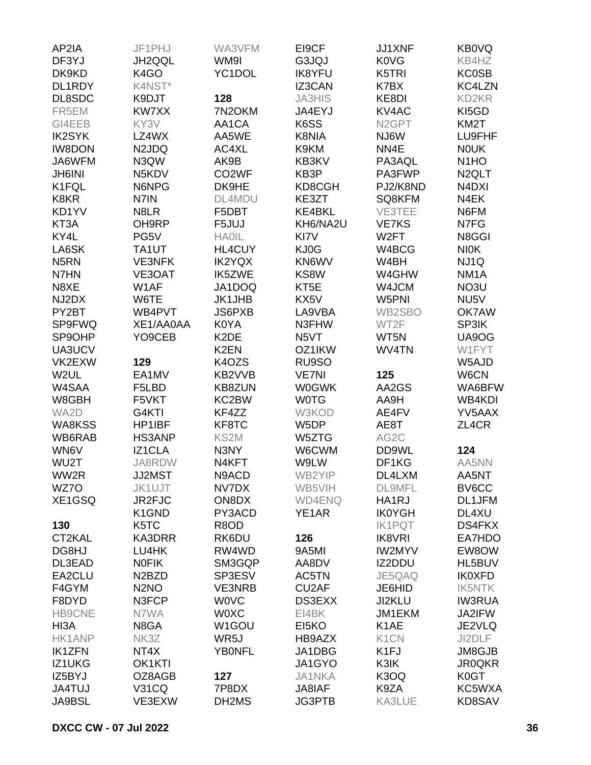AP2IA
DF3YJ
DK9KD
DL1RDY
DL8SDC
FR5EM
GI4EEB
IK2SYK
IW8DON
JA6WFM
JH6INI
K1FQL
K8KR
KD1YV
KT3A
KY4L
LA6SK
N5RN
N7HN
N8XE
NJ2DX
PY2BT
SP9FWQ
SP9OHP
UA3UCV
VK2EXW
W2UL
W4SAA
W8GBH
WA2D
WA8KSS
WB6RAB
WN6V
WU2T
WW2R
WZ7O
XE1GSQ

**130**

CT2KAL
DG8HJ
DL3EAD
EA2CLU
F4GYM
F8DYD
HB9CNE
HI3A
HK1ANP
IK1ZFN
IZ1UKG
IZ5BYJ
JA4TUJ
JA9BSL
JF1PHJ
JH2QQL
K4GO
K4NST*
K9DJT
KW7XX
KY3V
LZ4WX
N2JDQ
N3QW
N5KDV
N6NPG
N7IN
N8LR
OH9RP
PG5V
TA1UT
VE3NFK
VE3OAT
W1AF
W6TE
WB4PVT
XE1/AA0AA
YO9CEB

**129**

EA1MV
F5LBD
F5VKT
G4KTI
HP1IBF
HS3ANP
IZ1CLA
JA8RDW
JJ2MST
JK1UJT
JR2FJC
K1GND
K5TC
KA3DRR
LU4HK
N0FIK
N2BZD
N2NO
N3FCP
N7WA
N8GA
NK3Z
NT4X
OK1KTI
OZ8AGB
V31CQ
VE3EXW
WA3VFM
WM9I
YC1DOL

**128**

7N2OKM
AA1CA
AA5WE
AC4XL
AK9B
CO2WF
DK9HE
DL4MDU
F5DBT
F5JUJ
HA0IL
HL4CUY
IK2YQX
IK5ZWE
JA1DOQ
JK1JHB
JS6PXB
K0YA
K2DE
K2EN
K4OZS
KB2VVB
KB8ZUN
KC2BW
KF4ZZ
KF8TC
KS2M
N3NY
N4KFT
N9ACD
NV7DX
ON8DX
PY3ACD
R8OD
RK6DU
RW4WD
SM3GQP
SP3ESV
VE3NRB
W0VC
W0XC
W1GOU
WR5J
YB0NFL

**127**

7P8DX
DH2MS
EI9CF
G3JQJ
IK8YFU
IZ3CAN
JA3HIS
JA4EYJ
K6SS
K8NIA
K9KM
KB3KV
KB3P
KD8CGH
KE3ZT
KE4BKL
KH6/NA2U
KI7V
KJ0G
KN6WV
KS8W
KT5E
KX5V
LA9VBA
N3FHW
N5VT
OZ1IKW
RU9SO
VE7NI
W0GWK
W0TG
W3KOD
W5DP
W5ZTG
W6CWM
W9LW
WB2YIP
WB5VIH
WD4ENQ
YE1AR

**126**

9A5MI
AA8DV
AC5TN
CU2AF
DS3EXX
EI4BK
EI5KO
HB9AZX
JA1DBG
JA1GYO
JA1NKA
JA8IAF
JG3PTB
JJ1XNF
K0VG
K5TRI
K7BX
KE8DI
KV4AC
N2GPT
NJ6W
NN4E
PA3AQL
PA3FWP
PJ2/K8ND
SQ8KFM
VE3TEE
VE7KS
W2FT
W4BCG
W4BH
W4GHW
W4JCM
W5PNI
WB2SBO
WT2F
WT5N
WV4TN

**125**

AA2GS
AA9H
AE4FV
AE8T
AG2C
DD9WL
DF1KG
DL4LXM
DL9MFL
HA1RJ
IK0YGH
IK1PQT
IK8VRI
IW2MYV
IZ2DDU
JE5QAQ
JE6HID
JI2KLU
JM1EKM
K1AE
K1CN
K1FJ
K3IK
K3OQ
K9ZA
KA3LUE
KB0VQ
KB4HZ
KC0SB
KC4LZN
KD2KR
KI5GD
KM2T
LU9FHF
N0UK
N1HO
N2QLT
N4DXI
N4EK
N6FM
N7FG
N8GGI
NI0K
NJ1Q
NM1A
NO3U
NU5V
OK7AW
SP3IK
UA9OG
W1FYT
W5AJD
W6CN
WA6BFW
WB4KDI
YV5AAX
ZL4CR

**124**

AA5NN
AA5NT
BV6CC
DL1JFM
DL4XU
DS4FKX
EA7HDO
EW8OW
HL5BUV
IK0XFD
IK5NTK
IW3RUA
JA2IFW
JE2VLQ
JI2DLF
JM8GJB
JR0QKR
K0GT
KC5WXA
KD8SAV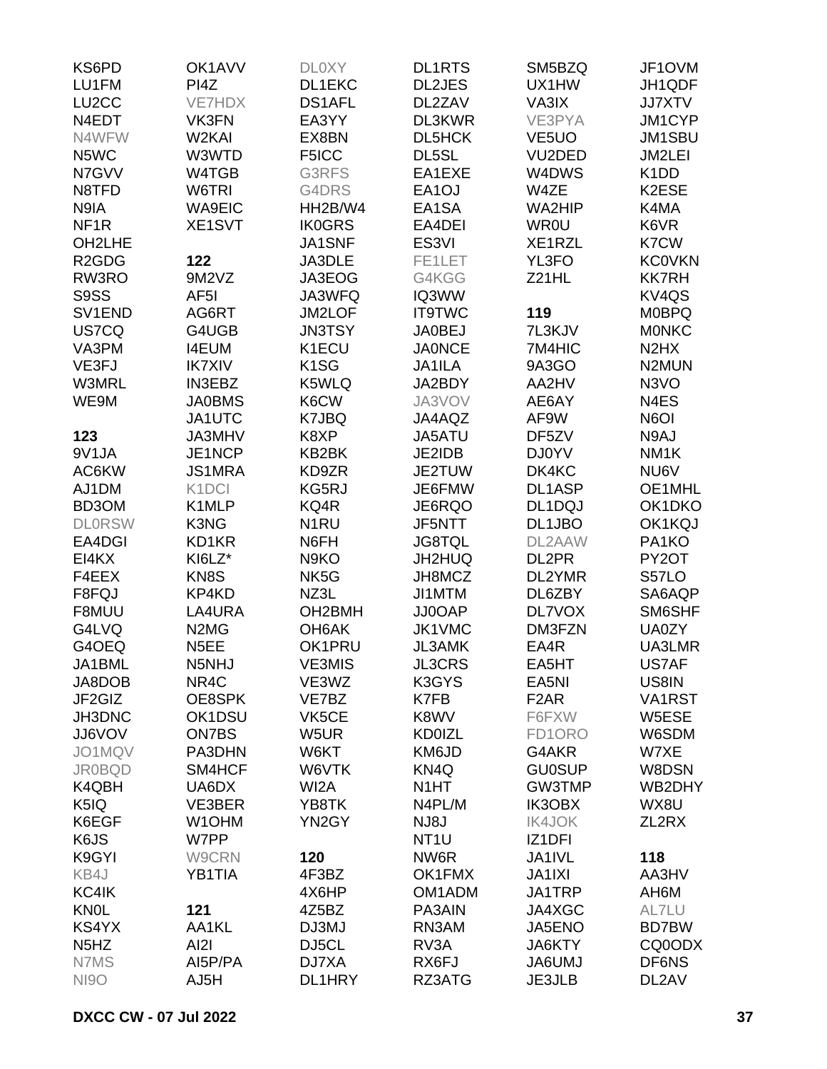KS6PD
LU1FM
LU2CC
N4EDT
N4WFW
N5WC
N7GVV
N8TFD
N9IA
NF1R
OH2LHE
R2GDG
RW3RO
S9SS
SV1END
US7CQ
VA3PM
VE3FJ
W3MRL
WE9M

**123**

9V1JA
AC6KW
AJ1DM
BD3OM
DL0RSW
EA4DGI
EI4KX
F4EEX
F8FQJ
F8MUU
G4LVQ
G4OEQ
JA1BML
JA8DOB
JF2GIZ
JH3DNC
JJ6VOV
JO1MQV
JR0BQD
K4QBH
K5IQ
K6EGF
K6JS
K9GYI
KB4J
KC4IK
KN0L
KS4YX
N5HZ
N7MS
NI9O

OK1AVV
PI4Z
VE7HDX
VK3FN
W2KAI
W3WTD
W4TGB
W6TRI
WA9EIC
XE1SVT

**122**

9M2VZ
AF5I
AG6RT
G4UGB
I4EUM
IK7XIV
IN3EBZ
JA0BMS
JA1UTC
JA3MHV
JE1NCP
JS1MRA
K1DCI
K1MLP
K3NG
KD1KR
KI6LZ*
KN8S
KP4KD
LA4URA
N2MG
N5EE
N5NHJ
NR4C
OE8SPK
OK1DSU
ON7BS
PA3DHN
SM4HCF
UA6DX
VE3BER
W1OHM
W7PP
W9CRN
YB1TIA

**121**

AA1KL
AI2I
AI5P/PA
AJ5H

DL0XY
DL1EKC
DS1AFL
EA3YY
EX8BN
F5ICC
G3RFS
G4DRS
HH2B/W4
IK0GRS
JA1SNF
JA3DLE
JA3EOG
JA3WFQ
JM2LOF
JN3TSY
K1ECU
K1SG
K5WLQ
K6CW
K7JBQ
K8XP
KB2BK
KD9ZR
KG5RJ
KQ4R
N1RU
N6FH
N9KO
NK5G
NZ3L
OH2BMH
OH6AK
OK1PRU
VE3MIS
VE3WZ
VE7BZ
VK5CE
W5UR
W6KT
W6VTK
WI2A
YB8TK
YN2GY

**120**

4F3BZ
4X6HP
4Z5BZ
DJ3MJ
DJ5CL
DJ7XA
DL1HRY

DL1RTS
DL2JES
DL2ZAV
DL3KWR
DL5HCK
DL5SL
EA1EXE
EA1OJ
EA1SA
EA4DEI
ES3VI
FE1LET
G4KGG
IQ3WW
IT9TWC
JA0BEJ
JA0NCE
JA1ILA
JA2BDY
JA3VOV
JA4AQZ
JA5ATU
JE2IDB
JE2TUW
JE6FMW
JE6RQO
JF5NTT
JG8TQL
JH2HUQ
JH8MCZ
JI1MTM
JJ0OAP
JK1VMC
JL3AMK
JL3CRS
K3GYS
K7FB
K8WV
KD0IZL
KM6JD
KN4Q
N1HT
N4PL/M
NJ8J
NT1U
NW6R
OK1FMX
OM1ADM
PA3AIN
RN3AM
RV3A
RX6FJ
RZ3ATG

SM5BZQ
UX1HW
VA3IX
VE3PYA
VE5UO
VU2DED
W4DWS
W4ZE
WA2HIP
WR0U
XE1RZL
YL3FO
Z21HL

**119**

7L3KJV
7M4HIC
9A3GO
AA2HV
AE6AY
AF9W
DF5ZV
DJ0YV
DK4KC
DL1ASP
DL1DQJ
DL1JBO
DL2AAW
DL2PR
DL2YMR
DL6ZBY
DL7VOX
DM3FZN
EA4R
EA5HT
EA5NI
F2AR
F6FXW
FD1ORO
G4AKR
GU0SUP
GW3TMP
IK3OBX
IK4JOK
IZ1DFI
JA1IVL
JA1IXI
JA1TRP
JA4XGC
JA5ENO
JA6KTY
JA6UMJ
JE3JLB

JF1OVM
JH1QDF
JJ7XTV
JM1CYP
JM1SBU
JM2LEI
K1DD
K2ESE
K4MA
K6VR
K7CW
KC0VKN
KK7RH
KV4QS
M0BPQ
M0NKC
N2HX
N2MUN
N3VO
N4ES
N6OI
N9AJ
NM1K
NU6V
OE1MHL
OK1DKO
OK1KQJ
PA1KO
PY2OT
S57LO
SA6AQP
SM6SHF
UA0ZY
UA3LMR
US7AF
US8IN
VA1RST
W5ESE
W6SDM
W7XE
W8DSN
WB2DHY
WX8U
ZL2RX

**118**

AA3HV
AH6M
AL7LU
BD7BW
CQ0ODX
DF6NS
DL2AV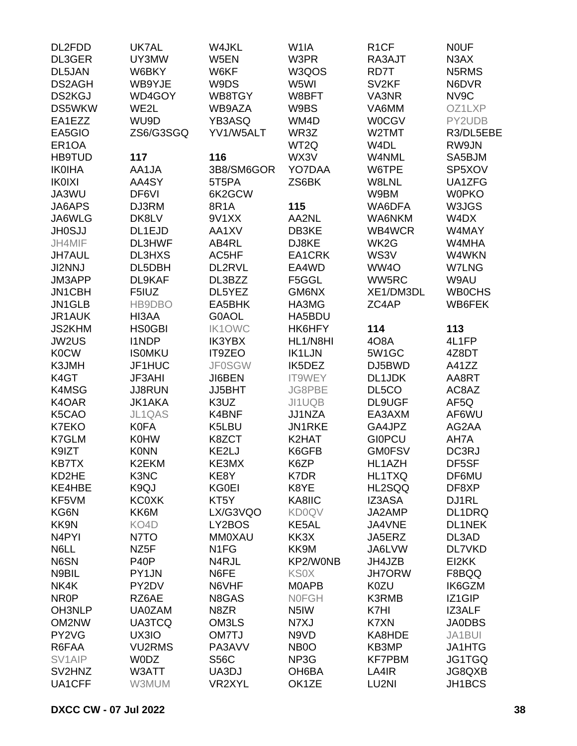DL2FDD
DL3GER
DL5JAN
DS2AGH
DS2KGJ
DS5WKW
EA1EZZ
EA5GIO
ER1OA
HB9TUD
IK0IHA
IK0IXI
JA3WU
JA6APS
JA6WLG
JH0SJJ
JH4MIF
JH7AUL
JI2NNJ
JM3APP
JN1CBH
JN1GLB
JR1AUK
JS2KHM
JW2US
K0CW
K3JMH
K4GT
K4MSG
K4OAR
K5CAO
K7EKO
K7GLM
K9IZT
KB7TX
KD2HE
KE4HBE
KF5VM
KG6N
KK9N
N4PYI
N6LL
N6SN
N9BIL
NK4K
NR0P
OH3NLP
OM2NW
PY2VG
R6FAA
SV1AIP
SV2HNZ
UA1CFF

UK7AL
UY3MW
WB6BKY
WB9YJE
WD4GOY
WE2L
WU9D
ZS6/G3SGQ

**117**

AA1JA
AA4SY
DF6VI
DJ3RM
DK8LV
DL1EJD
DL3HWF
DL3HXS
DL5DBH
DL9KAF
F5IUZ
HB9DBO
HI3AA
HS0GBI
I1NDP
IS0MKU
JF1HUC
JF3AHI
JJ8RUN
JK1AKA
JL1QAS
K0FA
K0HW
K0NN
K2EKM
K3NC
K9QJ
KC0XK
KK6M
KO4D
N7TO
NZ5F
P40P
PY1JN
PY2DV
RZ6AE
UA0ZAM
UA3TCQ
UX3IO
VU2RMS
W0DZ
W3ATT
W3MUM

W4JKL
W5EN
W6KF
W9DS
WB8TGY
WB9AZA
YB3ASQ
YV1/W5ALT

**116**

3B8/SM6GOR
5T5PA
6K2GCW
8R1A
9V1XX
AA1XV
AB4RL
AC5HF
DL2RVL
DL3BZZ
DL5YEZ
EA5BHK
G0AOL
IK1OWC
IK3YBX
IT9ZEO
JF0SGW
JI6BEN
JJ5BHT
K3UZ
K4BNF
K5LBU
K8ZCT
KE2LJ
KE3MX
KE8Y
KG0EI
KT5Y
LX/G3VQO
LY2BOS
MM0XAU
N1FG
N4RJL
N6FE
N6VHF
N8GAS
N8ZR
OM3LS
OM7TJ
PA3AVV
S56C
UA3DJ
VR2XYL

W1IA
W3PR
W3QOS
W5WI
W8BFT
W9BS
WM4D
WR3Z
WT2Q
WX3V
YO7DAA
ZS6BK

**115**

AA2NL
DB3KE
DJ8KE
EA1CRK
EA4WD
F5GGL
GM6NX
HA3MG
HA5BDU
HK6HFY
HL1/N8HI
IK1LJN
IK5DEZ
IT9WEY
JG8PBE
JI1UQB
JJ1NZA
JN1RKE
K2HAT
K6GFB
K6ZP
K7DR
K8YE
KA8IIC
KD0QV
KE5AL
KK3X
KK9M
KP2/W0NB
KS0X
M0APB
N0FGH
N5IW
N7XJ
N9VD
NB0O
NP3G
OH6BA
OK1ZE

R1CF
RA3AJT
RD7T
SV2KF
VA3NR
VA6MM
W0CGV
W2TMT
W4DL
W4NML
W6TPE
W8LNL
W9BM
WA6DFA
WA6NKM
WB4WCR
WK2G
WS3V
WW4O
WW5RC
XE1/DM3DL
ZC4AP

**114**

4O8A
5W1GC
DJ5BWD
DL1JDK
DL5CO
DL9UGF
EA3AXM
GA4JPZ
GI0PCU
GM0FSV
HL1AZH
HL1TXQ
HL2SQQ
IZ3ASA
JA2AMP
JA4VNE
JA5ERZ
JA6LVW
JH4JZB
JH7ORW
K0ZU
K3RMB
K7HI
K7XN
KA8HDE
KB3MP
KF7PBM
LA4IR
LU2NI

N0UF
N3AX
N5RMS
N6DVR
NV9C
OZ1LXP
PY2UDB
R3/DL5EBE
RW9JN
SA5BJM
SP5XOV
UA1ZFG
W0PKO
W3JGS
W4DX
W4MAY
W4MHA
W4WKN
W7LNG
W9AU
WB0CHS
WB6FEK

**113**

4L1FP
4Z8DT
A41ZZ
AA8RT
AC8AZ
AF5Q
AF6WU
AG2AA
AH7A
DC3RJ
DF5SF
DF6MU
DF8XP
DJ1RL
DL1DRQ
DL1NEK
DL3AD
DL7VKD
EI2KK
F8BQQ
IK6GZM
IZ1GIP
IZ3ALF
JA0DBS
JA1BUI
JA1HTG
JG1TGQ
JG8QXB
JH1BCS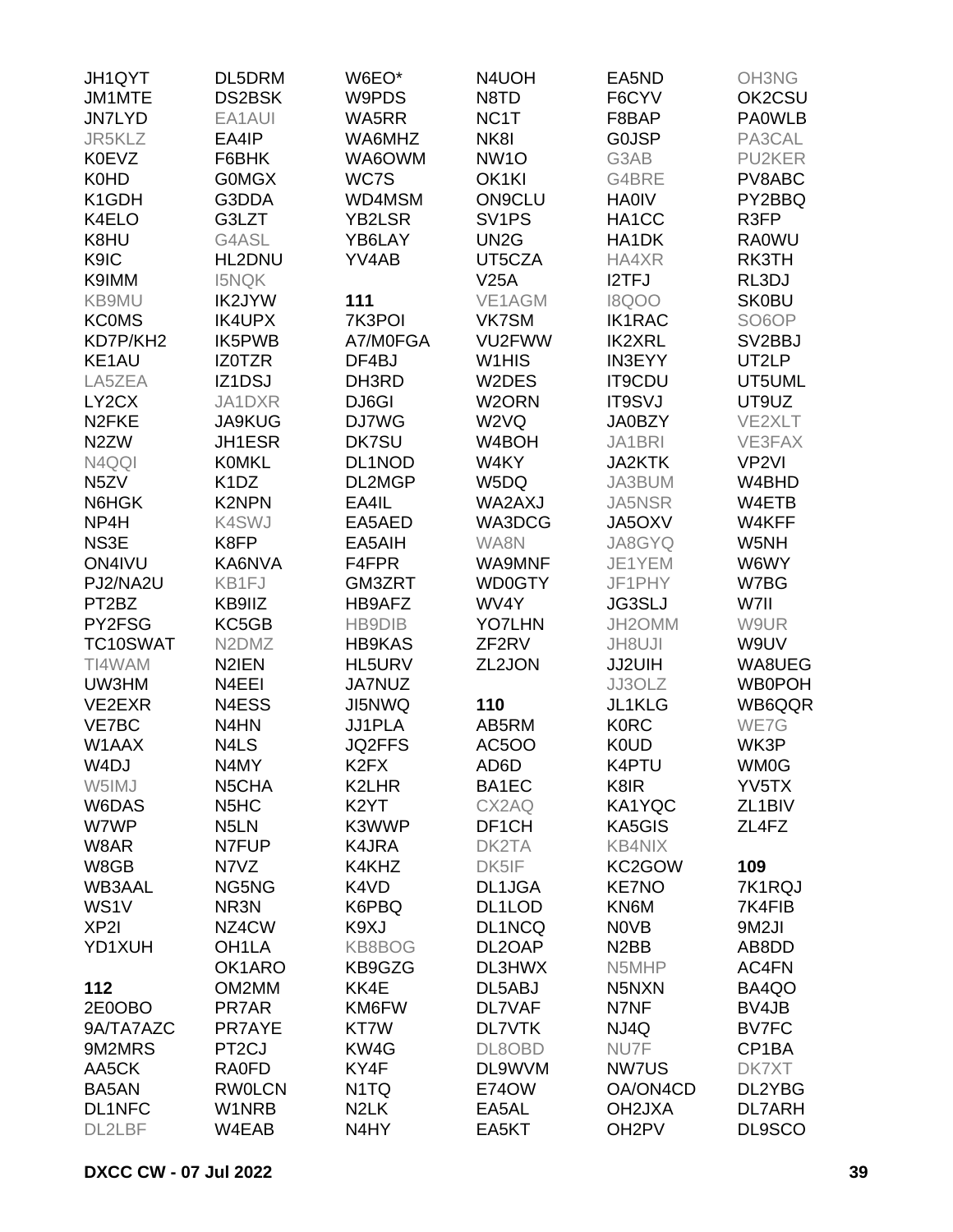JH1QYT
JM1MTE
JN7LYD
JR5KLZ
K0EVZ
K0HD
K1GDH
K4ELO
K8HU
K9IC
K9IMM
KB9MU
KC0MS
KD7P/KH2
KE1AU
LA5ZEA
LY2CX
N2FKE
N2ZW
N4QQI
N5ZV
N6HGK
NP4H
NS3E
ON4IVU
PJ2/NA2U
PT2BZ
PY2FSG
TC10SWAT
TI4WAM
UW3HM
VE2EXR
VE7BC
W1AAX
W4DJ
W5IMJ
W6DAS
W7WP
W8AR
W8GB
WB3AAL
WS1V
XP2I
YD1XUH

**112**

2E0OBO
9A/TA7AZC
9M2MRS
AA5CK
BA5AN
DL1NFC
DL2LBF
DL5DRM
DS2BSK
EA1AUI
EA4IP
F6BHK
G0MGX
G3DDA
G3LZT
G4ASL
HL2DNU
I5NQK
IK2JYW
IK4UPX
IK5PWB
IZ0TZR
IZ1DSJ
JA1DXR
JA9KUG
JH1ESR
K0MKL
K1DZ
K2NPN
K4SWJ
K8FP
KA6NVA
KB1FJ
KB9IIZ
KC5GB
N2DMZ
N2IEN
N4EEI
N4ESS
N4HN
N4LS
N4MY
N5CHA
N5HC
N5LN
N7FUP
N7VZ
NG5NG
NR3N
NZ4CW
OH1LA
OK1ARO
OM2MM
PR7AR
PR7AYE
PT2CJ
RA0FD
RW0LCN
W1NRB
W4EAB
W6EO*
W9PDS
WA5RR
WA6MHZ
WA6OWM
WC7S
WD4MSM
YB2LSR
YB6LAY
YV4AB

**111**

7K3POI
A7/M0FGA
DF4BJ
DH3RD
DJ6GI
DJ7WG
DK7SU
DL1NOD
DL2MGP
EA4IL
EA5AED
EA5AIH
F4FPR
GM3ZRT
HB9AFZ
HB9DIB
HB9KAS
HL5URV
JA7NUZ
JI5NWQ
JJ1PLA
JQ2FFS
K2FX
K2LHR
K2YT
K3WWP
K4JRA
K4KHZ
K4VD
K6PBQ
K9XJ
KB8BOG
KB9GZG
KK4E
KM6FW
KT7W
KW4G
KY4F
N1TQ
N2LK
N4HY
N4UOH
N8TD
NC1T
NK8I
NW1O
OK1KI
ON9CLU
SV1PS
UN2G
UT5CZA
V25A
VE1AGM
VK7SM
VU2FWW
W1HIS
W2DES
W2ORN
W2VQ
W4BOH
W4KY
W5DQ
WA2AXJ
WA3DCG
WA8N
WA9MNF
WD0GTY
WV4Y
YO7LHN
ZF2RV
ZL2JON

**110**

AB5RM
AC5OO
AD6D
BA1EC
CX2AQ
DF1CH
DK2TA
DK5IF
DL1JGA
DL1LOD
DL1NCQ
DL2OAP
DL3HWX
DL5ABJ
DL7VAF
DL7VTK
DL8OBD
DL9WVM
E74OW
EA5AL
EA5KT
EA5ND
F6CYV
F8BAP
G0JSP
G3AB
G4BRE
HA0IV
HA1CC
HA1DK
HA4XR
I2TFJ
I8QOO
IK1RAC
IK2XRL
IN3EYY
IT9CDU
IT9SVJ
JA0BZY
JA1BRI
JA2KTK
JA3BUM
JA5NSR
JA5OXV
JA8GYQ
JE1YEM
JF1PHY
JG3SLJ
JH2OMM
JH8UJI
JJ2UIH
JJ3OLZ
JL1KLG
K0RC
K0UD
K4PTU
K8IR
KA1YQC
KA5GIS
KB4NIX
KC2GOW
KE7NO
KN6M
N0VB
N2BB
N5MHP
N5NXN
N7NF
NJ4Q
NU7F
NW7US
OA/ON4CD
OH2JXA
OH2PV
OH3NG
OK2CSU
PA0WLB
PA3CAL
PU2KER
PV8ABC
PY2BBQ
R3FP
RA0WU
RK3TH
RL3DJ
SK0BU
SO6OP
SV2BBJ
UT2LP
UT5UML
UT9UZ
VE2XLT
VE3FAX
VP2VI
W4BHD
W4ETB
W4KFF
W5NH
W6WY
W7BG
W7II
W9UR
W9UV
WA8UEG
WB0POH
WB6QQR
WE7G
WK3P
WM0G
YV5TX
ZL1BIV
ZL4FZ

**109**

7K1RQJ
7K4FIB
9M2JI
AB8DD
AC4FN
BA4QO
BV4JB
BV7FC
CP1BA
DK7XT
DL2YBG
DL7ARH
DL9SCO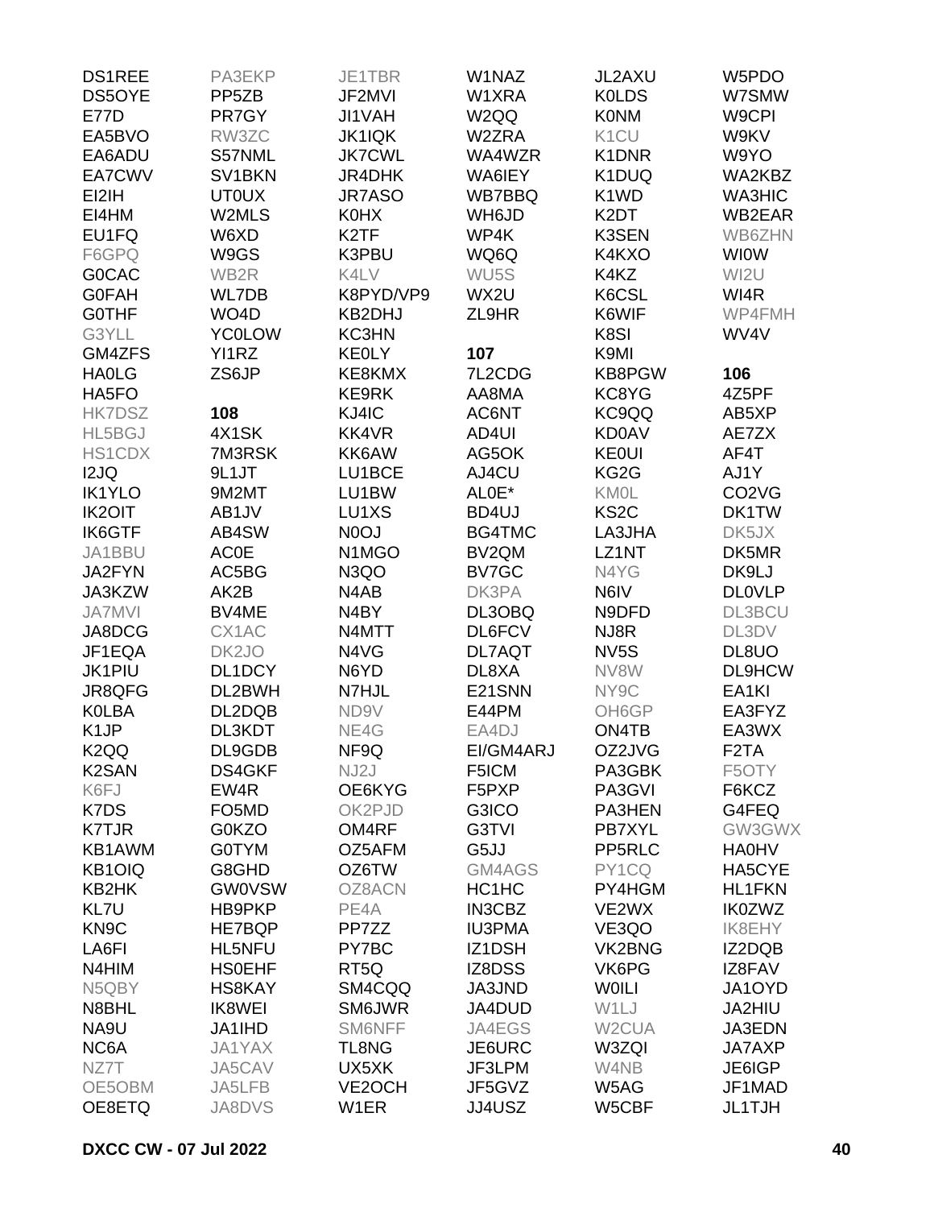DS1REE
DS5OYE
E77D
EA5BVO
EA6ADU
EA7CWV
EI2IH
EI4HM
EU1FQ
F6GPQ
G0CAC
G0FAH
G0THF
G3YLL
GM4ZFS
HA0LG
HA5FO
HK7DSZ
HL5BGJ
HS1CDX
I2JQ
IK1YLO
IK2OIT
IK6GTF
JA1BBU
JA2FYN
JA3KZW
JA7MVI
JA8DCG
JF1EQA
JK1PIU
JR8QFG
K0LBA
K1JP
K2QQ
K2SAN
K6FJ
K7DS
K7TJR
KB1AWM
KB1OIQ
KB2HK
KL7U
KN9C
LA6FI
N4HIM
N5QBY
N8BHL
NA9U
NC6A
NZ7T
OE5OBM
OE8ETQ
PA3EKP
PP5ZB
PR7GY
RW3ZC
S57NML
SV1BKN
UT0UX
W2MLS
W6XD
W9GS
WB2R
WL7DB
WO4D
YC0LOW
YI1RZ
ZS6JP

**108**

4X1SK
7M3RSK
9L1JT
9M2MT
AB1JV
AB4SW
AC0E
AC5BG
AK2B
BV4ME
CX1AC
DK2JO
DL1DCY
DL2BWH
DL2DQB
DL3KDT
DL9GDB
DS4GKF
EW4R
FO5MD
G0KZO
G0TYM
G8GHD
GW0VSW
HB9PKP
HE7BQP
HL5NFU
HS0EHF
HS8KAY
IK8WEI
JA1IHD
JA1YAX
JA5CAV
JA5LFB
JA8DVS
JE1TBR
JF2MVI
JI1VAH
JK1IQK
JK7CWL
JR4DHK
JR7ASO
K0HX
K2TF
K3PBU
K4LV
K8PYD/VP9
KB2DHJ
KC3HN
KE0LY
KE8KMX
KE9RK
KJ4IC
KK4VR
KK6AW
LU1BCE
LU1BW
LU1XS
N0OJ
N1MGO
N3QO
N4AB
N4BY
N4MTT
N4VG
N6YD
N7HJL
ND9V
NE4G
NF9Q
NJ2J
OE6KYG
OK2PJD
OM4RF
OZ5AFM
OZ6TW
OZ8ACN
PE4A
PP7ZZ
PY7BC
RT5Q
SM4CQQ
SM6JWR
SM6NFF
TL8NG
UX5XK
VE2OCH
W1ER
W1NAZ
W1XRA
W2QQ
W2ZRA
WA4WZR
WA6IEY
WB7BBQ
WH6JD
WP4K
WQ6Q
WU5S
WX2U
ZL9HR

**107**

7L2CDG
AA8MA
AC6NT
AD4UI
AG5OK
AJ4CU
AL0E*
BD4UJ
BG4TMC
BV2QM
BV7GC
DK3PA
DL3OBQ
DL6FCV
DL7AQT
DL8XA
E21SNN
E44PM
EA4DJ
EI/GM4ARJ
F5ICM
F5PXP
G3ICO
G3TVI
G5JJ
GM4AGS
HC1HC
IN3CBZ
IU3PMA
IZ1DSH
IZ8DSS
JA3JND
JA4DUD
JA4EGS
JE6URC
JF3LPM
JF5GVZ
JJ4USZ
JL2AXU
K0LDS
K0NM
K1CU
K1DNR
K1DUQ
K1WD
K2DT
K3SEN
K4KXO
K4KZ
K6CSL
K6WIF
K8SI
K9MI
KB8PGW
KC8YG
KC9QQ
KD0AV
KE0UI
KG2G
KM0L
KS2C
LA3JHA
LZ1NT
N4YG
N6IV
N9DFD
NJ8R
NV5S
NV8W
NY9C
OH6GP
ON4TB
OZ2JVG
PA3GBK
PA3GVI
PA3HEN
PB7XYL
PP5RLC
PY1CQ
PY4HGM
VE2WX
VE3QO
VK2BNG
VK6PG
W0ILI
W1LJ
W2CUA
W3ZQI
W4NB
W5AG
W5CBF
W5PDO
W7SMW
W9CPI
W9KV
W9YO
WA2KBZ
WA3HIC
WB2EAR
WB6ZHN
WI0W
WI2U
WI4R
WP4FMH
WV4V

**106**

4Z5PF
AB5XP
AE7ZX
AF4T
AJ1Y
CO2VG
DK1TW
DK5JX
DK5MR
DK9LJ
DL0VLP
DL3BCU
DL3DV
DL8UO
DL9HCW
EA1KI
EA3FYZ
EA3WX
F2TA
F5OTY
F6KCZ
G4FEQ
GW3GWX
HA0HV
HA5CYE
HL1FKN
IK0ZWZ
IK8EHY
IZ2DQB
IZ8FAV
JA1OYD
JA2HIU
JA3EDN
JA7AXP
JE6IGP
JF1MAD
JL1TJH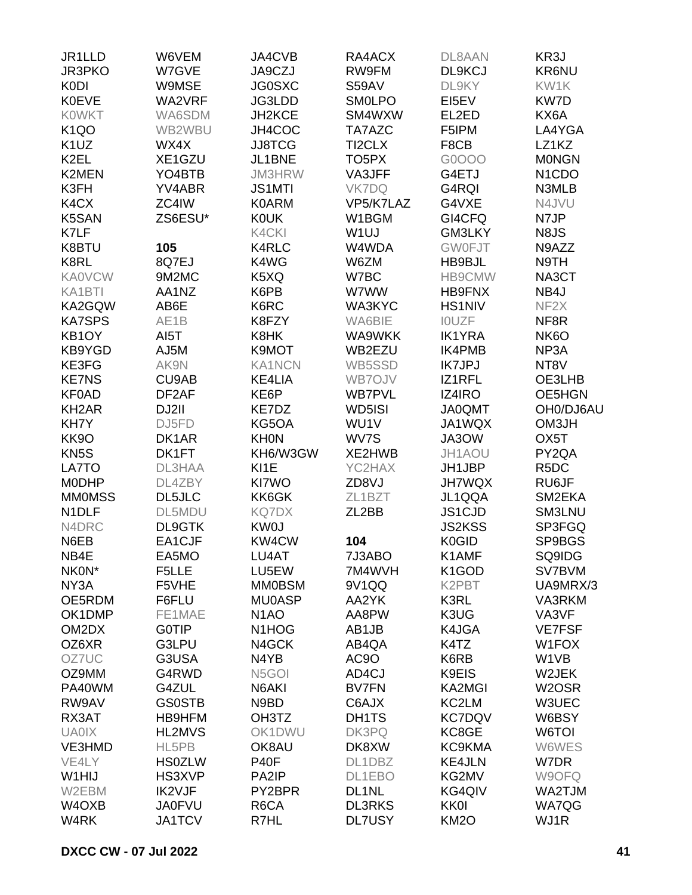JR1LLD
JR3PKO
K0DI
K0EVE
K0WKT
K1QO
K1UZ
K2EL
K2MEN
K3FH
K4CX
K5SAN
K7LF
K8BTU
K8RL
KA0VCW
KA1BTI
KA2GQW
KA7SPS
KB1OY
KB9YGD
KE3FG
KE7NS
KF0AD
KH2AR
KH7Y
KK9O
KN5S
LA7TO
M0DHP
MM0MSS
N1DLF
N4DRC
N6EB
NB4E
NK0N*
NY3A
OE5RDM
OK1DMP
OM2DX
OZ6XR
OZ7UC
OZ9MM
PA40WM
RW9AV
RX3AT
UA0IX
VE3HMD
VE4LY
W1HIJ
W2EBM
W4OXB
W4RK

W6VEM
W7GVE
W9MSE
WA2VRF
WA6SDM
WB2WBU
WX4X
XE1GZU
YO4BTB
YV4ABR
ZC4IW
ZS6ESU*

**105**

8Q7EJ
9M2MC
AA1NZ
AB6E
AE1B
AI5T
AJ5M
AK9N
CU9AB
DF2AF
DJ2II
DJ5FD
DK1AR
DK1FT
DL3HAA
DL4ZBY
DL5JLC
DL5MDU
DL9GTK
EA1CJF
EA5MO
F5LLE
F5VHE
F6FLU
FE1MAE
G0TIP
G3LPU
G3USA
G4RWD
G4ZUL
GS0STB
HB9HFM
HL2MVS
HL5PB
HS0ZLW
HS3XVP
IK2VJF
JA0FVU
JA1TCV

JA4CVB
JA9CZJ
JG0SXC
JG3LDD
JH2KCE
JH4COC
JJ8TCG
JL1BNE
JM3HRW
JS1MTI
K0ARM
K0UK
K4CKI
K4RLC
K4WG
K5XQ
K6PB
K6RC
K8FZY
K8HK
K9MOT
KA1NCN
KE4LIA
KE6P
KE7DZ
KG5OA
KH0N
KH6/W3GW
KI1E
KI7WO
KK6GK
KQ7DX
KW0J
KW4CW
LU4AT
LU5EW
MM0BSM
MU0ASP
N1AO
N1HOG
N4GCK
N4YB
N5GOI
N6AKI
N9BD
OH3TZ
OK1DWU
OK8AU
P40F
PA2IP
PY2BPR
R6CA
R7HL

RA4ACX
RW9FM
S59AV
SM0LPO
SM4WXW
TA7AZC
TI2CLX
TO5PX
VA3JFF
VK7DQ
VP5/K7LAZ
W1BGM
W1UJ
W4WDA
W6ZM
W7BC
W7WW
WA3KYC
WA6BIE
WA9WKK
WB2EZU
WB5SSD
WB7OJV
WB7PVL
WD5ISI
WU1V
WV7S
XE2HWB
YC2HAX
ZD8VJ
ZL1BZT
ZL2BB

**104**

7J3ABO
7M4WVH
9V1QQ
AA2YK
AA8PW
AB1JB
AB4QA
AC9O
AD4CJ
BV7FN
C6AJX
DH1TS
DK3PQ
DK8XW
DL1DBZ
DL1EBO
DL1NL
DL3RKS
DL7USY

DL8AAN
DL9KCJ
DL9KY
EI5EV
EL2ED
F5IPM
F8CB
G0OOO
G4ETJ
G4RQI
G4VXE
GI4CFQ
GM3LKY
GW0FJT
HB9BJL
HB9CMW
HB9FNX
HS1NIV
I0UZF
IK1YRA
IK4PMB
IK7JPJ
IZ1RFL
IZ4IRO
JA0QMT
JA1WQX
JA3OW
JH1AOU
JH1JBP
JH7WQX
JL1QQA
JS1CJD
JS2KSS
K0GID
K1AMF
K1GOD
K2PBT
K3RL
K3UG
K4JGA
K4TZ
K6RB
K9EIS
KA2MGI
KC2LM
KC7DQV
KC8GE
KC9KMA
KE4JLN
KG2MV
KG4QIV
KK0I
KM2O

KR3J
KR6NU
KW1K
KW7D
KX6A
LA4YGA
LZ1KZ
M0NGN
N1CDO
N3MLB
N4JVU
N7JP
N8JS
N9AZZ
N9TH
NA3CT
NB4J
NF2X
NF8R
NK6O
NP3A
NT8V
OE3LHB
OE5HGN
OH0/DJ6AU
OM3JH
OX5T
PY2QA
R5DC
RU6JF
SM2EKA
SM3LNU
SP3FGQ
SP9BGS
SQ9IDG
SV7BVM
UA9MRX/3
VA3RKM
VA3VF
VE7FSF
W1FOX
W1VB
W2JEK
W2OSR
W3UEC
W6BSY
W6TOI
W6WES
W7DR
W9OFQ
WA2TJM
WA7QG
WJ1R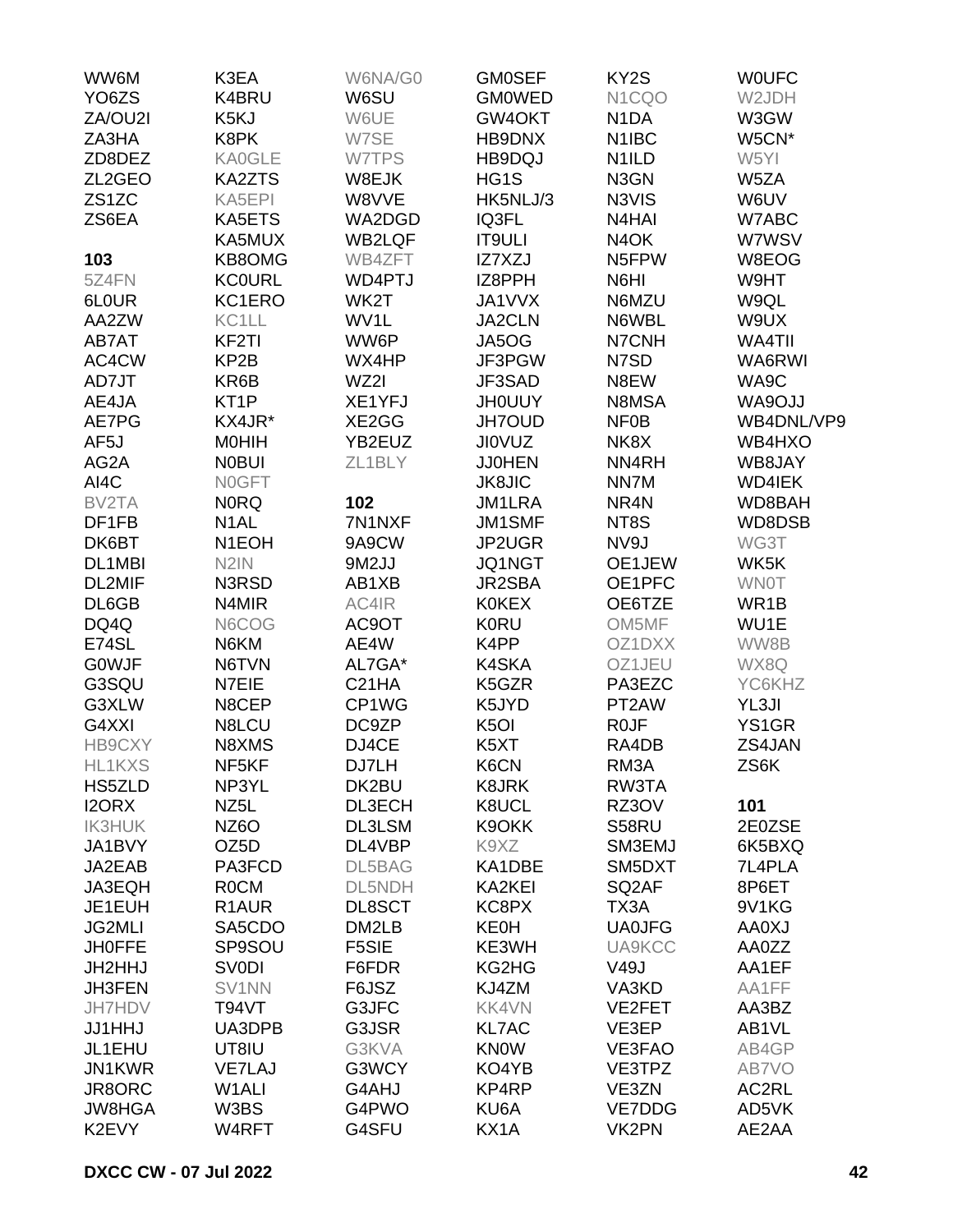WW6M
YO6ZS
ZA/OU2I
ZA3HA
ZD8DEZ
ZL2GEO
ZS1ZC
ZS6EA

**103**

5Z4FN
6L0UR
AA2ZW
AB7AT
AC4CW
AD7JT
AE4JA
AE7PG
AF5J
AG2A
AI4C
BV2TA
DF1FB
DK6BT
DL1MBI
DL2MIF
DL6GB
DQ4Q
E74SL
G0WJF
G3SQU
G3XLW
G4XXI
HB9CXY
HL1KXS
HS5ZLD
I2ORX
IK3HUK
JA1BVY
JA2EAB
JA3EQH
JE1EUH
JG2MLI
JH0FFE
JH2HHJ
JH3FEN
JH7HDV
JJ1HHJ
JL1EHU
JN1KWR
JR8ORC
JW8HGA
K2EVY
K3EA
K4BRU
K5KJ
K8PK
KA0GLE
KA2ZTS
KA5EPI
KA5ETS
KA5MUX
KB8OMG
KC0URL
KC1ERO
KC1LL
KF2TI
KP2B
KR6B
KT1P
KX4JR*
M0HIH
N0BUI
N0GFT
N0RQ
N1AL
N1EOH
N2IN
N3RSD
N4MIR
N6COG
N6KM
N6TVN
N7EIE
N8CEP
N8LCU
N8XMS
NF5KF
NP3YL
NZ5L
NZ6O
OZ5D
PA3FCD
R0CM
R1AUR
SA5CDO
SP9SOU
SV0DI
SV1NN
T94VT
UA3DPB
UT8IU
VE7LAJ
W1ALI
W3BS
W4RFT
W6NA/G0
W6SU
W6UE
W7SE
W7TPS
W8EJK
W8VVE
WA2DGD
WB2LQF
WB4ZFT
WD4PTJ
WK2T
WV1L
WW6P
WX4HP
WZ2I
XE1YFJ
XE2GG
YB2EUZ
ZL1BLY

**102**

7N1NXF
9A9CW
9M2JJ
AB1XB
AC4IR
AC9OT
AE4W
AL7GA*
C21HA
CP1WG
DC9ZP
DJ4CE
DJ7LH
DK2BU
DL3ECH
DL3LSM
DL4VBP
DL5BAG
DL5NDH
DL8SCT
DM2LB
F5SIE
F6FDR
F6JSZ
G3JFC
G3JSR
G3KVA
G3WCY
G4AHJ
G4PWO
G4SFU
GM0SEF
GM0WED
GW4OKT
HB9DNX
HB9DQJ
HG1S
HK5NLJ/3
IQ3FL
IT9ULI
IZ7XZJ
IZ8PPH
JA1VVX
JA2CLN
JA5OG
JF3PGW
JF3SAD
JH0UUY
JH7OUD
JI0VUZ
JJ0HEN
JK8JIC
JM1LRA
JM1SMF
JP2UGR
JQ1NGT
JR2SBA
K0KEX
K0RU
K4PP
K4SKA
K5GZR
K5JYD
K5OI
K5XT
K6CN
K8JRK
K8UCL
K9OKK
K9XZ
KA1DBE
KA2KEI
KC8PX
KE0H
KE3WH
KG2HG
KJ4ZM
KK4VN
KL7AC
KN0W
KO4YB
KP4RP
KU6A
KX1A
KY2S
N1CQO
N1DA
N1IBC
N1ILD
N3GN
N3VIS
N4HAI
N4OK
N5FPW
N6HI
N6MZU
N6WBL
N7CNH
N7SD
N8EW
N8MSA
NF0B
NK8X
NN4RH
NN7M
NR4N
NT8S
NV9J
OE1JEW
OE1PFC
OE6TZE
OM5MF
OZ1DXX
OZ1JEU
PA3EZC
PT2AW
R0JF
RA4DB
RM3A
RW3TA
RZ3OV
S58RU
SM3EMJ
SM5DXT
SQ2AF
TX3A
UA0JFG
UA9KCC
V49J
VA3KD
VE2FET
VE3EP
VE3FAO
VE3TPZ
VE3ZN
VE7DDG
VK2PN
W0UFC
W2JDH
W3GW
W5CN*
W5YI
W5ZA
W6UV
W7ABC
W7WSV
W8EOG
W9HT
W9QL
W9UX
WA4TII
WA6RWI
WA9C
WA9OJJ
WB4DNL/VP9
WB4HXO
WB8JAY
WD4IEK
WD8BAH
WD8DSB
WG3T
WK5K
WN0T
WR1B
WU1E
WW8B
WX8Q
YC6KHZ
YL3JI
YS1GR
ZS4JAN
ZS6K

**101**

2E0ZSE
6K5BXQ
7L4PLA
8P6ET
9V1KG
AA0XJ
AA0ZZ
AA1EF
AA1FF
AA3BZ
AB1VL
AB4GP
AB7VO
AC2RL
AD5VK
AE2AA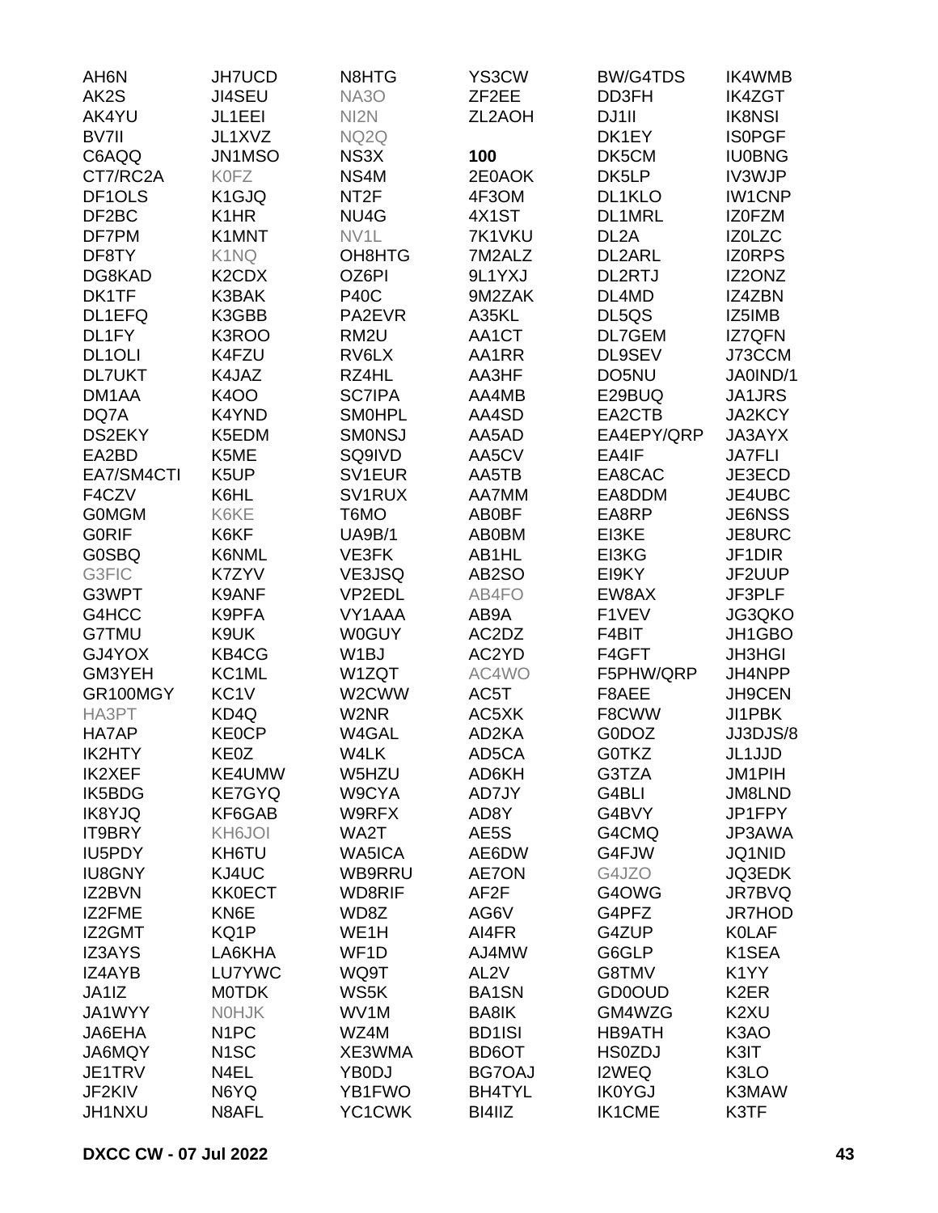AH6N
AK2S
AK4YU
BV7II
C6AQQ
CT7/RC2A
DF1OLS
DF2BC
DF7PM
DF8TY
DG8KAD
DK1TF
DL1EFQ
DL1FY
DL1OLI
DL7UKT
DM1AA
DQ7A
DS2EKY
EA2BD
EA7/SM4CTI
F4CZV
G0MGM
G0RIF
G0SBQ
G3FIC
G3WPT
G4HCC
G7TMU
GJ4YOX
GM3YEH
GR100MGY
HA3PT
HA7AP
IK2HTY
IK2XEF
IK5BDG
IK8YJQ
IT9BRY
IU5PDY
IU8GNY
IZ2BVN
IZ2FME
IZ2GMT
IZ3AYS
IZ4AYB
JA1IZ
JA1WYY
JA6EHA
JA6MQY
JE1TRV
JF2KIV
JH1NXU
JH7UCD
JI4SEU
JL1EEI
JL1XVZ
JN1MSO
K0FZ
K1GJQ
K1HR
K1MNT
K1NQ
K2CDX
K3BAK
K3GBB
K3ROO
K4FZU
K4JAZ
K4OO
K4YND
K5EDM
K5ME
K5UP
K6HL
K6KE
K6KF
K6NML
K7ZYV
K9ANF
K9PFA
K9UK
KB4CG
KC1ML
KC1V
KD4Q
KE0CP
KE0Z
KE4UMW
KE7GYQ
KF6GAB
KH6JOI
KH6TU
KJ4UC
KK0ECT
KN6E
KQ1P
LA6KHA
LU7YWC
M0TDK
N0HJK
N1PC
N1SC
N4EL
N6YQ
N8AFL
N8HTG
NA3O
NI2N
NQ2Q
NS3X
NS4M
NT2F
NU4G
NV1L
OH8HTG
OZ6PI
P40C
PA2EVR
RM2U
RV6LX
RZ4HL
SC7IPA
SM0HPL
SM0NSJ
SQ9IVD
SV1EUR
SV1RUX
T6MO
UA9B/1
VE3FK
VE3JSQ
VP2EDL
VY1AAA
W0GUY
W1BJ
W1ZQT
W2CWW
W2NR
W4GAL
W4LK
W5HZU
W9CYA
W9RFX
WA2T
WA5ICA
WB9RRU
WD8RIF
WD8Z
WE1H
WF1D
WQ9T
WS5K
WV1M
WZ4M
XE3WMA
YB0DJ
YB1FWO
YC1CWK
YS3CW
ZF2EE
ZL2AOH

**100**

2E0AOK
4F3OM
4X1ST
7K1VKU
7M2ALZ
9L1YXJ
9M2ZAK
A35KL
AA1CT
AA1RR
AA3HF
AA4MB
AA4SD
AA5AD
AA5CV
AA5TB
AA7MM
AB0BF
AB0BM
AB1HL
AB2SO
AB4FO
AB9A
AC2DZ
AC2YD
AC4WO
AC5T
AC5XK
AD2KA
AD5CA
AD6KH
AD7JY
AD8Y
AE5S
AE6DW
AE7ON
AF2F
AG6V
AI4FR
AJ4MW
AL2V
BA1SN
BA8IK
BD1ISI
BD6OT
BG7OAJ
BH4TYL
BI4IIZ
BW/G4TDS
DD3FH
DJ1II
DK1EY
DK5CM
DK5LP
DL1KLO
DL1MRL
DL2A
DL2ARL
DL2RTJ
DL4MD
DL5QS
DL7GEM
DL9SEV
DO5NU
E29BUQ
EA2CTB
EA4EPY/QRP
EA4IF
EA8CAC
EA8DDM
EA8RP
EI3KE
EI3KG
EI9KY
EW8AX
F1VEV
F4BIT
F4GFT
F5PHW/QRP
F8AEE
F8CWW
G0DOZ
G0TKZ
G3TZA
G4BLI
G4BVY
G4CMQ
G4FJW
G4JZO
G4OWG
G4PFZ
G4ZUP
G6GLP
G8TMV
GD0OUD
GM4WZG
HB9ATH
HS0ZDJ
I2WEQ
IK0YGJ
IK1CME
IK4WMB
IK4ZGT
IK8NSI
IS0PGF
IU0BNG
IV3WJP
IW1CNP
IZ0FZM
IZ0LZC
IZ0RPS
IZ2ONZ
IZ4ZBN
IZ5IMB
IZ7QFN
J73CCM
JA0IND/1
JA1JRS
JA2KCY
JA3AYX
JA7FLI
JE3ECD
JE4UBC
JE6NSS
JE8URC
JF1DIR
JF2UUP
JF3PLF
JG3QKO
JH1GBO
JH3HGI
JH4NPP
JH9CEN
JI1PBK
JJ3DJS/8
JL1JJD
JM1PIH
JM8LND
JP1FPY
JP3AWA
JQ1NID
JQ3EDK
JR7BVQ
JR7HOD
K0LAF
K1SEA
K1YY
K2ER
K2XU
K3AO
K3IT
K3LO
K3MAW
K3TF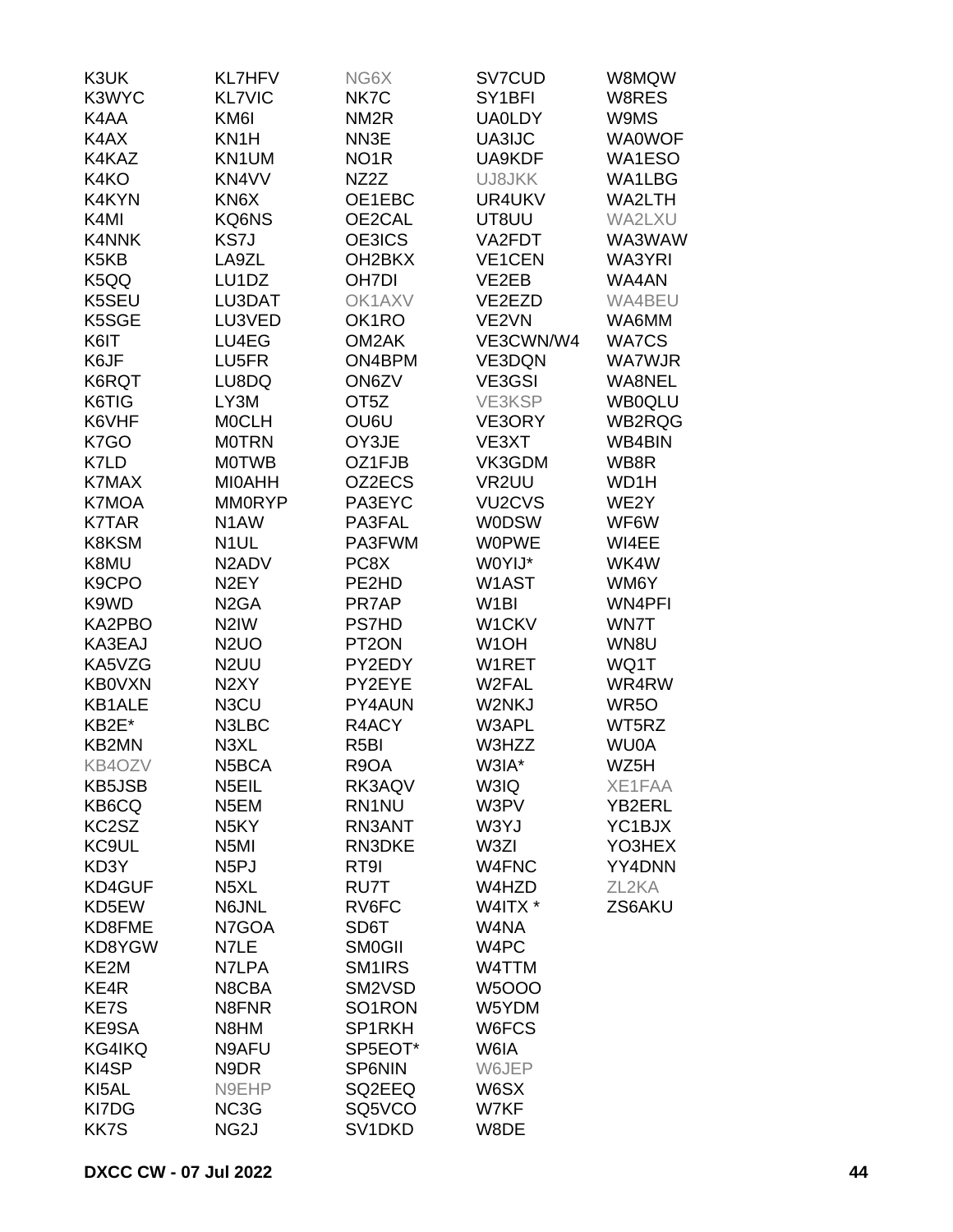| | | | | |
|---|---|---|---|---|
| K3UK | KL7HFV | NG6X | SV7CUD | W8MQW |
| K3WYC | KL7VIC | NK7C | SY1BFI | W8RES |
| K4AA | KM6I | NM2R | UA0LDY | W9MS |
| K4AX | KN1H | NN3E | UA3IJC | WA0WOF |
| K4KAZ | KN1UM | NO1R | UA9KDF | WA1ESO |
| K4KO | KN4VV | NZ2Z | UJ8JKK | WA1LBG |
| K4KYN | KN6X | OE1EBC | UR4UKV | WA2LTH |
| K4MI | KQ6NS | OE2CAL | UT8UU | WA2LXU |
| K4NNK | KS7J | OE3ICS | VA2FDT | WA3WAW |
| K5KB | LA9ZL | OH2BKX | VE1CEN | WA3YRI |
| K5QQ | LU1DZ | OH7DI | VE2EB | WA4AN |
| K5SEU | LU3DAT | OK1AXV | VE2EZD | WA4BEU |
| K5SGE | LU3VED | OK1RO | VE2VN | WA6MM |
| K6IT | LU4EG | OM2AK | VE3CWN/W4 | WA7CS |
| K6JF | LU5FR | ON4BPM | VE3DQN | WA7WJR |
| K6RQT | LU8DQ | ON6ZV | VE3GSI | WA8NEL |
| K6TIG | LY3M | OT5Z | VE3KSP | WB0QLU |
| K6VHF | M0CLH | OU6U | VE3ORY | WB2RQG |
| K7GO | M0TRN | OY3JE | VE3XT | WB4BIN |
| K7LD | M0TWB | OZ1FJB | VK3GDM | WB8R |
| K7MAX | MI0AHH | OZ2ECS | VR2UU | WD1H |
| K7MOA | MM0RYP | PA3EYC | VU2CVS | WE2Y |
| K7TAR | N1AW | PA3FAL | W0DSW | WF6W |
| K8KSM | N1UL | PA3FWM | W0PWE | WI4EE |
| K8MU | N2ADV | PC8X | W0YIJ* | WK4W |
| K9CPO | N2EY | PE2HD | W1AST | WM6Y |
| K9WD | N2GA | PR7AP | W1BI | WN4PFI |
| KA2PBO | N2IW | PS7HD | W1CKV | WN7T |
| KA3EAJ | N2UO | PT2ON | W1OH | WN8U |
| KA5VZG | N2UU | PY2EDY | W1RET | WQ1T |
| KB0VXN | N2XY | PY2EYE | W2FAL | WR4RW |
| KB1ALE | N3CU | PY4AUN | W2NKJ | WR5O |
| KB2E* | N3LBC | R4ACY | W3APL | WT5RZ |
| KB2MN | N3XL | R5BI | W3HZZ | WU0A |
| KB4OZV | N5BCA | R9OA | W3IA* | WZ5H |
| KB5JSB | N5EIL | RK3AQV | W3IQ | XE1FAA |
| KB6CQ | N5EM | RN1NU | W3PV | YB2ERL |
| KC2SZ | N5KY | RN3ANT | W3YJ | YC1BJX |
| KC9UL | N5MI | RN3DKE | W3ZI | YO3HEX |
| KD3Y | N5PJ | RT9I | W4FNC | YY4DNN |
| KD4GUF | N5XL | RU7T | W4HZD | ZL2KA |
| KD5EW | N6JNL | RV6FC | W4ITX * | ZS6AKU |
| KD8FME | N7GOA | SD6T | W4NA | |
| KD8YGW | N7LE | SM0GII | W4PC | |
| KE2M | N7LPA | SM1IRS | W4TTM | |
| KE4R | N8CBA | SM2VSD | W5OOO | |
| KE7S | N8FNR | SO1RON | W5YDM | |
| KE9SA | N8HM | SP1RKH | W6FCS | |
| KG4IKQ | N9AFU | SP5EOT* | W6IA | |
| KI4SP | N9DR | SP6NIN | W6JEP | |
| KI5AL | N9EHP | SQ2EEQ | W6SX | |
| KI7DG | NC3G | SQ5VCO | W7KF | |
| KK7S | NG2J | SV1DKD | W8DE | |

DXCC CW - 07 Jul 2022